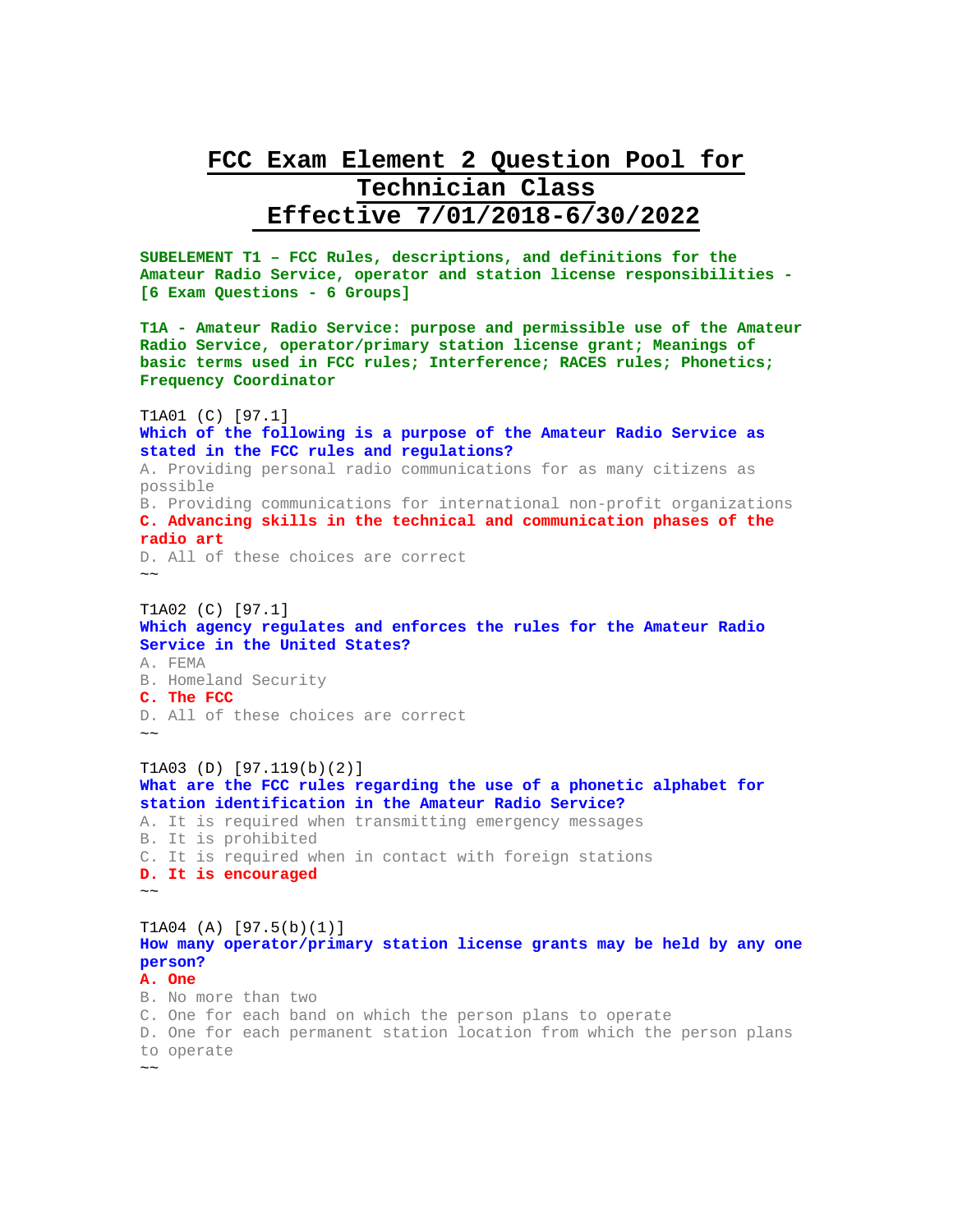# FCC Exam Element 2 Question Pool for Technician Class Effective 7/01/2018-6/30/2022

**SUBELEMENT T1 – FCC Rules, descriptions, and definitions for the Amateur Radio Service, operator and station license responsibilities - [6 Exam Questions - 6 Groups]**

**T1A - Amateur Radio Service: purpose and permissible use of the Amateur Radio Service, operator/primary station license grant; Meanings of basic terms used in FCC rules; Interference; RACES rules; Phonetics; Frequency Coordinator**

T1A01 (C) [97.1]
**Which of the following is a purpose of the Amateur Radio Service as stated in the FCC rules and regulations?**
A. Providing personal radio communications for as many citizens as possible
B. Providing communications for international non-profit organizations
**C. Advancing skills in the technical and communication phases of the radio art**
D. All of these choices are correct
~~

T1A02 (C) [97.1]
**Which agency regulates and enforces the rules for the Amateur Radio Service in the United States?**
A. FEMA
B. Homeland Security
**C. The FCC**
D. All of these choices are correct
~~

T1A03 (D) [97.119(b)(2)]
**What are the FCC rules regarding the use of a phonetic alphabet for station identification in the Amateur Radio Service?**
A. It is required when transmitting emergency messages
B. It is prohibited
C. It is required when in contact with foreign stations
**D. It is encouraged**
~~

T1A04 (A) [97.5(b)(1)]
**How many operator/primary station license grants may be held by any one person?**
**A. One**
B. No more than two
C. One for each band on which the person plans to operate
D. One for each permanent station location from which the person plans to operate
~~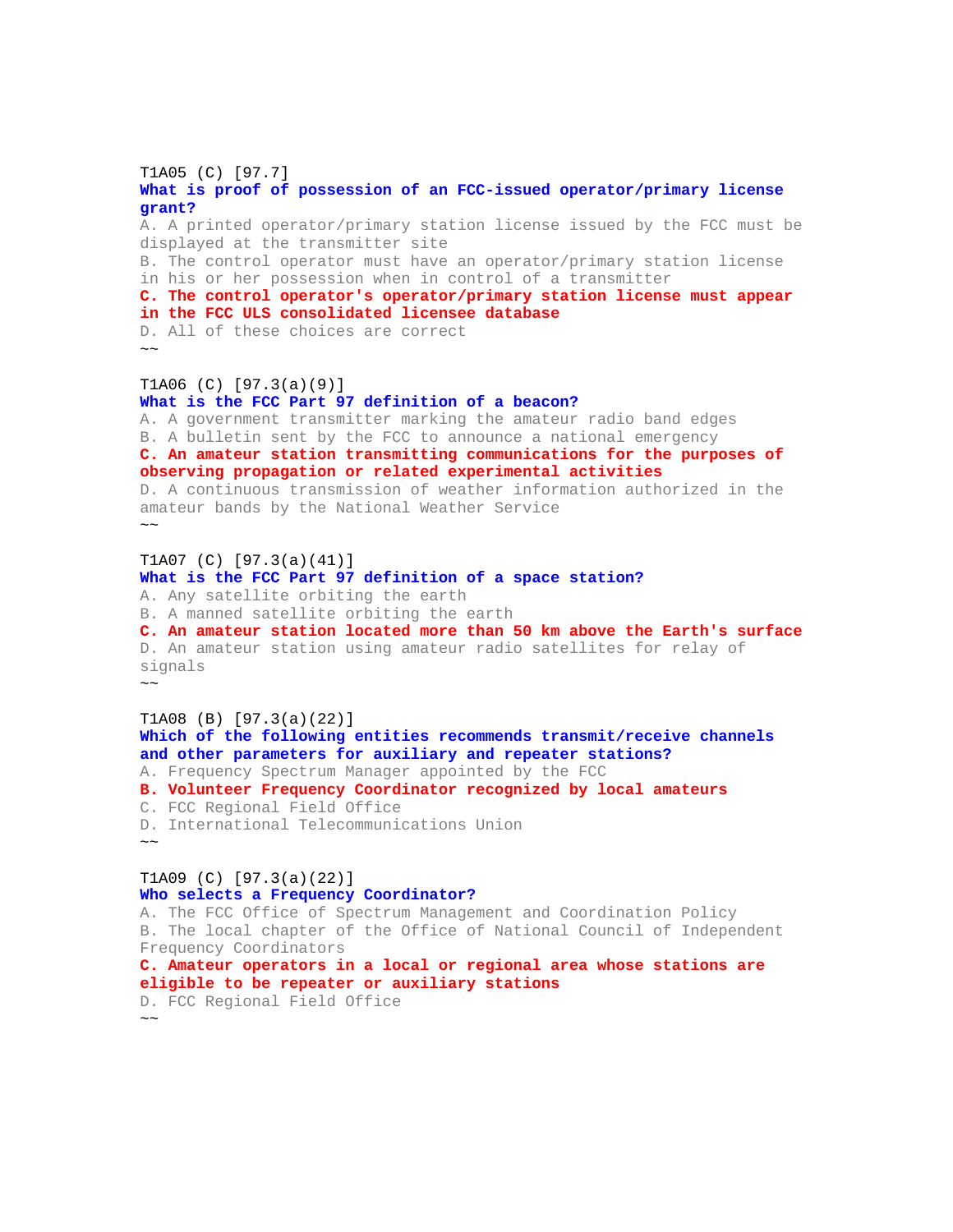T1A05 (C) [97.7]
**What is proof of possession of an FCC-issued operator/primary license grant?**
A. A printed operator/primary station license issued by the FCC must be displayed at the transmitter site
B. The control operator must have an operator/primary station license in his or her possession when in control of a transmitter
**C. The control operator's operator/primary station license must appear in the FCC ULS consolidated licensee database**
D. All of these choices are correct
~~

T1A06 (C) [97.3(a)(9)]
**What is the FCC Part 97 definition of a beacon?**
A. A government transmitter marking the amateur radio band edges
B. A bulletin sent by the FCC to announce a national emergency
**C. An amateur station transmitting communications for the purposes of observing propagation or related experimental activities**
D. A continuous transmission of weather information authorized in the amateur bands by the National Weather Service
~~

T1A07 (C) [97.3(a)(41)]
**What is the FCC Part 97 definition of a space station?**
A. Any satellite orbiting the earth
B. A manned satellite orbiting the earth
**C. An amateur station located more than 50 km above the Earth's surface**
D. An amateur station using amateur radio satellites for relay of signals
~~

T1A08 (B) [97.3(a)(22)]
**Which of the following entities recommends transmit/receive channels and other parameters for auxiliary and repeater stations?**
A. Frequency Spectrum Manager appointed by the FCC
**B. Volunteer Frequency Coordinator recognized by local amateurs**
C. FCC Regional Field Office
D. International Telecommunications Union
~~

T1A09 (C) [97.3(a)(22)]
**Who selects a Frequency Coordinator?**
A. The FCC Office of Spectrum Management and Coordination Policy
B. The local chapter of the Office of National Council of Independent Frequency Coordinators
**C. Amateur operators in a local or regional area whose stations are eligible to be repeater or auxiliary stations**
D. FCC Regional Field Office
~~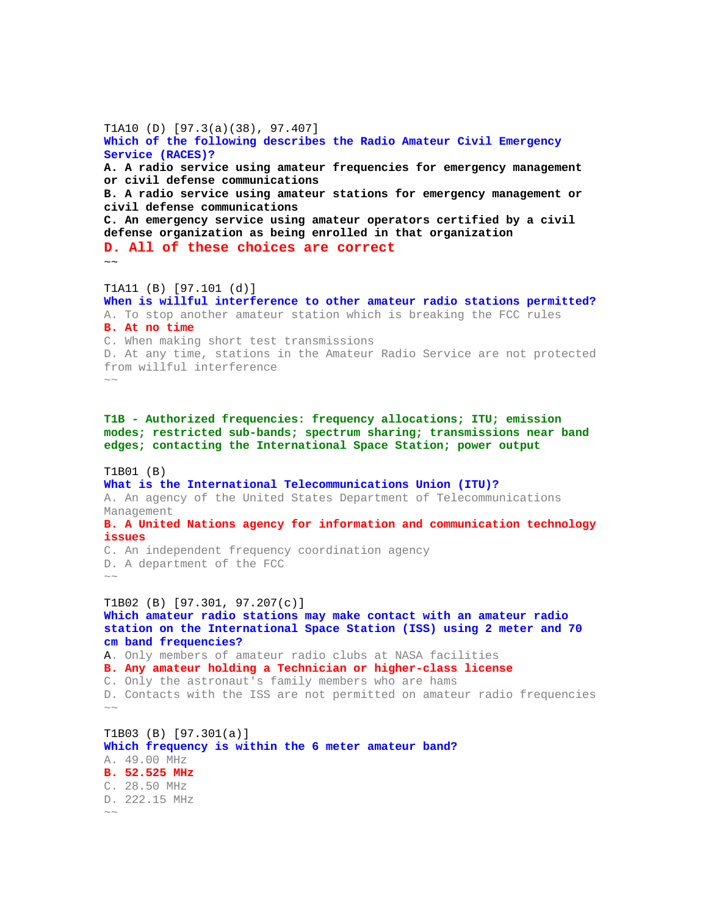T1A10 (D) [97.3(a)(38), 97.407]
**Which of the following describes the Radio Amateur Civil Emergency Service (RACES)?**
**A. A radio service using amateur frequencies for emergency management or civil defense communications**
**B. A radio service using amateur stations for emergency management or civil defense communications**
**C. An emergency service using amateur operators certified by a civil defense organization as being enrolled in that organization**
**D. All of these choices are correct**
~~

T1A11 (B) [97.101 (d)]
**When is willful interference to other amateur radio stations permitted?**
A. To stop another amateur station which is breaking the FCC rules
**B. At no time**
C. When making short test transmissions
D. At any time, stations in the Amateur Radio Service are not protected from willful interference
~~

## T1B - Authorized frequencies: frequency allocations; ITU; emission modes; restricted sub-bands; spectrum sharing; transmissions near band edges; contacting the International Space Station; power output

T1B01 (B)
**What is the International Telecommunications Union (ITU)?**
A. An agency of the United States Department of Telecommunications Management
**B. A United Nations agency for information and communication technology issues**
C. An independent frequency coordination agency
D. A department of the FCC
~~

T1B02 (B) [97.301, 97.207(c)]
**Which amateur radio stations may make contact with an amateur radio station on the International Space Station (ISS) using 2 meter and 70 cm band frequencies?**
A. Only members of amateur radio clubs at NASA facilities
**B. Any amateur holding a Technician or higher-class license**
C. Only the astronaut's family members who are hams
D. Contacts with the ISS are not permitted on amateur radio frequencies
~~

T1B03 (B) [97.301(a)]
**Which frequency is within the 6 meter amateur band?**
A. 49.00 MHz
**B. 52.525 MHz**
C. 28.50 MHz
D. 222.15 MHz
~~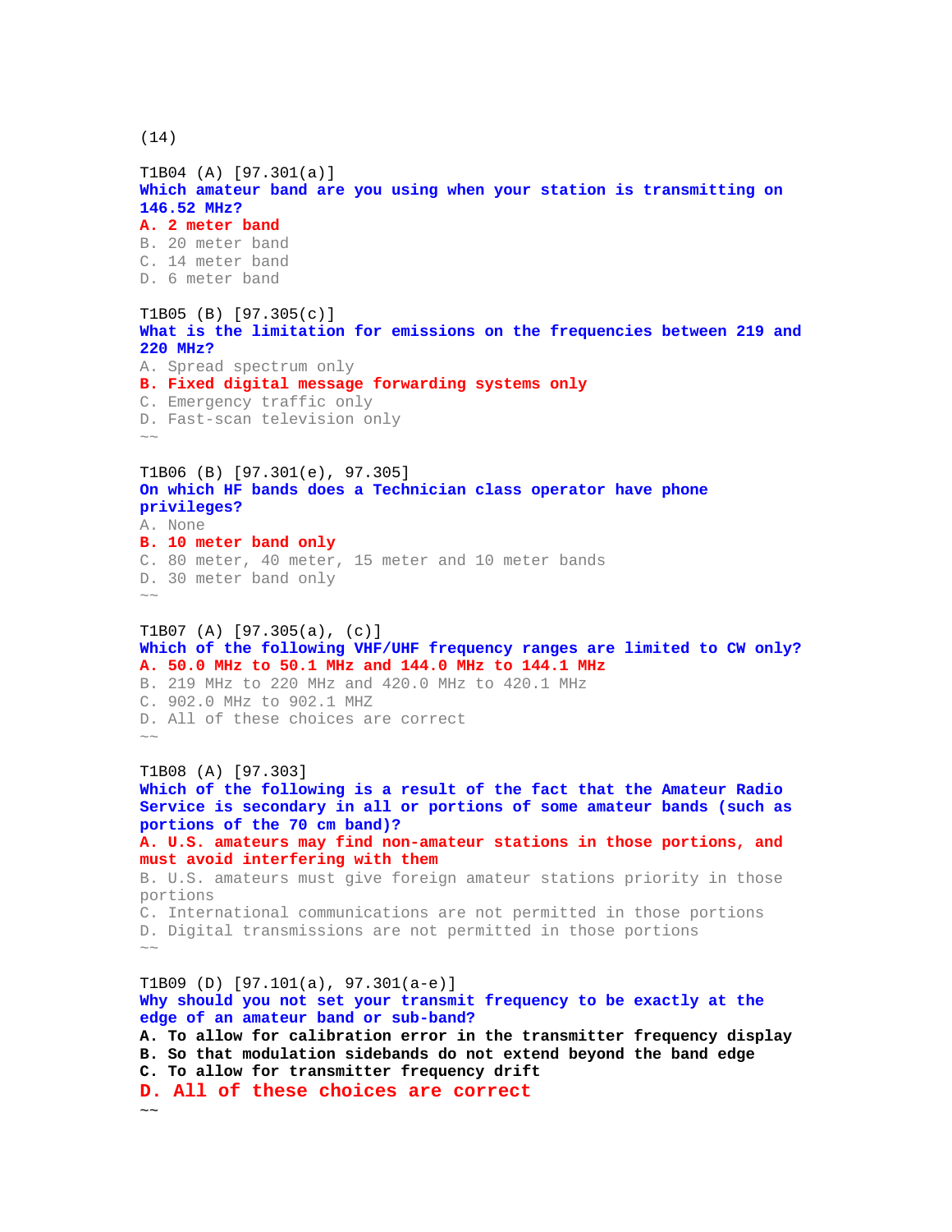(14)

T1B04 (A) [97.301(a)]
**Which amateur band are you using when your station is transmitting on 146.52 MHz?**
**A. 2 meter band**
B. 20 meter band
C. 14 meter band
D. 6 meter band

T1B05 (B) [97.305(c)]
**What is the limitation for emissions on the frequencies between 219 and 220 MHz?**
A. Spread spectrum only
**B. Fixed digital message forwarding systems only**
C. Emergency traffic only
D. Fast-scan television only
~~

T1B06 (B) [97.301(e), 97.305]
**On which HF bands does a Technician class operator have phone privileges?**
A. None
**B. 10 meter band only**
C. 80 meter, 40 meter, 15 meter and 10 meter bands
D. 30 meter band only
~~

T1B07 (A) [97.305(a), (c)]
**Which of the following VHF/UHF frequency ranges are limited to CW only?**
**A. 50.0 MHz to 50.1 MHz and 144.0 MHz to 144.1 MHz**
B. 219 MHz to 220 MHz and 420.0 MHz to 420.1 MHz
C. 902.0 MHz to 902.1 MHZ
D. All of these choices are correct
~~

T1B08 (A) [97.303]
**Which of the following is a result of the fact that the Amateur Radio Service is secondary in all or portions of some amateur bands (such as portions of the 70 cm band)?**
**A. U.S. amateurs may find non-amateur stations in those portions, and must avoid interfering with them**
B. U.S. amateurs must give foreign amateur stations priority in those portions
C. International communications are not permitted in those portions
D. Digital transmissions are not permitted in those portions
~~

T1B09 (D) [97.101(a), 97.301(a-e)]
**Why should you not set your transmit frequency to be exactly at the edge of an amateur band or sub-band?**
**A. To allow for calibration error in the transmitter frequency display**
**B. So that modulation sidebands do not extend beyond the band edge**
**C. To allow for transmitter frequency drift**
**D. All of these choices are correct**
~~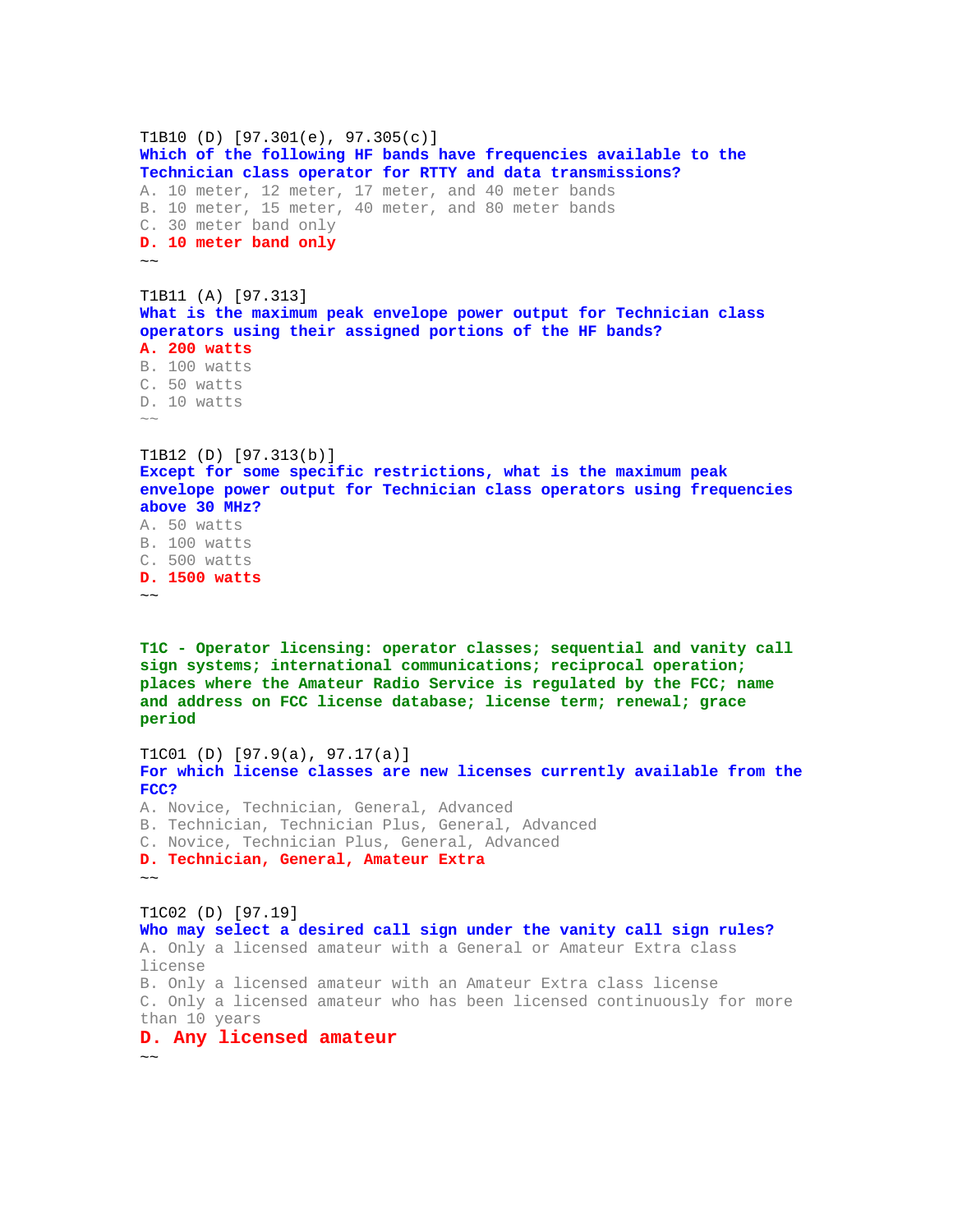T1B10 (D) [97.301(e), 97.305(c)]
**Which of the following HF bands have frequencies available to the Technician class operator for RTTY and data transmissions?**
A. 10 meter, 12 meter, 17 meter, and 40 meter bands
B. 10 meter, 15 meter, 40 meter, and 80 meter bands
C. 30 meter band only
**D. 10 meter band only**
~~

T1B11 (A) [97.313]
**What is the maximum peak envelope power output for Technician class operators using their assigned portions of the HF bands?**
**A. 200 watts**
B. 100 watts
C. 50 watts
D. 10 watts
~~

T1B12 (D) [97.313(b)]
**Except for some specific restrictions, what is the maximum peak envelope power output for Technician class operators using frequencies above 30 MHz?**
A. 50 watts
B. 100 watts
C. 500 watts
**D. 1500 watts**
~~

## T1C - Operator licensing: operator classes; sequential and vanity call sign systems; international communications; reciprocal operation; places where the Amateur Radio Service is regulated by the FCC; name and address on FCC license database; license term; renewal; grace period

T1C01 (D) [97.9(a), 97.17(a)]
**For which license classes are new licenses currently available from the FCC?**
A. Novice, Technician, General, Advanced
B. Technician, Technician Plus, General, Advanced
C. Novice, Technician Plus, General, Advanced
**D. Technician, General, Amateur Extra**
~~

T1C02 (D) [97.19]
**Who may select a desired call sign under the vanity call sign rules?**
A. Only a licensed amateur with a General or Amateur Extra class license
B. Only a licensed amateur with an Amateur Extra class license
C. Only a licensed amateur who has been licensed continuously for more than 10 years
**D. Any licensed amateur**
~~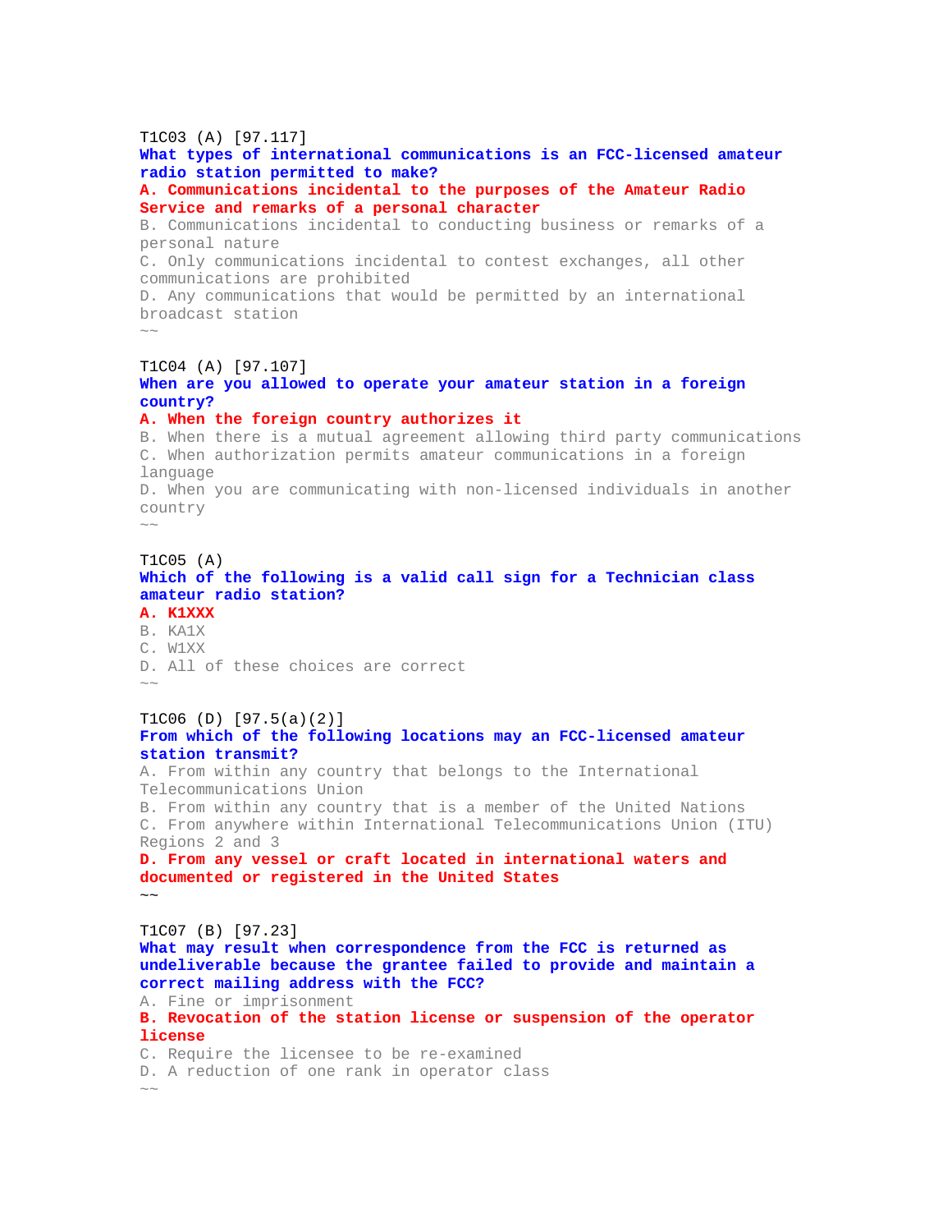T1C03 (A) [97.117]
**What types of international communications is an FCC-licensed amateur radio station permitted to make?**
**A. Communications incidental to the purposes of the Amateur Radio Service and remarks of a personal character**
B. Communications incidental to conducting business or remarks of a personal nature
C. Only communications incidental to contest exchanges, all other communications are prohibited
D. Any communications that would be permitted by an international broadcast station
~~

T1C04 (A) [97.107]
**When are you allowed to operate your amateur station in a foreign country?**
**A. When the foreign country authorizes it**
B. When there is a mutual agreement allowing third party communications
C. When authorization permits amateur communications in a foreign language
D. When you are communicating with non-licensed individuals in another country
~~

T1C05 (A)
**Which of the following is a valid call sign for a Technician class amateur radio station?**
**A. K1XXX**
B. KA1X
C. W1XX
D. All of these choices are correct
~~

T1C06 (D) [97.5(a)(2)]
**From which of the following locations may an FCC-licensed amateur station transmit?**
A. From within any country that belongs to the International Telecommunications Union
B. From within any country that is a member of the United Nations
C. From anywhere within International Telecommunications Union (ITU) Regions 2 and 3
**D. From any vessel or craft located in international waters and documented or registered in the United States**
~~

T1C07 (B) [97.23]
**What may result when correspondence from the FCC is returned as undeliverable because the grantee failed to provide and maintain a correct mailing address with the FCC?**
A. Fine or imprisonment
**B. Revocation of the station license or suspension of the operator license**
C. Require the licensee to be re-examined
D. A reduction of one rank in operator class
~~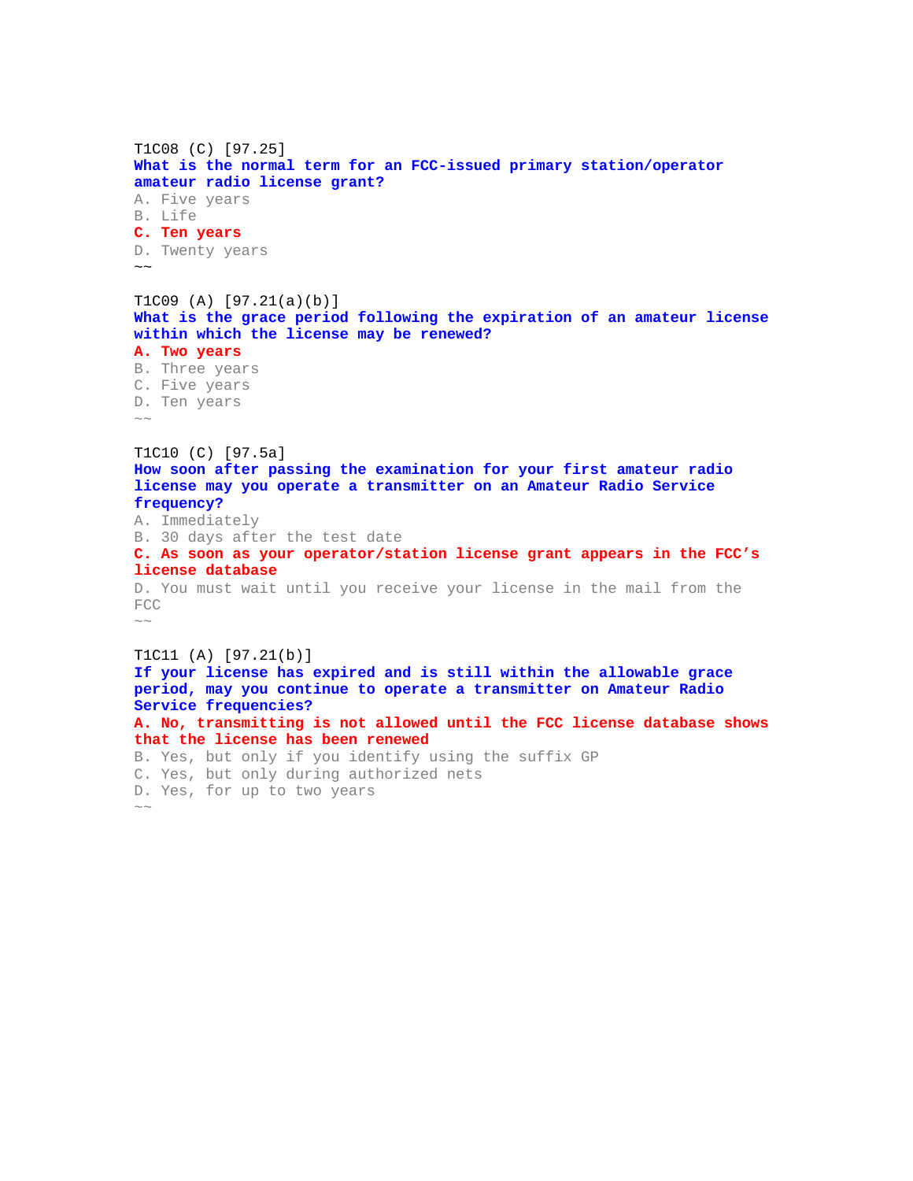T1C08 (C) [97.25]
**What is the normal term for an FCC-issued primary station/operator amateur radio license grant?**
A. Five years
B. Life
**C. Ten years**
D. Twenty years
~~

T1C09 (A) [97.21(a)(b)]
**What is the grace period following the expiration of an amateur license within which the license may be renewed?**
**A. Two years**
B. Three years
C. Five years
D. Ten years
~~

T1C10 (C) [97.5a]
**How soon after passing the examination for your first amateur radio license may you operate a transmitter on an Amateur Radio Service frequency?**
A. Immediately
B. 30 days after the test date
**C. As soon as your operator/station license grant appears in the FCC's license database**
D. You must wait until you receive your license in the mail from the FCC
~~

T1C11 (A) [97.21(b)]
**If your license has expired and is still within the allowable grace period, may you continue to operate a transmitter on Amateur Radio Service frequencies?**
**A. No, transmitting is not allowed until the FCC license database shows that the license has been renewed**
B. Yes, but only if you identify using the suffix GP
C. Yes, but only during authorized nets
D. Yes, for up to two years
~~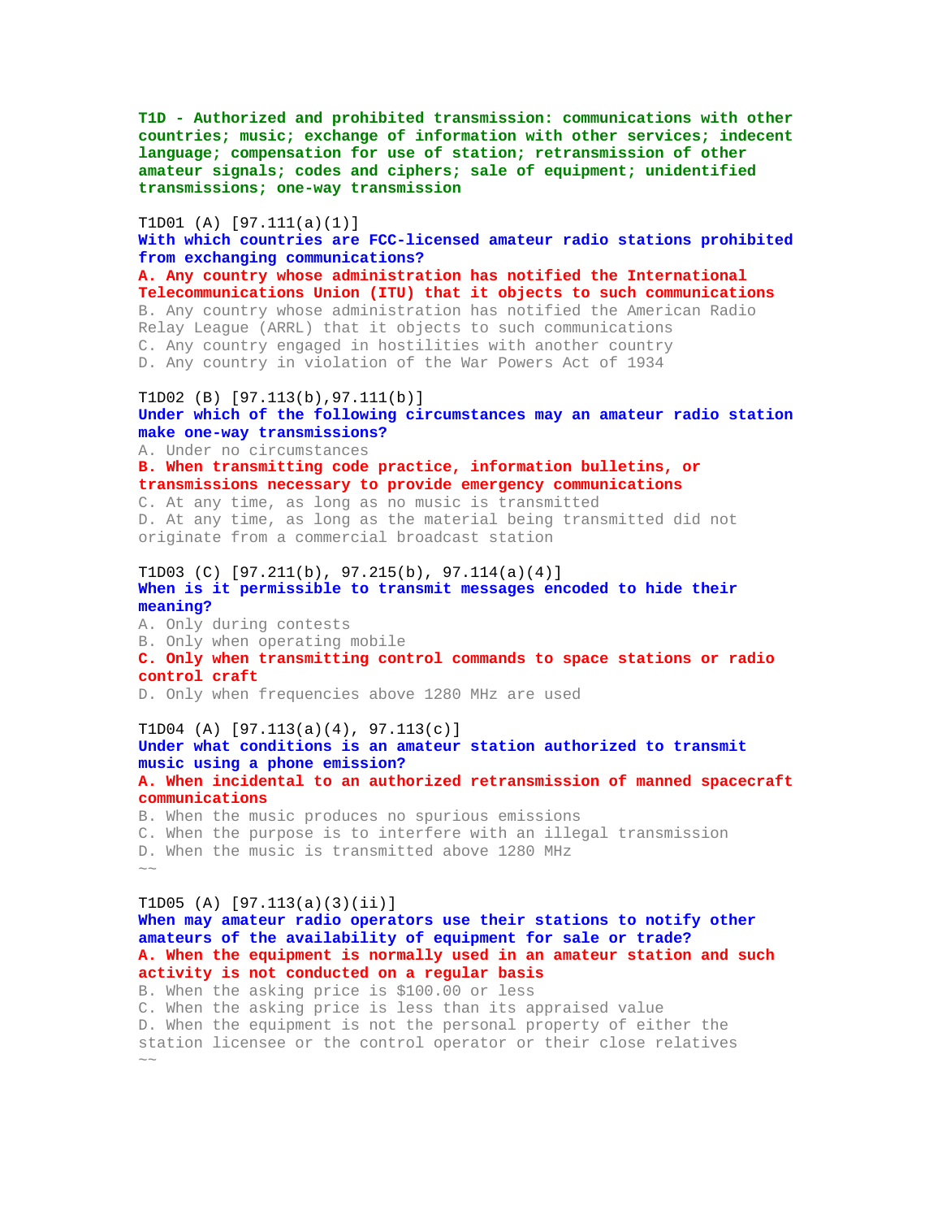**T1D - Authorized and prohibited transmission: communications with other countries; music; exchange of information with other services; indecent language; compensation for use of station; retransmission of other amateur signals; codes and ciphers; sale of equipment; unidentified transmissions; one-way transmission**

T1D01 (A) [97.111(a)(1)]
**With which countries are FCC-licensed amateur radio stations prohibited from exchanging communications?**
**A. Any country whose administration has notified the International Telecommunications Union (ITU) that it objects to such communications**
B. Any country whose administration has notified the American Radio Relay League (ARRL) that it objects to such communications
C. Any country engaged in hostilities with another country
D. Any country in violation of the War Powers Act of 1934

T1D02 (B) [97.113(b),97.111(b)]
**Under which of the following circumstances may an amateur radio station make one-way transmissions?**
A. Under no circumstances
**B. When transmitting code practice, information bulletins, or transmissions necessary to provide emergency communications**
C. At any time, as long as no music is transmitted
D. At any time, as long as the material being transmitted did not originate from a commercial broadcast station

T1D03 (C) [97.211(b), 97.215(b), 97.114(a)(4)]
**When is it permissible to transmit messages encoded to hide their meaning?**
A. Only during contests
B. Only when operating mobile
**C. Only when transmitting control commands to space stations or radio control craft**
D. Only when frequencies above 1280 MHz are used

T1D04 (A) [97.113(a)(4), 97.113(c)]
**Under what conditions is an amateur station authorized to transmit music using a phone emission?**
**A. When incidental to an authorized retransmission of manned spacecraft communications**
B. When the music produces no spurious emissions
C. When the purpose is to interfere with an illegal transmission
D. When the music is transmitted above 1280 MHz
~~

T1D05 (A) [97.113(a)(3)(ii)]
**When may amateur radio operators use their stations to notify other amateurs of the availability of equipment for sale or trade?**
**A. When the equipment is normally used in an amateur station and such activity is not conducted on a regular basis**
B. When the asking price is $100.00 or less
C. When the asking price is less than its appraised value
D. When the equipment is not the personal property of either the station licensee or the control operator or their close relatives
~~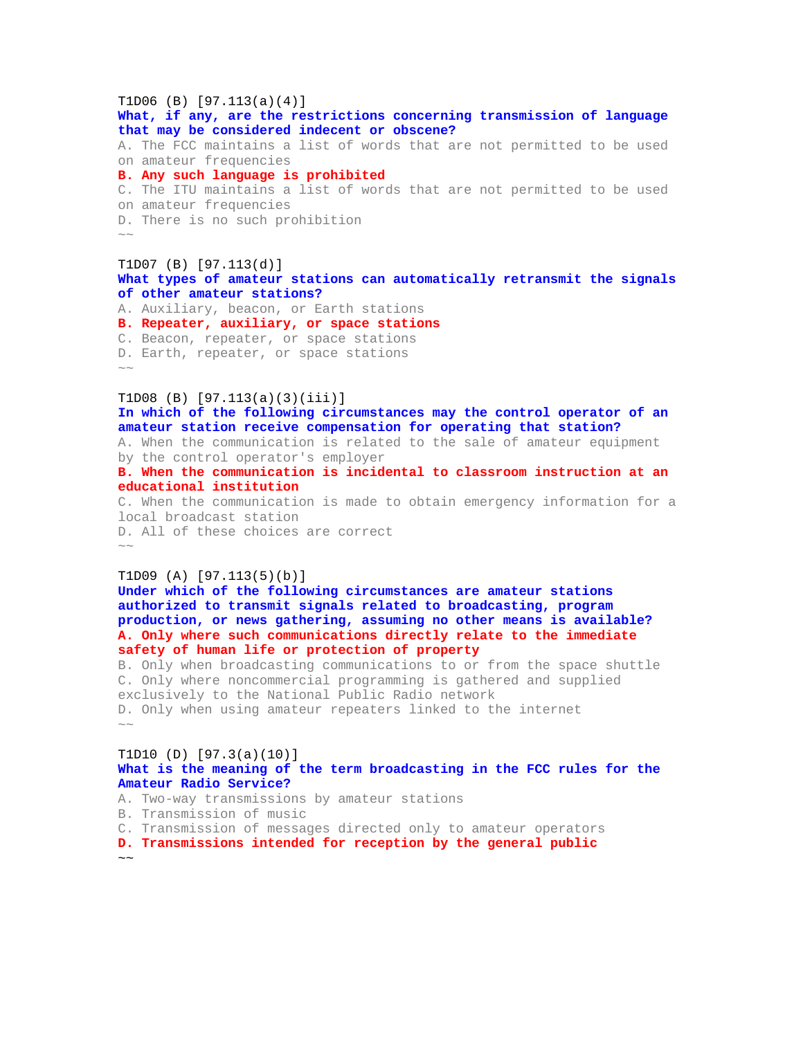T1D06 (B) [97.113(a)(4)]
**What, if any, are the restrictions concerning transmission of language that may be considered indecent or obscene?**
A. The FCC maintains a list of words that are not permitted to be used on amateur frequencies
**B. Any such language is prohibited**
C. The ITU maintains a list of words that are not permitted to be used on amateur frequencies
D. There is no such prohibition
~~

T1D07 (B) [97.113(d)]
**What types of amateur stations can automatically retransmit the signals of other amateur stations?**
A. Auxiliary, beacon, or Earth stations
**B. Repeater, auxiliary, or space stations**
C. Beacon, repeater, or space stations
D. Earth, repeater, or space stations
~~

T1D08 (B) [97.113(a)(3)(iii)]
**In which of the following circumstances may the control operator of an amateur station receive compensation for operating that station?**
A. When the communication is related to the sale of amateur equipment by the control operator's employer
**B. When the communication is incidental to classroom instruction at an educational institution**
C. When the communication is made to obtain emergency information for a local broadcast station
D. All of these choices are correct
~~

T1D09 (A) [97.113(5)(b)]
**Under which of the following circumstances are amateur stations authorized to transmit signals related to broadcasting, program production, or news gathering, assuming no other means is available?**
**A. Only where such communications directly relate to the immediate safety of human life or protection of property**
B. Only when broadcasting communications to or from the space shuttle
C. Only where noncommercial programming is gathered and supplied exclusively to the National Public Radio network
D. Only when using amateur repeaters linked to the internet
~~

T1D10 (D) [97.3(a)(10)]
**What is the meaning of the term broadcasting in the FCC rules for the Amateur Radio Service?**
A. Two-way transmissions by amateur stations
B. Transmission of music
C. Transmission of messages directed only to amateur operators
**D. Transmissions intended for reception by the general public**
~~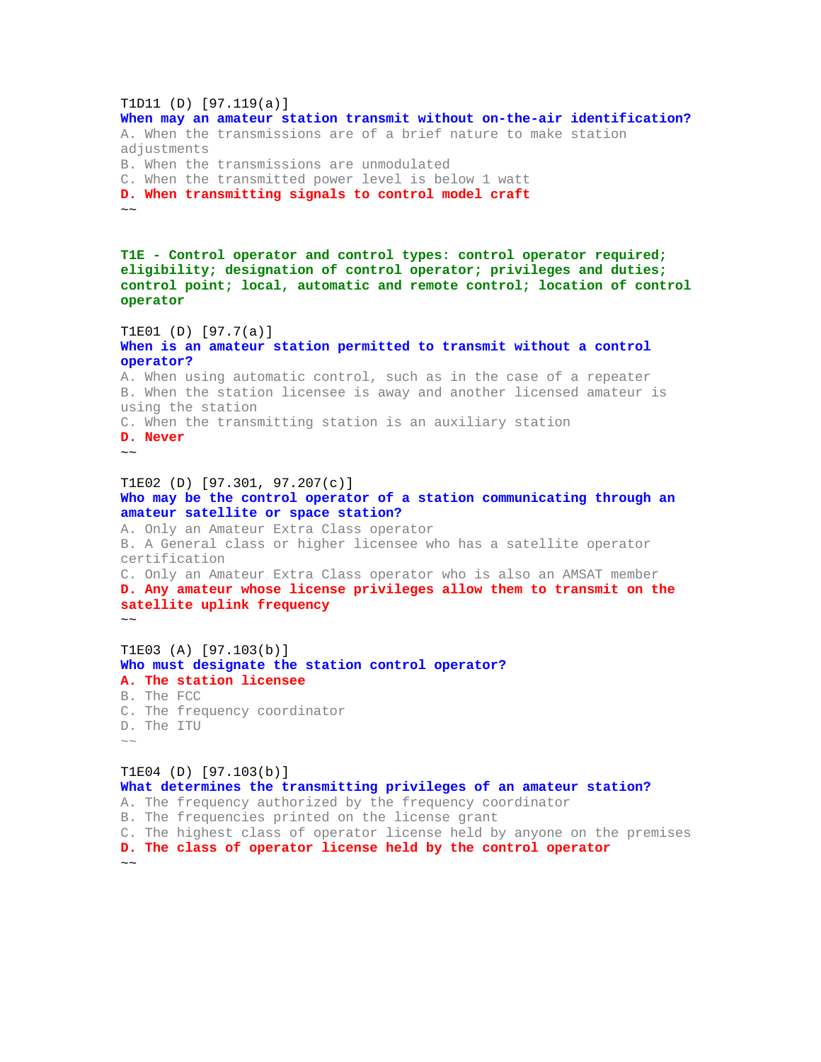T1D11 (D) [97.119(a)]
**When may an amateur station transmit without on-the-air identification?**
A. When the transmissions are of a brief nature to make station adjustments
B. When the transmissions are unmodulated
C. When the transmitted power level is below 1 watt
**D. When transmitting signals to control model craft**
~~

## T1E - Control operator and control types: control operator required; eligibility; designation of control operator; privileges and duties; control point; local, automatic and remote control; location of control operator

T1E01 (D) [97.7(a)]
**When is an amateur station permitted to transmit without a control operator?**
A. When using automatic control, such as in the case of a repeater
B. When the station licensee is away and another licensed amateur is using the station
C. When the transmitting station is an auxiliary station
**D. Never**
~~

T1E02 (D) [97.301, 97.207(c)]
**Who may be the control operator of a station communicating through an amateur satellite or space station?**
A. Only an Amateur Extra Class operator
B. A General class or higher licensee who has a satellite operator certification
C. Only an Amateur Extra Class operator who is also an AMSAT member
**D. Any amateur whose license privileges allow them to transmit on the satellite uplink frequency**
~~

T1E03 (A) [97.103(b)]
**Who must designate the station control operator?**
**A. The station licensee**
B. The FCC
C. The frequency coordinator
D. The ITU
~~

T1E04 (D) [97.103(b)]
**What determines the transmitting privileges of an amateur station?**
A. The frequency authorized by the frequency coordinator
B. The frequencies printed on the license grant
C. The highest class of operator license held by anyone on the premises
**D. The class of operator license held by the control operator**
~~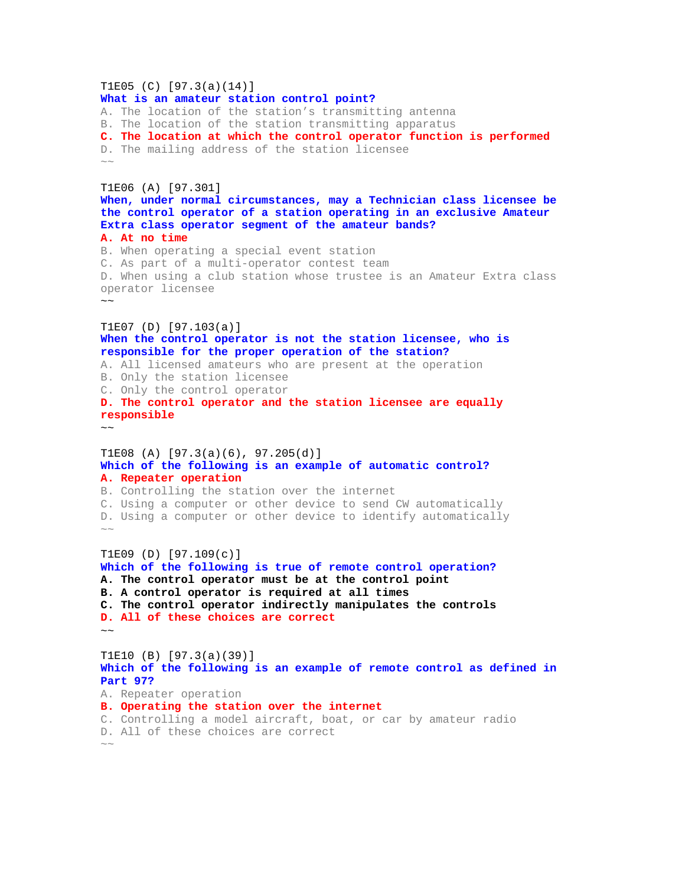T1E05 (C) [97.3(a)(14)]
**What is an amateur station control point?**
A. The location of the station’s transmitting antenna
B. The location of the station transmitting apparatus
**C. The location at which the control operator function is performed**
D. The mailing address of the station licensee
~~

T1E06 (A) [97.301]
**When, under normal circumstances, may a Technician class licensee be the control operator of a station operating in an exclusive Amateur Extra class operator segment of the amateur bands?**
**A. At no time**
B. When operating a special event station
C. As part of a multi-operator contest team
D. When using a club station whose trustee is an Amateur Extra class operator licensee
~~

T1E07 (D) [97.103(a)]
**When the control operator is not the station licensee, who is responsible for the proper operation of the station?**
A. All licensed amateurs who are present at the operation
B. Only the station licensee
C. Only the control operator
**D. The control operator and the station licensee are equally responsible**
~~

T1E08 (A) [97.3(a)(6), 97.205(d)]
**Which of the following is an example of automatic control?**
**A. Repeater operation**
B. Controlling the station over the internet
C. Using a computer or other device to send CW automatically
D. Using a computer or other device to identify automatically
~~

T1E09 (D) [97.109(c)]
**Which of the following is true of remote control operation?**
**A. The control operator must be at the control point**
**B. A control operator is required at all times**
**C. The control operator indirectly manipulates the controls**
**D. All of these choices are correct**
~~

T1E10 (B) [97.3(a)(39)]
**Which of the following is an example of remote control as defined in Part 97?**
A. Repeater operation
**B. Operating the station over the internet**
C. Controlling a model aircraft, boat, or car by amateur radio
D. All of these choices are correct
~~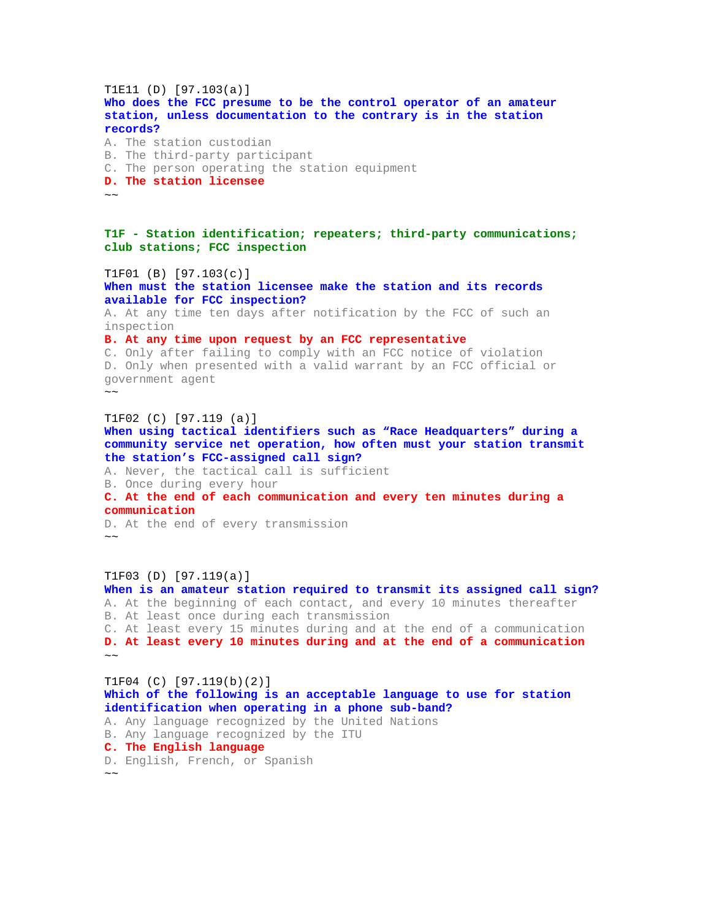T1E11 (D) [97.103(a)]
**Who does the FCC presume to be the control operator of an amateur station, unless documentation to the contrary is in the station records?**
A. The station custodian
B. The third-party participant
C. The person operating the station equipment
**D. The station licensee**
~~

## T1F - Station identification; repeaters; third-party communications; club stations; FCC inspection

T1F01 (B) [97.103(c)]
**When must the station licensee make the station and its records available for FCC inspection?**
A. At any time ten days after notification by the FCC of such an inspection
**B. At any time upon request by an FCC representative**
C. Only after failing to comply with an FCC notice of violation
D. Only when presented with a valid warrant by an FCC official or government agent
~~

T1F02 (C) [97.119 (a)]
**When using tactical identifiers such as “Race Headquarters” during a community service net operation, how often must your station transmit the station’s FCC-assigned call sign?**
A. Never, the tactical call is sufficient
B. Once during every hour
**C. At the end of each communication and every ten minutes during a communication**
D. At the end of every transmission
~~

T1F03 (D) [97.119(a)]
**When is an amateur station required to transmit its assigned call sign?**
A. At the beginning of each contact, and every 10 minutes thereafter
B. At least once during each transmission
C. At least every 15 minutes during and at the end of a communication
**D. At least every 10 minutes during and at the end of a communication**
~~

T1F04 (C) [97.119(b)(2)]
**Which of the following is an acceptable language to use for station identification when operating in a phone sub-band?**
A. Any language recognized by the United Nations
B. Any language recognized by the ITU
**C. The English language**
D. English, French, or Spanish
~~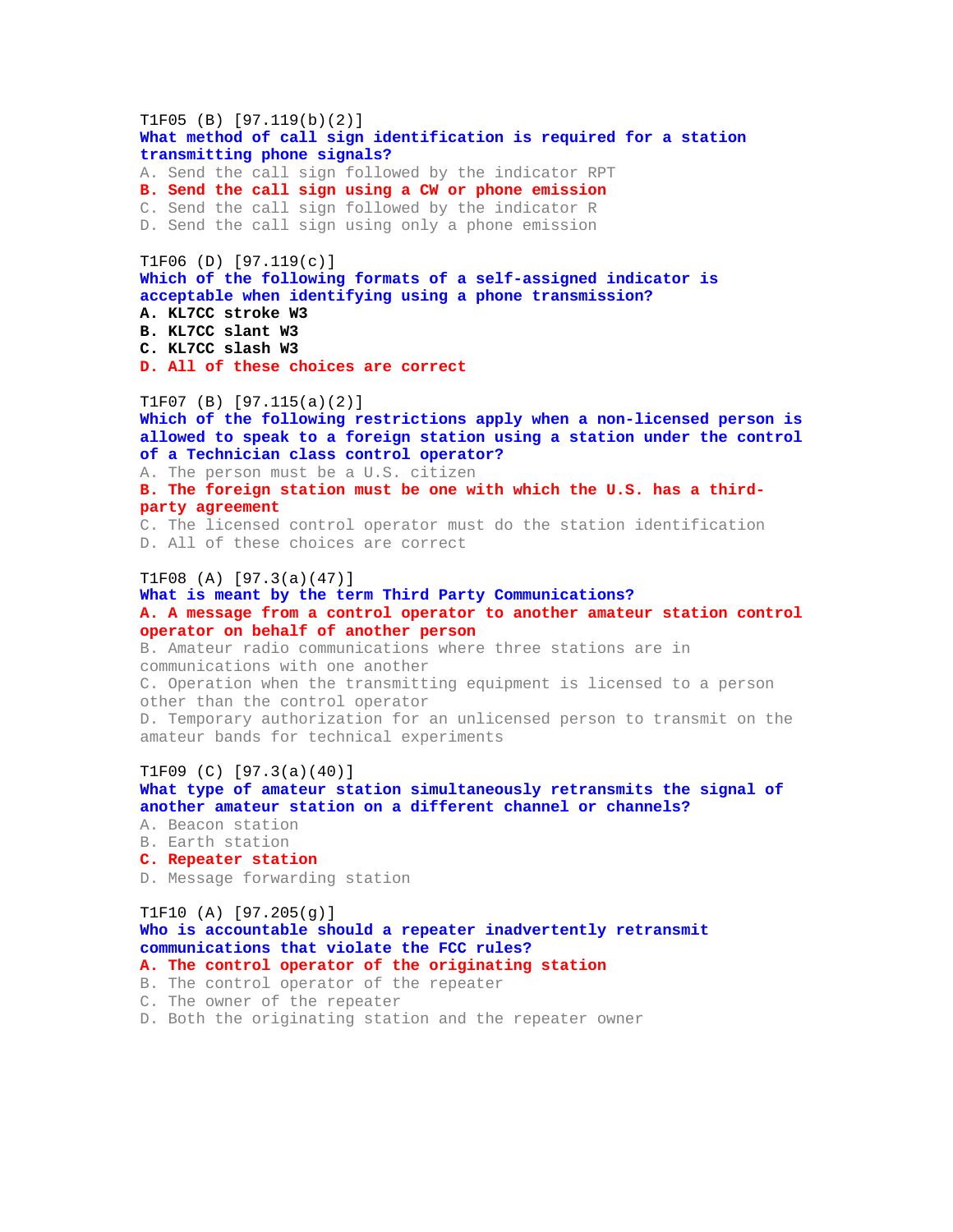T1F05 (B) [97.119(b)(2)]

**What method of call sign identification is required for a station transmitting phone signals?**

A. Send the call sign followed by the indicator RPT

**B. Send the call sign using a CW or phone emission**

C. Send the call sign followed by the indicator R

D. Send the call sign using only a phone emission

T1F06 (D) [97.119(c)]

**Which of the following formats of a self-assigned indicator is acceptable when identifying using a phone transmission?**

**A. KL7CC stroke W3**

**B. KL7CC slant W3**

**C. KL7CC slash W3**

**D. All of these choices are correct**

T1F07 (B) [97.115(a)(2)]

**Which of the following restrictions apply when a non-licensed person is allowed to speak to a foreign station using a station under the control of a Technician class control operator?**

A. The person must be a U.S. citizen

**B. The foreign station must be one with which the U.S. has a third-party agreement**

C. The licensed control operator must do the station identification

D. All of these choices are correct

T1F08 (A) [97.3(a)(47)]

**What is meant by the term Third Party Communications?**

**A. A message from a control operator to another amateur station control operator on behalf of another person**

B. Amateur radio communications where three stations are in communications with one another

C. Operation when the transmitting equipment is licensed to a person other than the control operator

D. Temporary authorization for an unlicensed person to transmit on the amateur bands for technical experiments

T1F09 (C) [97.3(a)(40)]

**What type of amateur station simultaneously retransmits the signal of another amateur station on a different channel or channels?**

A. Beacon station

B. Earth station

**C. Repeater station**

D. Message forwarding station

T1F10 (A) [97.205(g)]

**Who is accountable should a repeater inadvertently retransmit communications that violate the FCC rules?**

**A. The control operator of the originating station**

B. The control operator of the repeater

C. The owner of the repeater

D. Both the originating station and the repeater owner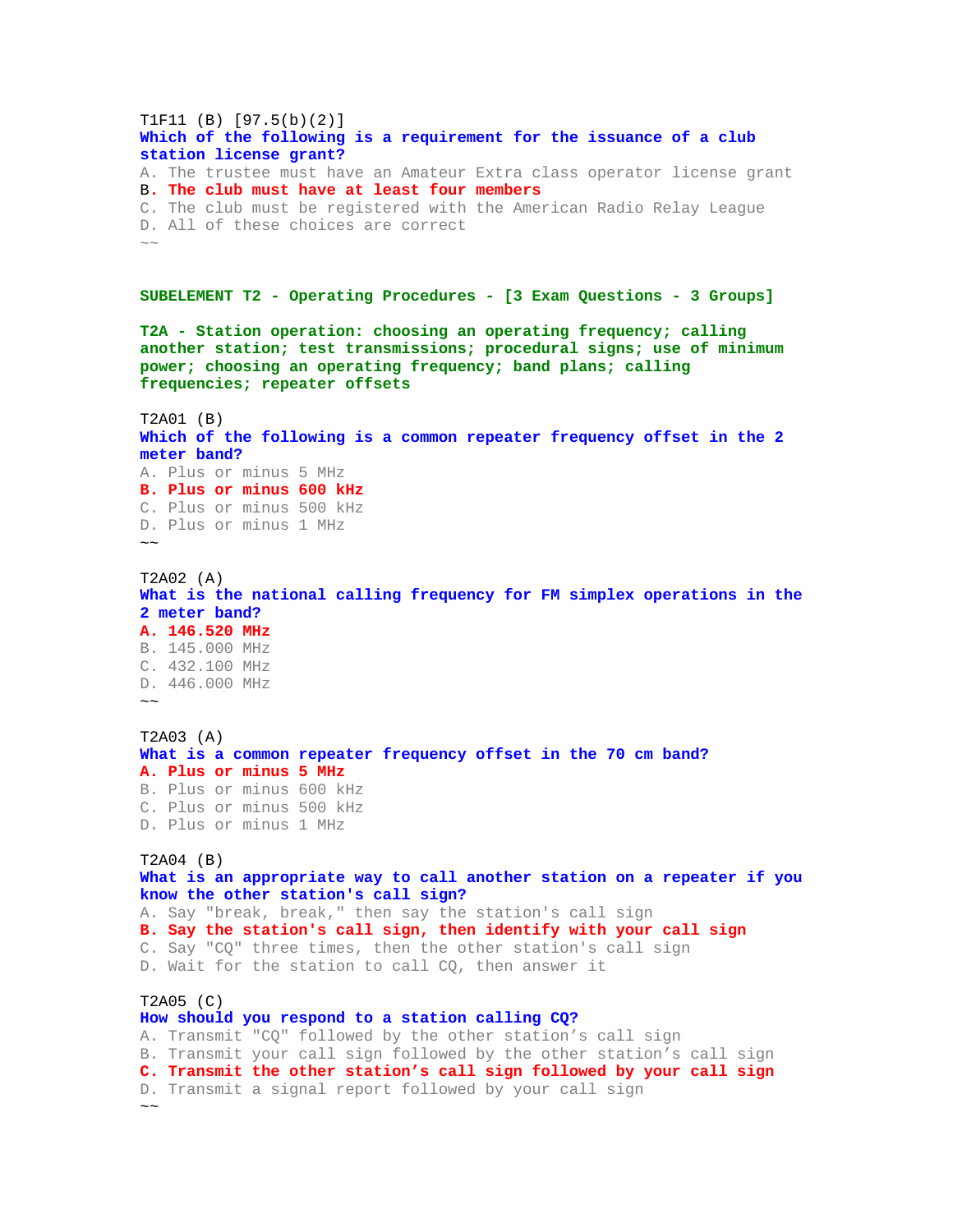T1F11 (B) [97.5(b)(2)]
**Which of the following is a requirement for the issuance of a club station license grant?**
A. The trustee must have an Amateur Extra class operator license grant
**B. The club must have at least four members**
C. The club must be registered with the American Radio Relay League
D. All of these choices are correct
~~

## SUBELEMENT T2 - Operating Procedures - [3 Exam Questions - 3 Groups]

### T2A - Station operation: choosing an operating frequency; calling another station; test transmissions; procedural signs; use of minimum power; choosing an operating frequency; band plans; calling frequencies; repeater offsets

T2A01 (B)
**Which of the following is a common repeater frequency offset in the 2 meter band?**
A. Plus or minus 5 MHz
**B. Plus or minus 600 kHz**
C. Plus or minus 500 kHz
D. Plus or minus 1 MHz
~~

T2A02 (A)
**What is the national calling frequency for FM simplex operations in the 2 meter band?**
**A. 146.520 MHz**
B. 145.000 MHz
C. 432.100 MHz
D. 446.000 MHz
~~

T2A03 (A)
**What is a common repeater frequency offset in the 70 cm band?**
**A. Plus or minus 5 MHz**
B. Plus or minus 600 kHz
C. Plus or minus 500 kHz
D. Plus or minus 1 MHz

T2A04 (B)
**What is an appropriate way to call another station on a repeater if you know the other station's call sign?**
A. Say "break, break," then say the station's call sign
**B. Say the station's call sign, then identify with your call sign**
C. Say "CQ" three times, then the other station's call sign
D. Wait for the station to call CQ, then answer it

T2A05 (C)
**How should you respond to a station calling CQ?**
A. Transmit "CQ" followed by the other station's call sign
B. Transmit your call sign followed by the other station's call sign
**C. Transmit the other station's call sign followed by your call sign**
D. Transmit a signal report followed by your call sign
~~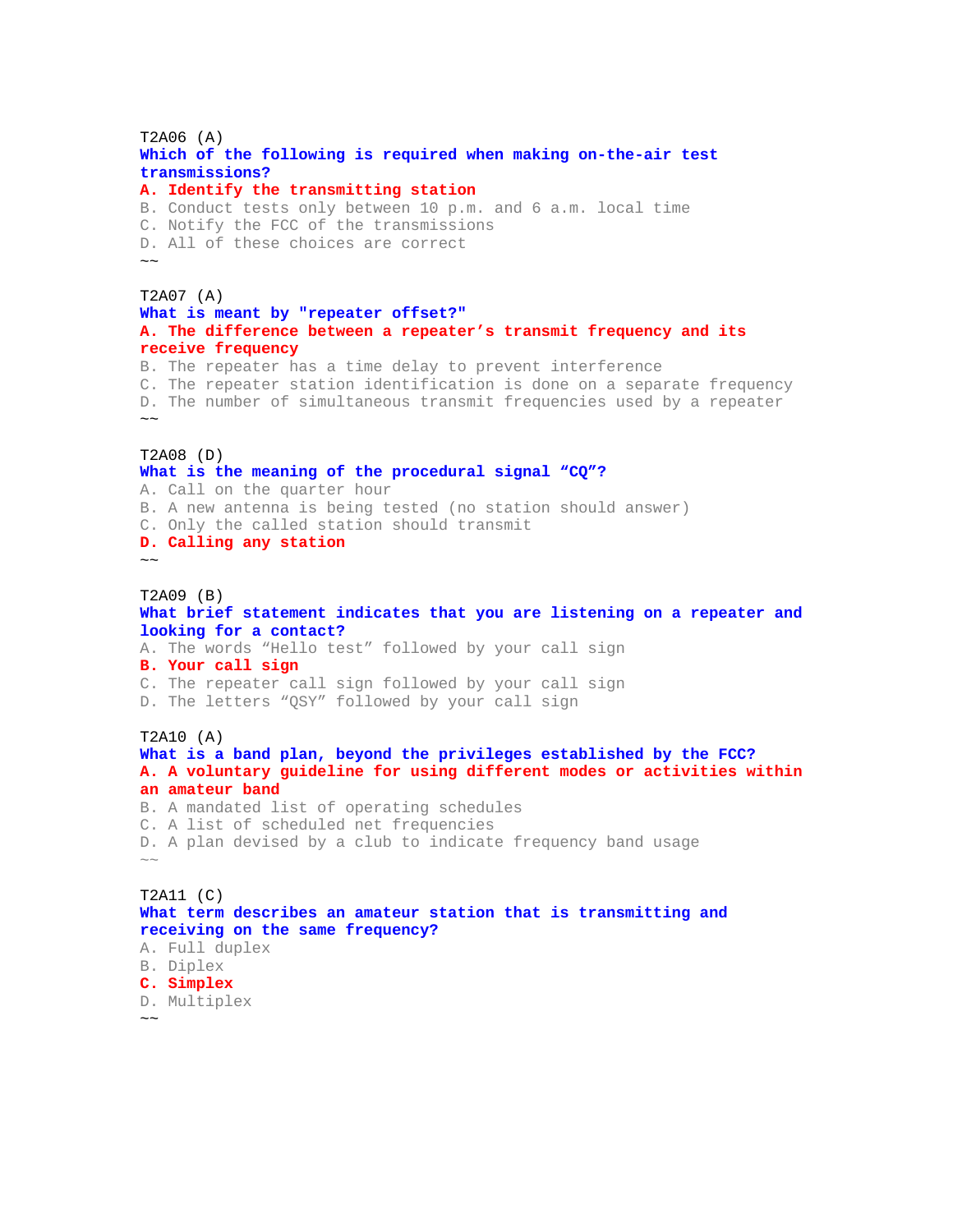T2A06 (A)
**Which of the following is required when making on-the-air test transmissions?**
**A. Identify the transmitting station**
B. Conduct tests only between 10 p.m. and 6 a.m. local time
C. Notify the FCC of the transmissions
D. All of these choices are correct
~~

T2A07 (A)
**What is meant by "repeater offset?"**
**A. The difference between a repeater's transmit frequency and its receive frequency**
B. The repeater has a time delay to prevent interference
C. The repeater station identification is done on a separate frequency
D. The number of simultaneous transmit frequencies used by a repeater
~~

T2A08 (D)
**What is the meaning of the procedural signal "CQ"?**
A. Call on the quarter hour
B. A new antenna is being tested (no station should answer)
C. Only the called station should transmit
**D. Calling any station**
~~

T2A09 (B)
**What brief statement indicates that you are listening on a repeater and looking for a contact?**
A. The words "Hello test" followed by your call sign
**B. Your call sign**
C. The repeater call sign followed by your call sign
D. The letters "QSY" followed by your call sign

T2A10 (A)
**What is a band plan, beyond the privileges established by the FCC?**
**A. A voluntary guideline for using different modes or activities within an amateur band**
B. A mandated list of operating schedules
C. A list of scheduled net frequencies
D. A plan devised by a club to indicate frequency band usage
~~

T2A11 (C)
**What term describes an amateur station that is transmitting and receiving on the same frequency?**
A. Full duplex
B. Diplex
**C. Simplex**
D. Multiplex
~~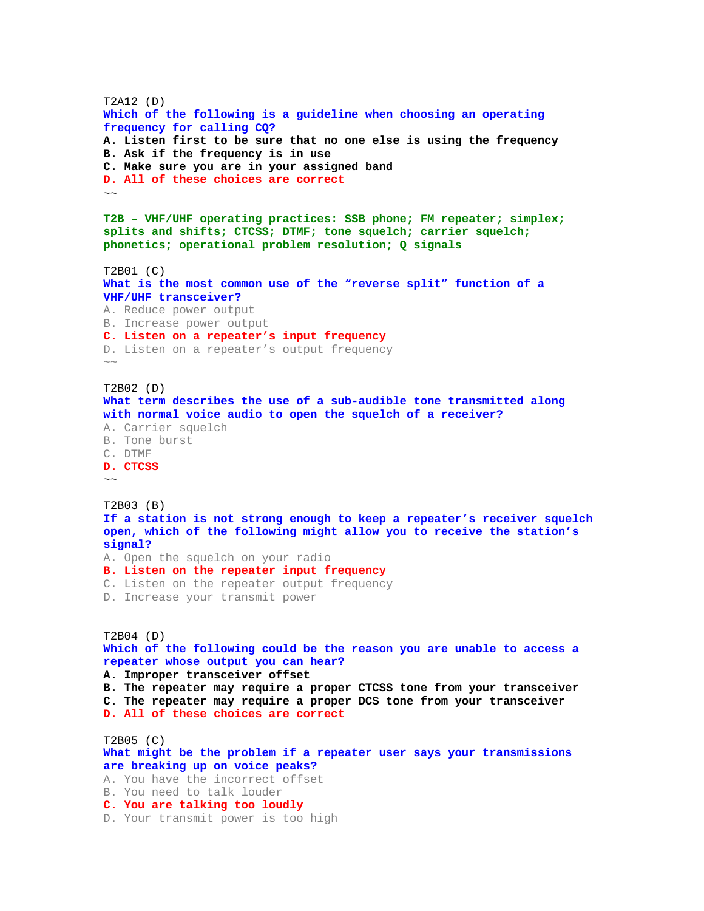T2A12 (D)
**Which of the following is a guideline when choosing an operating frequency for calling CQ?**
A. Listen first to be sure that no one else is using the frequency
B. Ask if the frequency is in use
C. Make sure you are in your assigned band
**D. All of these choices are correct**
~~

### T2B – VHF/UHF operating practices: SSB phone; FM repeater; simplex; splits and shifts; CTCSS; DTMF; tone squelch; carrier squelch; phonetics; operational problem resolution; Q signals

T2B01 (C)
**What is the most common use of the “reverse split” function of a VHF/UHF transceiver?**
A. Reduce power output
B. Increase power output
**C. Listen on a repeater’s input frequency**
D. Listen on a repeater’s output frequency
~~

T2B02 (D)
**What term describes the use of a sub-audible tone transmitted along with normal voice audio to open the squelch of a receiver?**
A. Carrier squelch
B. Tone burst
C. DTMF
**D. CTCSS**
~~

T2B03 (B)
**If a station is not strong enough to keep a repeater’s receiver squelch open, which of the following might allow you to receive the station’s signal?**
A. Open the squelch on your radio
**B. Listen on the repeater input frequency**
C. Listen on the repeater output frequency
D. Increase your transmit power

T2B04 (D)
**Which of the following could be the reason you are unable to access a repeater whose output you can hear?**
A. Improper transceiver offset
B. The repeater may require a proper CTCSS tone from your transceiver
C. The repeater may require a proper DCS tone from your transceiver
**D. All of these choices are correct**

T2B05 (C)
**What might be the problem if a repeater user says your transmissions are breaking up on voice peaks?**
A. You have the incorrect offset
B. You need to talk louder
**C. You are talking too loudly**
D. Your transmit power is too high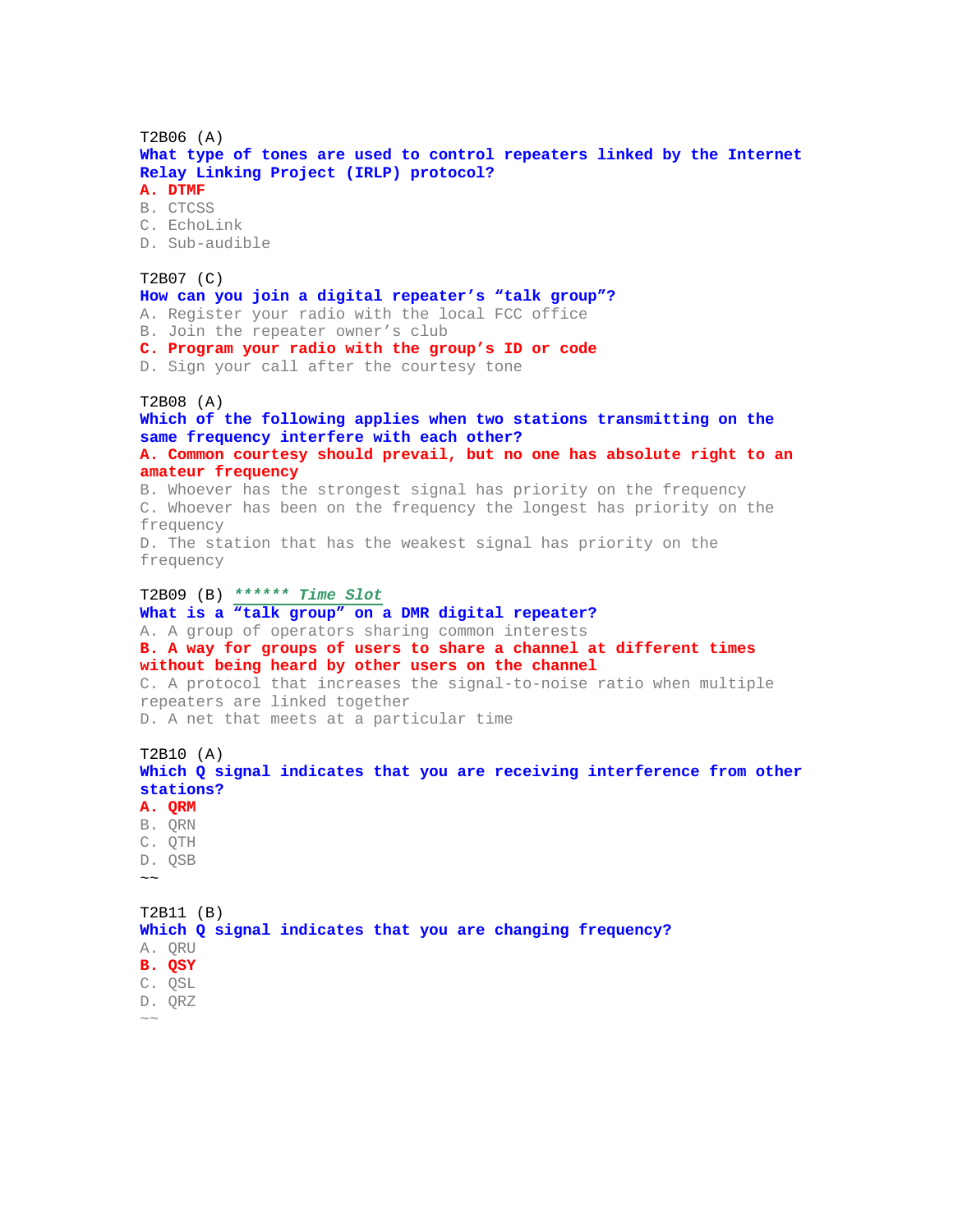T2B06 (A)
**What type of tones are used to control repeaters linked by the Internet Relay Linking Project (IRLP) protocol?**
**A. DTMF**
B. CTCSS
C. EchoLink
D. Sub-audible

T2B07 (C)
**How can you join a digital repeater's "talk group"?**
A. Register your radio with the local FCC office
B. Join the repeater owner's club
**C. Program your radio with the group's ID or code**
D. Sign your call after the courtesy tone

T2B08 (A)
**Which of the following applies when two stations transmitting on the same frequency interfere with each other?**
**A. Common courtesy should prevail, but no one has absolute right to an amateur frequency**
B. Whoever has the strongest signal has priority on the frequency
C. Whoever has been on the frequency the longest has priority on the frequency
D. The station that has the weakest signal has priority on the frequency

T2B09 (B) ***\*\*\*\*\*\* Time Slot***
**What is a "talk group" on a DMR digital repeater?**
A. A group of operators sharing common interests
**B. A way for groups of users to share a channel at different times without being heard by other users on the channel**
C. A protocol that increases the signal-to-noise ratio when multiple repeaters are linked together
D. A net that meets at a particular time

T2B10 (A)
**Which Q signal indicates that you are receiving interference from other stations?**
**A. QRM**
B. QRN
C. QTH
D. QSB
~~

T2B11 (B)
**Which Q signal indicates that you are changing frequency?**
A. QRU
**B. QSY**
C. QSL
D. QRZ
~~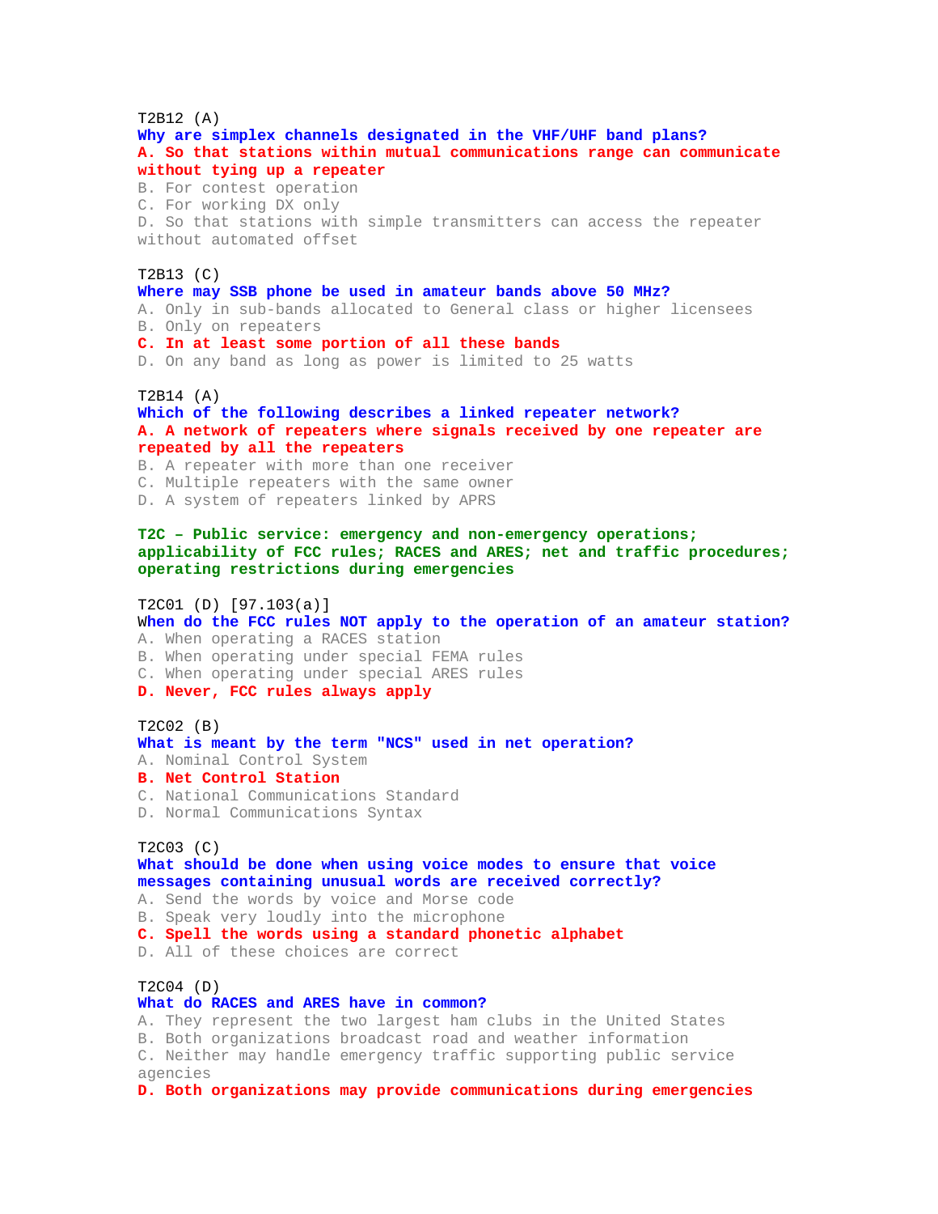T2B12 (A)
**Why are simplex channels designated in the VHF/UHF band plans?**
**A. So that stations within mutual communications range can communicate without tying up a repeater**
B. For contest operation
C. For working DX only
D. So that stations with simple transmitters can access the repeater without automated offset

T2B13 (C)
**Where may SSB phone be used in amateur bands above 50 MHz?**
A. Only in sub-bands allocated to General class or higher licensees
B. Only on repeaters
**C. In at least some portion of all these bands**
D. On any band as long as power is limited to 25 watts

T2B14 (A)
**Which of the following describes a linked repeater network?**
**A. A network of repeaters where signals received by one repeater are repeated by all the repeaters**
B. A repeater with more than one receiver
C. Multiple repeaters with the same owner
D. A system of repeaters linked by APRS

## T2C – Public service: emergency and non-emergency operations; applicability of FCC rules; RACES and ARES; net and traffic procedures; operating restrictions during emergencies

T2C01 (D) [97.103(a)]
**When do the FCC rules NOT apply to the operation of an amateur station?**
A. When operating a RACES station
B. When operating under special FEMA rules
C. When operating under special ARES rules
**D. Never, FCC rules always apply**

T2C02 (B)
**What is meant by the term "NCS" used in net operation?**
A. Nominal Control System
**B. Net Control Station**
C. National Communications Standard
D. Normal Communications Syntax

T2C03 (C)
**What should be done when using voice modes to ensure that voice messages containing unusual words are received correctly?**
A. Send the words by voice and Morse code
B. Speak very loudly into the microphone
**C. Spell the words using a standard phonetic alphabet**
D. All of these choices are correct

T2C04 (D)
**What do RACES and ARES have in common?**
A. They represent the two largest ham clubs in the United States
B. Both organizations broadcast road and weather information
C. Neither may handle emergency traffic supporting public service agencies
**D. Both organizations may provide communications during emergencies**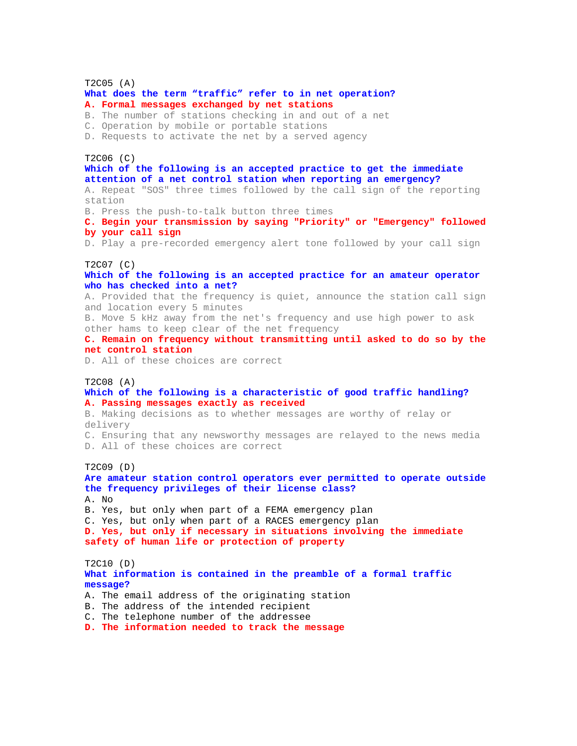T2C05 (A)
**What does the term “traffic” refer to in net operation?**
**A. Formal messages exchanged by net stations**
B. The number of stations checking in and out of a net
C. Operation by mobile or portable stations
D. Requests to activate the net by a served agency

T2C06 (C)
**Which of the following is an accepted practice to get the immediate attention of a net control station when reporting an emergency?**
A. Repeat "SOS" three times followed by the call sign of the reporting station
B. Press the push-to-talk button three times
**C. Begin your transmission by saying "Priority" or "Emergency" followed by your call sign**
D. Play a pre-recorded emergency alert tone followed by your call sign

T2C07 (C)
**Which of the following is an accepted practice for an amateur operator who has checked into a net?**
A. Provided that the frequency is quiet, announce the station call sign and location every 5 minutes
B. Move 5 kHz away from the net's frequency and use high power to ask other hams to keep clear of the net frequency
**C. Remain on frequency without transmitting until asked to do so by the net control station**
D. All of these choices are correct

T2C08 (A)
**Which of the following is a characteristic of good traffic handling?**
**A. Passing messages exactly as received**
B. Making decisions as to whether messages are worthy of relay or delivery
C. Ensuring that any newsworthy messages are relayed to the news media
D. All of these choices are correct

T2C09 (D)
**Are amateur station control operators ever permitted to operate outside the frequency privileges of their license class?**
A. No
B. Yes, but only when part of a FEMA emergency plan
C. Yes, but only when part of a RACES emergency plan
**D. Yes, but only if necessary in situations involving the immediate safety of human life or protection of property**

T2C10 (D)
**What information is contained in the preamble of a formal traffic message?**
A. The email address of the originating station
B. The address of the intended recipient
C. The telephone number of the addressee
**D. The information needed to track the message**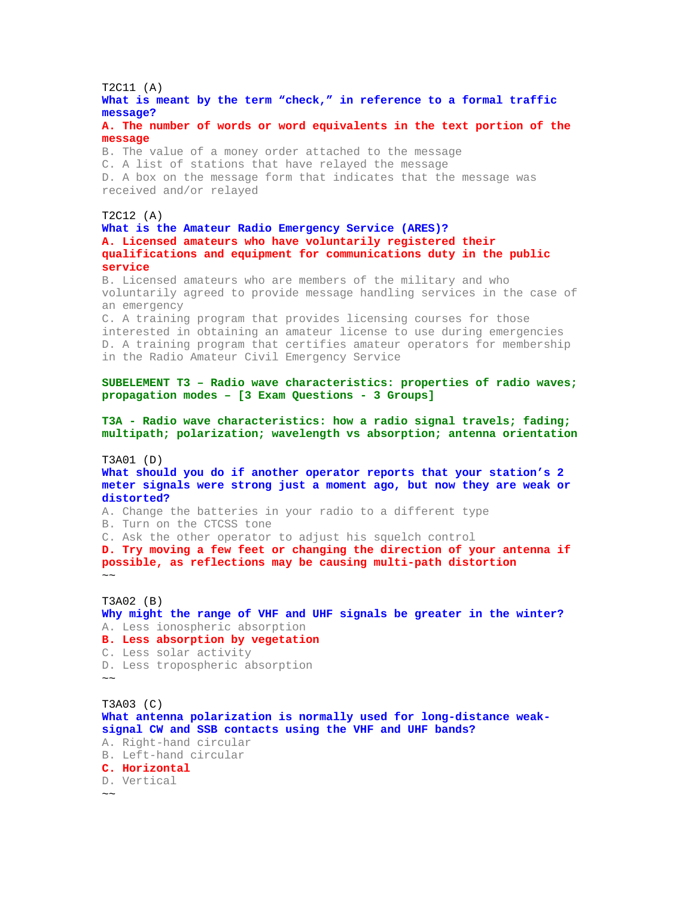T2C11 (A)
**What is meant by the term “check,” in reference to a formal traffic message?**
**A. The number of words or word equivalents in the text portion of the message**
B. The value of a money order attached to the message
C. A list of stations that have relayed the message
D. A box on the message form that indicates that the message was received and/or relayed

T2C12 (A)
**What is the Amateur Radio Emergency Service (ARES)?**
**A. Licensed amateurs who have voluntarily registered their qualifications and equipment for communications duty in the public service**
B. Licensed amateurs who are members of the military and who voluntarily agreed to provide message handling services in the case of an emergency
C. A training program that provides licensing courses for those interested in obtaining an amateur license to use during emergencies
D. A training program that certifies amateur operators for membership in the Radio Amateur Civil Emergency Service

## SUBELEMENT T3 – Radio wave characteristics: properties of radio waves; propagation modes – [3 Exam Questions - 3 Groups]

### T3A - Radio wave characteristics: how a radio signal travels; fading; multipath; polarization; wavelength vs absorption; antenna orientation

T3A01 (D)
**What should you do if another operator reports that your station’s 2 meter signals were strong just a moment ago, but now they are weak or distorted?**
A. Change the batteries in your radio to a different type
B. Turn on the CTCSS tone
C. Ask the other operator to adjust his squelch control
**D. Try moving a few feet or changing the direction of your antenna if possible, as reflections may be causing multi-path distortion**
~~

T3A02 (B)
**Why might the range of VHF and UHF signals be greater in the winter?**
A. Less ionospheric absorption
**B. Less absorption by vegetation**
C. Less solar activity
D. Less tropospheric absorption
~~

T3A03 (C)
**What antenna polarization is normally used for long-distance weak-signal CW and SSB contacts using the VHF and UHF bands?**
A. Right-hand circular
B. Left-hand circular
**C. Horizontal**
D. Vertical
~~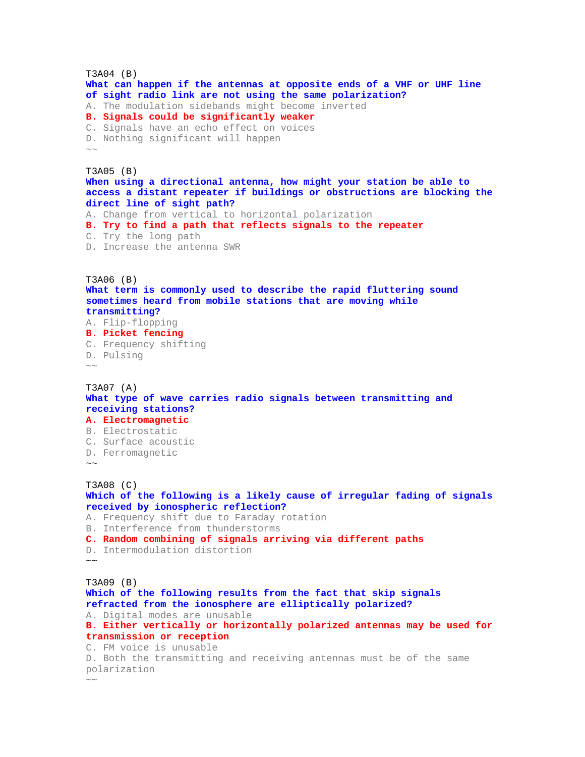T3A04 (B)
**What can happen if the antennas at opposite ends of a VHF or UHF line of sight radio link are not using the same polarization?**
A. The modulation sidebands might become inverted
**B. Signals could be significantly weaker**
C. Signals have an echo effect on voices
D. Nothing significant will happen
~~

T3A05 (B)
**When using a directional antenna, how might your station be able to access a distant repeater if buildings or obstructions are blocking the direct line of sight path?**
A. Change from vertical to horizontal polarization
**B. Try to find a path that reflects signals to the repeater**
C. Try the long path
D. Increase the antenna SWR

T3A06 (B)
**What term is commonly used to describe the rapid fluttering sound sometimes heard from mobile stations that are moving while transmitting?**
A. Flip-flopping
**B. Picket fencing**
C. Frequency shifting
D. Pulsing
~~

T3A07 (A)
**What type of wave carries radio signals between transmitting and receiving stations?**
**A. Electromagnetic**
B. Electrostatic
C. Surface acoustic
D. Ferromagnetic
~~

T3A08 (C)
**Which of the following is a likely cause of irregular fading of signals received by ionospheric reflection?**
A. Frequency shift due to Faraday rotation
B. Interference from thunderstorms
**C. Random combining of signals arriving via different paths**
D. Intermodulation distortion
~~

T3A09 (B)
**Which of the following results from the fact that skip signals refracted from the ionosphere are elliptically polarized?**
A. Digital modes are unusable
**B. Either vertically or horizontally polarized antennas may be used for transmission or reception**
C. FM voice is unusable
D. Both the transmitting and receiving antennas must be of the same polarization
~~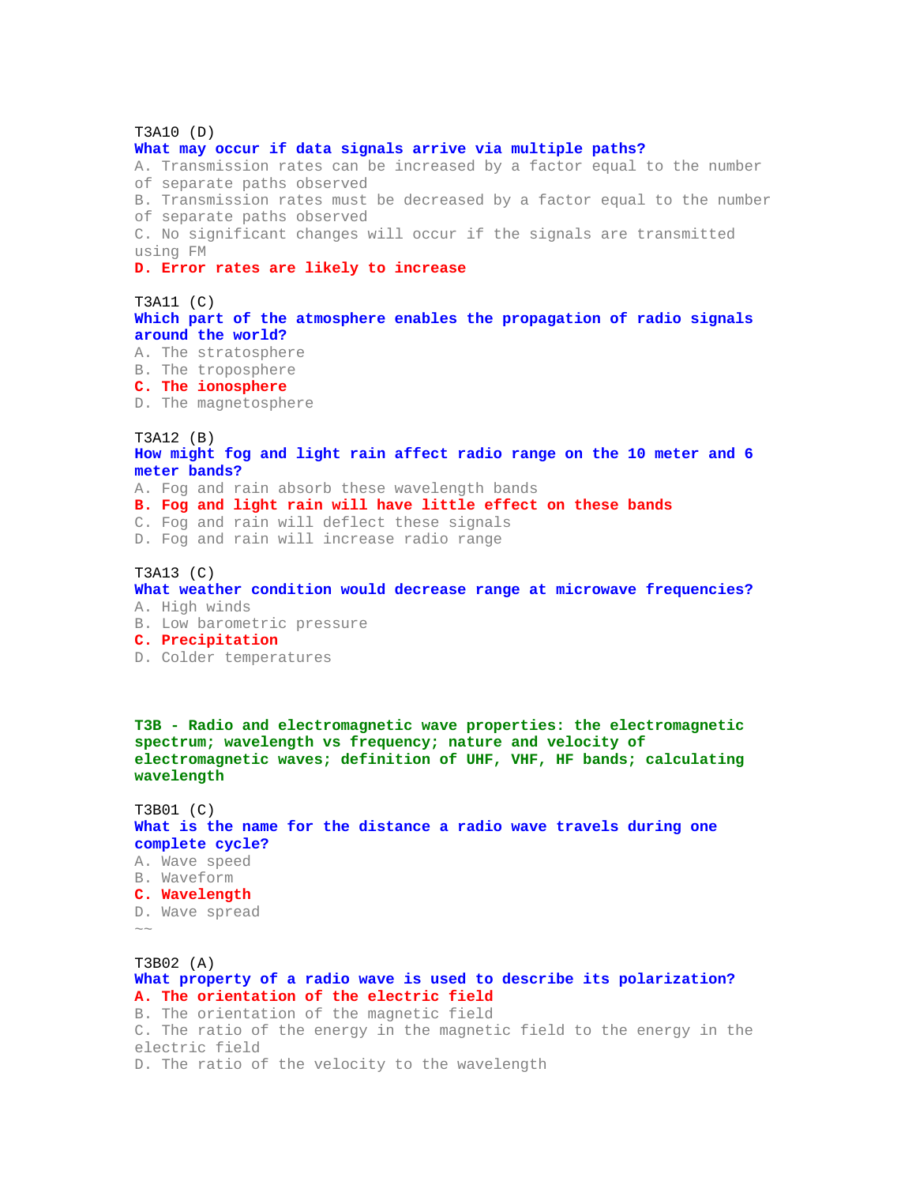T3A10 (D)
**What may occur if data signals arrive via multiple paths?**
A. Transmission rates can be increased by a factor equal to the number of separate paths observed
B. Transmission rates must be decreased by a factor equal to the number of separate paths observed
C. No significant changes will occur if the signals are transmitted using FM
**D. Error rates are likely to increase**

T3A11 (C)
**Which part of the atmosphere enables the propagation of radio signals around the world?**
A. The stratosphere
B. The troposphere
**C. The ionosphere**
D. The magnetosphere

T3A12 (B)
**How might fog and light rain affect radio range on the 10 meter and 6 meter bands?**
A. Fog and rain absorb these wavelength bands
**B. Fog and light rain will have little effect on these bands**
C. Fog and rain will deflect these signals
D. Fog and rain will increase radio range

T3A13 (C)
**What weather condition would decrease range at microwave frequencies?**
A. High winds
B. Low barometric pressure
**C. Precipitation**
D. Colder temperatures

## T3B - Radio and electromagnetic wave properties: the electromagnetic spectrum; wavelength vs frequency; nature and velocity of electromagnetic waves; definition of UHF, VHF, HF bands; calculating wavelength

T3B01 (C)
**What is the name for the distance a radio wave travels during one complete cycle?**
A. Wave speed
B. Waveform
**C. Wavelength**
D. Wave spread
~~

T3B02 (A)
**What property of a radio wave is used to describe its polarization?**
**A. The orientation of the electric field**
B. The orientation of the magnetic field
C. The ratio of the energy in the magnetic field to the energy in the electric field
D. The ratio of the velocity to the wavelength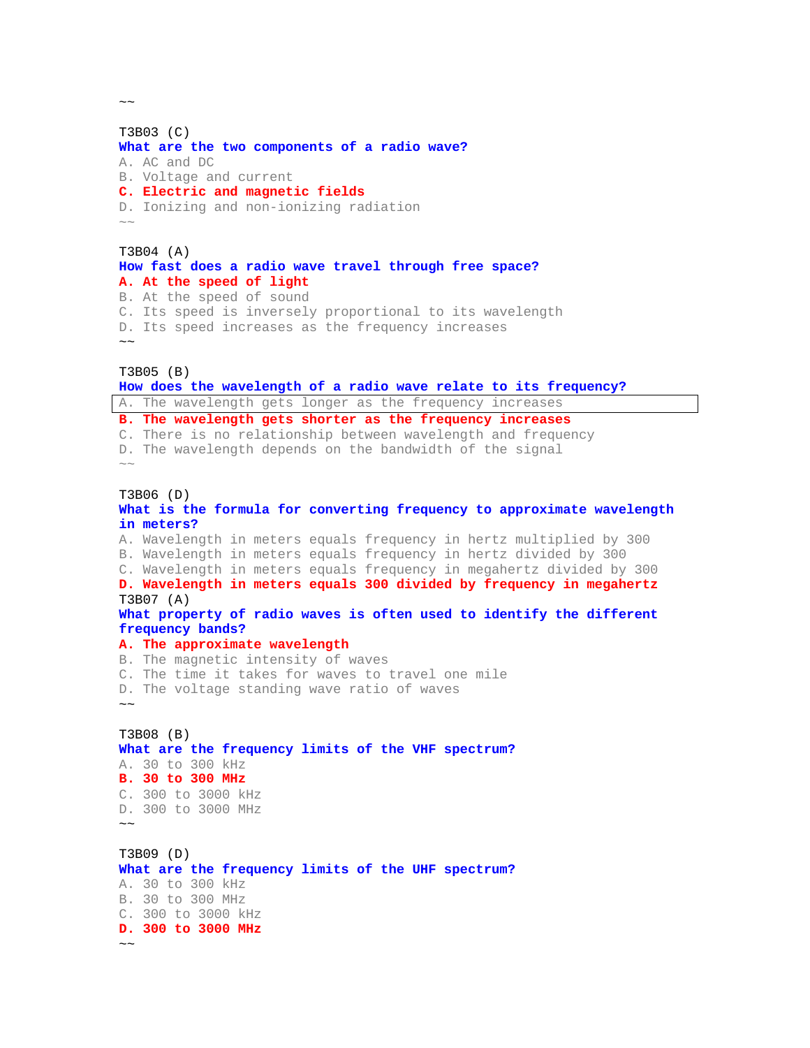~~

T3B03 (C)
**What are the two components of a radio wave?**
A. AC and DC
B. Voltage and current
**C. Electric and magnetic fields**
D. Ionizing and non-ionizing radiation
~~

T3B04 (A)
**How fast does a radio wave travel through free space?**
**A. At the speed of light**
B. At the speed of sound
C. Its speed is inversely proportional to its wavelength
D. Its speed increases as the frequency increases
~~

T3B05 (B)
**How does the wavelength of a radio wave relate to its frequency?**
A. The wavelength gets longer as the frequency increases
**B. The wavelength gets shorter as the frequency increases**
C. There is no relationship between wavelength and frequency
D. The wavelength depends on the bandwidth of the signal
~~

T3B06 (D)
**What is the formula for converting frequency to approximate wavelength in meters?**
A. Wavelength in meters equals frequency in hertz multiplied by 300
B. Wavelength in meters equals frequency in hertz divided by 300
C. Wavelength in meters equals frequency in megahertz divided by 300
**D. Wavelength in meters equals 300 divided by frequency in megahertz**
T3B07 (A)
**What property of radio waves is often used to identify the different frequency bands?**
**A. The approximate wavelength**
B. The magnetic intensity of waves
C. The time it takes for waves to travel one mile
D. The voltage standing wave ratio of waves
~~

T3B08 (B)
**What are the frequency limits of the VHF spectrum?**
A. 30 to 300 kHz
**B. 30 to 300 MHz**
C. 300 to 3000 kHz
D. 300 to 3000 MHz
~~

T3B09 (D)
**What are the frequency limits of the UHF spectrum?**
A. 30 to 300 kHz
B. 30 to 300 MHz
C. 300 to 3000 kHz
**D. 300 to 3000 MHz**
~~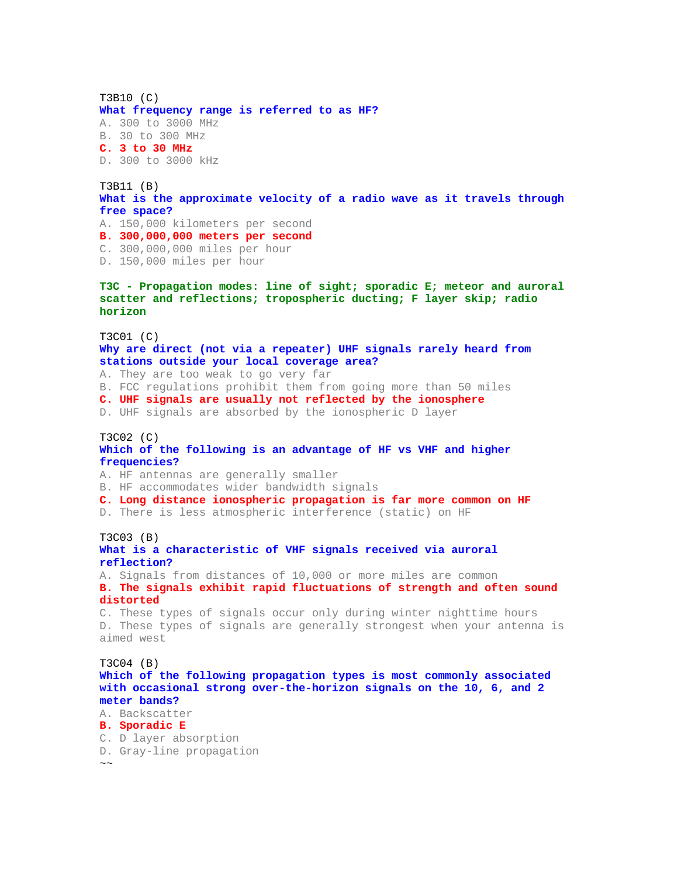T3B10 (C)
**What frequency range is referred to as HF?**
A. 300 to 3000 MHz
B. 30 to 300 MHz
**C. 3 to 30 MHz**
D. 300 to 3000 kHz

T3B11 (B)
**What is the approximate velocity of a radio wave as it travels through free space?**
A. 150,000 kilometers per second
**B. 300,000,000 meters per second**
C. 300,000,000 miles per hour
D. 150,000 miles per hour

### T3C - Propagation modes: line of sight; sporadic E; meteor and auroral scatter and reflections; tropospheric ducting; F layer skip; radio horizon

T3C01 (C)
**Why are direct (not via a repeater) UHF signals rarely heard from stations outside your local coverage area?**
A. They are too weak to go very far
B. FCC regulations prohibit them from going more than 50 miles
**C. UHF signals are usually not reflected by the ionosphere**
D. UHF signals are absorbed by the ionospheric D layer

T3C02 (C)
**Which of the following is an advantage of HF vs VHF and higher frequencies?**
A. HF antennas are generally smaller
B. HF accommodates wider bandwidth signals
**C. Long distance ionospheric propagation is far more common on HF**
D. There is less atmospheric interference (static) on HF

T3C03 (B)
**What is a characteristic of VHF signals received via auroral reflection?**
A. Signals from distances of 10,000 or more miles are common
**B. The signals exhibit rapid fluctuations of strength and often sound distorted**
C. These types of signals occur only during winter nighttime hours
D. These types of signals are generally strongest when your antenna is aimed west

T3C04 (B)
**Which of the following propagation types is most commonly associated with occasional strong over-the-horizon signals on the 10, 6, and 2 meter bands?**
A. Backscatter
**B. Sporadic E**
C. D layer absorption
D. Gray-line propagation
~~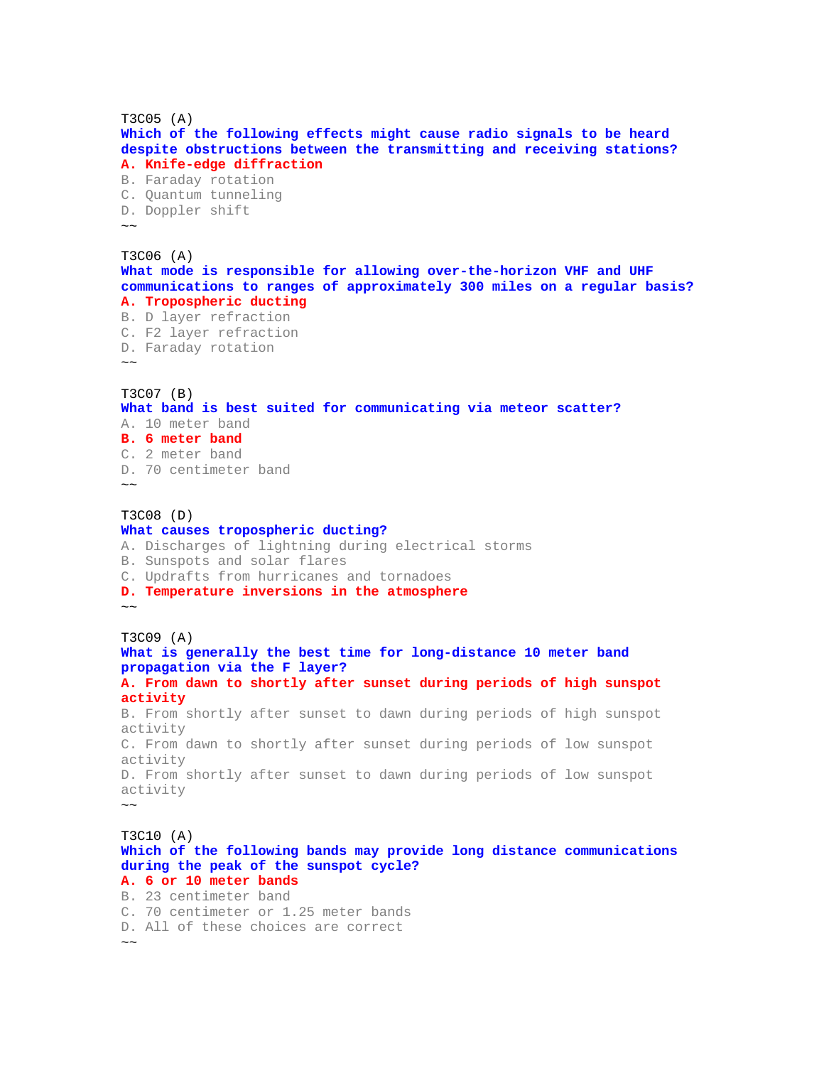T3C05 (A)
**Which of the following effects might cause radio signals to be heard despite obstructions between the transmitting and receiving stations?**
**A. Knife-edge diffraction**
B. Faraday rotation
C. Quantum tunneling
D. Doppler shift
~~

T3C06 (A)
**What mode is responsible for allowing over-the-horizon VHF and UHF communications to ranges of approximately 300 miles on a regular basis?**
**A. Tropospheric ducting**
B. D layer refraction
C. F2 layer refraction
D. Faraday rotation
~~

T3C07 (B)
**What band is best suited for communicating via meteor scatter?**
A. 10 meter band
**B. 6 meter band**
C. 2 meter band
D. 70 centimeter band
~~

T3C08 (D)
**What causes tropospheric ducting?**
A. Discharges of lightning during electrical storms
B. Sunspots and solar flares
C. Updrafts from hurricanes and tornadoes
**D. Temperature inversions in the atmosphere**
~~

T3C09 (A)
**What is generally the best time for long-distance 10 meter band propagation via the F layer?**
**A. From dawn to shortly after sunset during periods of high sunspot activity**
B. From shortly after sunset to dawn during periods of high sunspot activity
C. From dawn to shortly after sunset during periods of low sunspot activity
D. From shortly after sunset to dawn during periods of low sunspot activity
~~

T3C10 (A)
**Which of the following bands may provide long distance communications during the peak of the sunspot cycle?**
**A. 6 or 10 meter bands**
B. 23 centimeter band
C. 70 centimeter or 1.25 meter bands
D. All of these choices are correct
~~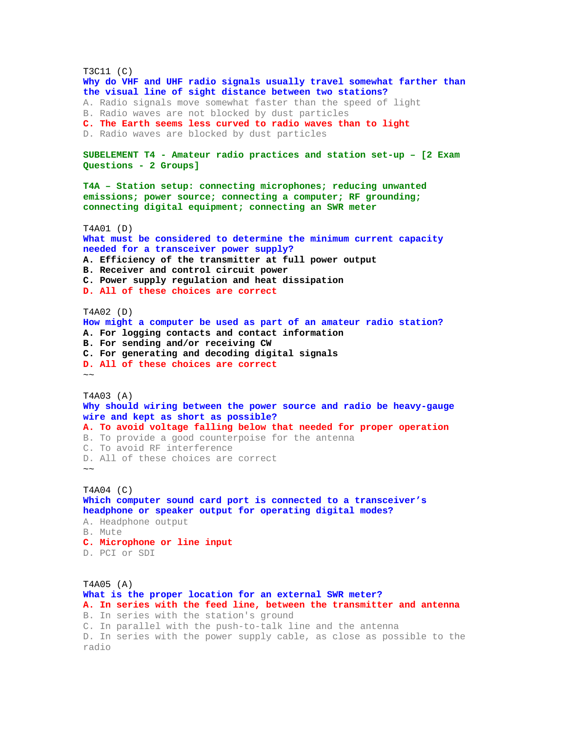T3C11 (C)
**Why do VHF and UHF radio signals usually travel somewhat farther than the visual line of sight distance between two stations?**
A. Radio signals move somewhat faster than the speed of light
B. Radio waves are not blocked by dust particles
**C. The Earth seems less curved to radio waves than to light**
D. Radio waves are blocked by dust particles

## SUBELEMENT T4 - Amateur radio practices and station set-up – [2 Exam Questions - 2 Groups]

### T4A – Station setup: connecting microphones; reducing unwanted emissions; power source; connecting a computer; RF grounding; connecting digital equipment; connecting an SWR meter

T4A01 (D)
**What must be considered to determine the minimum current capacity needed for a transceiver power supply?**
**A. Efficiency of the transmitter at full power output**
**B. Receiver and control circuit power**
**C. Power supply regulation and heat dissipation**
**D. All of these choices are correct**

T4A02 (D)
**How might a computer be used as part of an amateur radio station?**
**A. For logging contacts and contact information**
**B. For sending and/or receiving CW**
**C. For generating and decoding digital signals**
**D. All of these choices are correct**
~~

T4A03 (A)
**Why should wiring between the power source and radio be heavy-gauge wire and kept as short as possible?**
**A. To avoid voltage falling below that needed for proper operation**
B. To provide a good counterpoise for the antenna
C. To avoid RF interference
D. All of these choices are correct
~~

T4A04 (C)
**Which computer sound card port is connected to a transceiver's headphone or speaker output for operating digital modes?**
A. Headphone output
B. Mute
**C. Microphone or line input**
D. PCI or SDI

T4A05 (A)
**What is the proper location for an external SWR meter?**
**A. In series with the feed line, between the transmitter and antenna**
B. In series with the station's ground
C. In parallel with the push-to-talk line and the antenna
D. In series with the power supply cable, as close as possible to the radio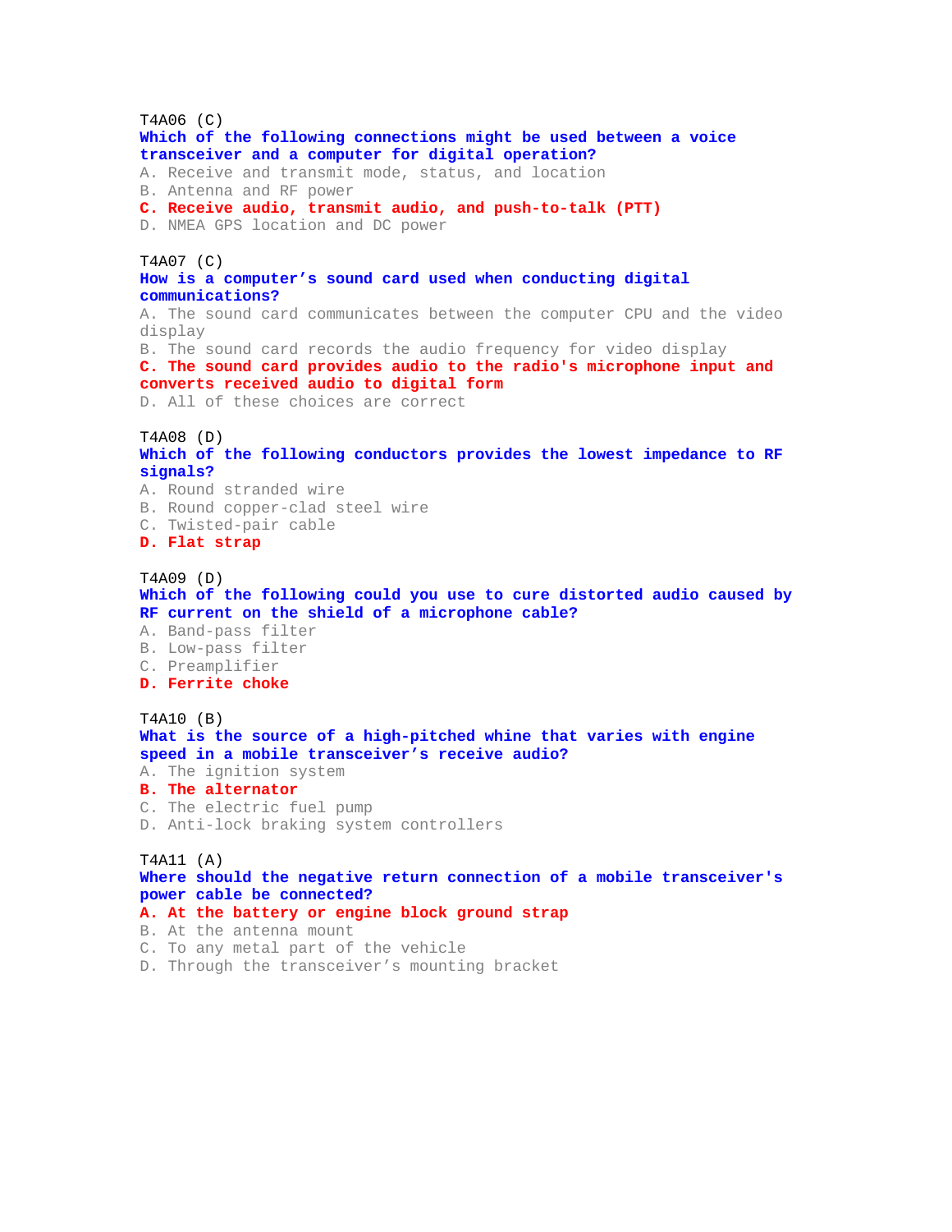T4A06 (C)
**Which of the following connections might be used between a voice transceiver and a computer for digital operation?**
A. Receive and transmit mode, status, and location
B. Antenna and RF power
**C. Receive audio, transmit audio, and push-to-talk (PTT)**
D. NMEA GPS location and DC power

T4A07 (C)
**How is a computer’s sound card used when conducting digital communications?**
A. The sound card communicates between the computer CPU and the video display
B. The sound card records the audio frequency for video display
**C. The sound card provides audio to the radio's microphone input and converts received audio to digital form**
D. All of these choices are correct

T4A08 (D)
**Which of the following conductors provides the lowest impedance to RF signals?**
A. Round stranded wire
B. Round copper-clad steel wire
C. Twisted-pair cable
**D. Flat strap**

T4A09 (D)
**Which of the following could you use to cure distorted audio caused by RF current on the shield of a microphone cable?**
A. Band-pass filter
B. Low-pass filter
C. Preamplifier
**D. Ferrite choke**

T4A10 (B)
**What is the source of a high-pitched whine that varies with engine speed in a mobile transceiver’s receive audio?**
A. The ignition system
**B. The alternator**
C. The electric fuel pump
D. Anti-lock braking system controllers

T4A11 (A)
**Where should the negative return connection of a mobile transceiver's power cable be connected?**
**A. At the battery or engine block ground strap**
B. At the antenna mount
C. To any metal part of the vehicle
D. Through the transceiver’s mounting bracket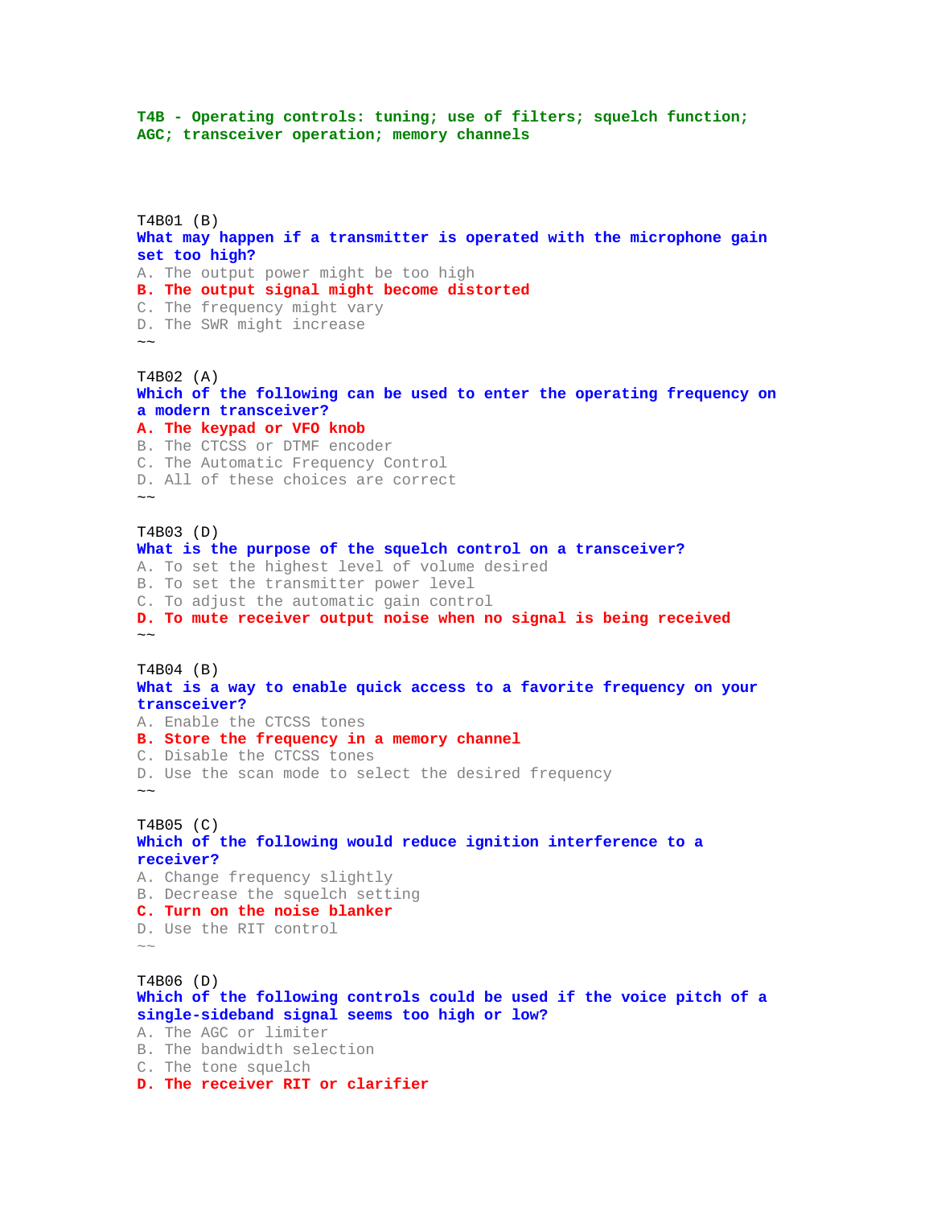## T4B - Operating controls: tuning; use of filters; squelch function; AGC; transceiver operation; memory channels

T4B01 (B)

**What may happen if a transmitter is operated with the microphone gain set too high?**

A. The output power might be too high

**B. The output signal might become distorted**

C. The frequency might vary

D. The SWR might increase

~~

T4B02 (A)

**Which of the following can be used to enter the operating frequency on a modern transceiver?**

**A. The keypad or VFO knob**

B. The CTCSS or DTMF encoder

C. The Automatic Frequency Control

D. All of these choices are correct

~~

T4B03 (D)

**What is the purpose of the squelch control on a transceiver?**

A. To set the highest level of volume desired

B. To set the transmitter power level

C. To adjust the automatic gain control

**D. To mute receiver output noise when no signal is being received**

~~

T4B04 (B)

**What is a way to enable quick access to a favorite frequency on your transceiver?**

A. Enable the CTCSS tones

**B. Store the frequency in a memory channel**

C. Disable the CTCSS tones

D. Use the scan mode to select the desired frequency

~~

T4B05 (C)

**Which of the following would reduce ignition interference to a receiver?**

A. Change frequency slightly

B. Decrease the squelch setting

**C. Turn on the noise blanker**

D. Use the RIT control

~~

T4B06 (D)

**Which of the following controls could be used if the voice pitch of a single-sideband signal seems too high or low?**

A. The AGC or limiter

B. The bandwidth selection

C. The tone squelch

**D. The receiver RIT or clarifier**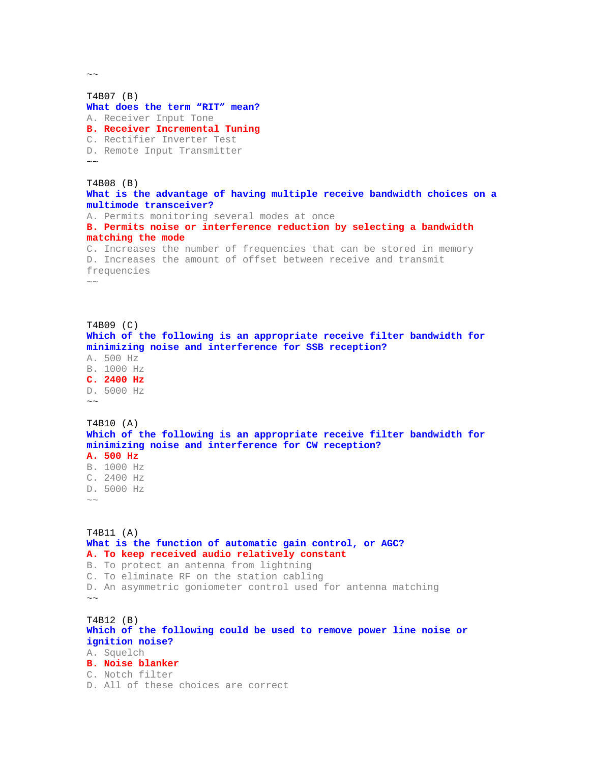~~

T4B07 (B)
**What does the term "RIT" mean?**
A. Receiver Input Tone
**B. Receiver Incremental Tuning**
C. Rectifier Inverter Test
D. Remote Input Transmitter
~~

T4B08 (B)
**What is the advantage of having multiple receive bandwidth choices on a multimode transceiver?**
A. Permits monitoring several modes at once
**B. Permits noise or interference reduction by selecting a bandwidth matching the mode**
C. Increases the number of frequencies that can be stored in memory
D. Increases the amount of offset between receive and transmit frequencies
~~

T4B09 (C)
**Which of the following is an appropriate receive filter bandwidth for minimizing noise and interference for SSB reception?**
A. 500 Hz
B. 1000 Hz
**C. 2400 Hz**
D. 5000 Hz
~~

T4B10 (A)
**Which of the following is an appropriate receive filter bandwidth for minimizing noise and interference for CW reception?**
**A. 500 Hz**
B. 1000 Hz
C. 2400 Hz
D. 5000 Hz
~~

T4B11 (A)
**What is the function of automatic gain control, or AGC?**
**A. To keep received audio relatively constant**
B. To protect an antenna from lightning
C. To eliminate RF on the station cabling
D. An asymmetric goniometer control used for antenna matching
~~

T4B12 (B)
**Which of the following could be used to remove power line noise or ignition noise?**
A. Squelch
**B. Noise blanker**
C. Notch filter
D. All of these choices are correct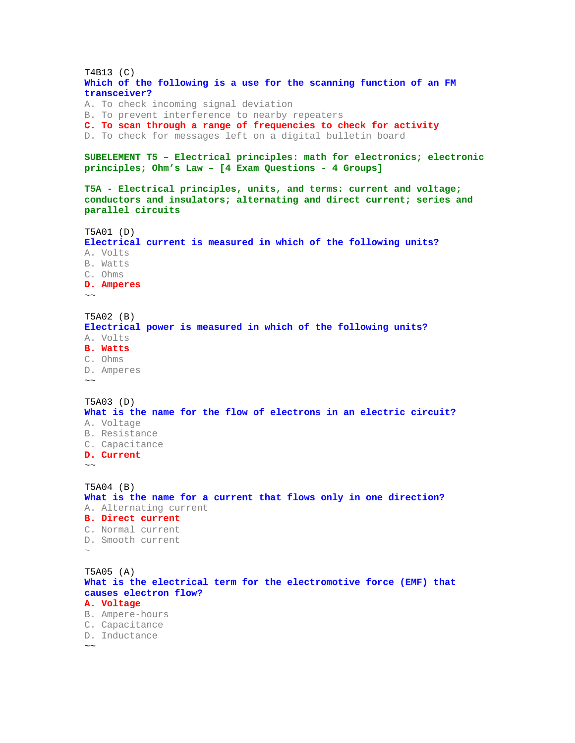T4B13 (C)
**Which of the following is a use for the scanning function of an FM transceiver?**
A. To check incoming signal deviation
B. To prevent interference to nearby repeaters
**C. To scan through a range of frequencies to check for activity**
D. To check for messages left on a digital bulletin board

## SUBELEMENT T5 – Electrical principles: math for electronics; electronic principles; Ohm's Law – [4 Exam Questions - 4 Groups]

### T5A - Electrical principles, units, and terms: current and voltage; conductors and insulators; alternating and direct current; series and parallel circuits

T5A01 (D)
**Electrical current is measured in which of the following units?**
A. Volts
B. Watts
C. Ohms
**D. Amperes**
~~

T5A02 (B)
**Electrical power is measured in which of the following units?**
A. Volts
**B. Watts**
C. Ohms
D. Amperes
~~

T5A03 (D)
**What is the name for the flow of electrons in an electric circuit?**
A. Voltage
B. Resistance
C. Capacitance
**D. Current**
~~

T5A04 (B)
**What is the name for a current that flows only in one direction?**
A. Alternating current
**B. Direct current**
C. Normal current
D. Smooth current
~

T5A05 (A)
**What is the electrical term for the electromotive force (EMF) that causes electron flow?**
**A. Voltage**
B. Ampere-hours
C. Capacitance
D. Inductance
~~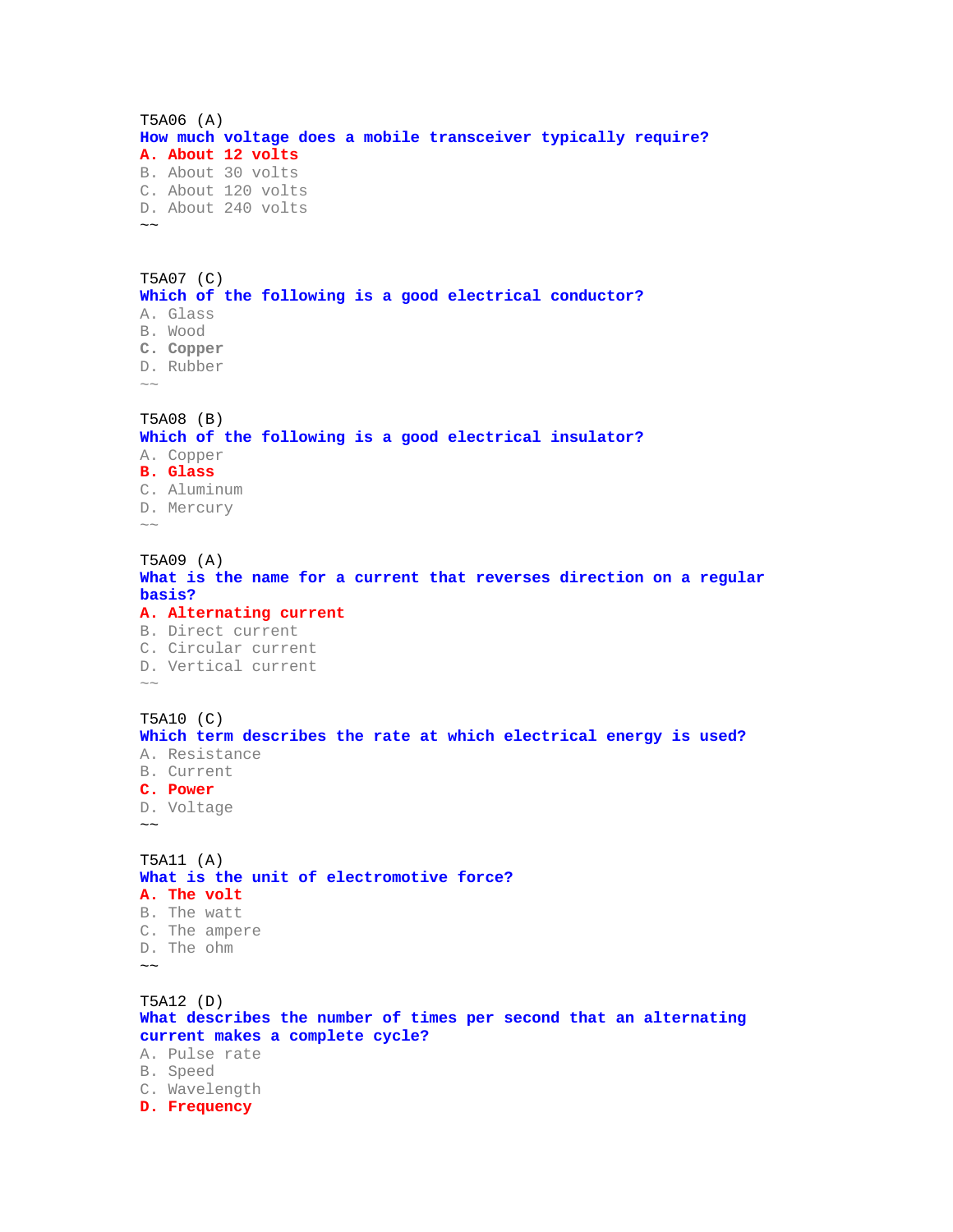T5A06 (A)
**How much voltage does a mobile transceiver typically require?**
**A. About 12 volts**
B. About 30 volts
C. About 120 volts
D. About 240 volts
~~

T5A07 (C)
**Which of the following is a good electrical conductor?**
A. Glass
B. Wood
**C. Copper**
D. Rubber
~~

T5A08 (B)
**Which of the following is a good electrical insulator?**
A. Copper
**B. Glass**
C. Aluminum
D. Mercury
~~

T5A09 (A)
**What is the name for a current that reverses direction on a regular basis?**
**A. Alternating current**
B. Direct current
C. Circular current
D. Vertical current
~~

T5A10 (C)
**Which term describes the rate at which electrical energy is used?**
A. Resistance
B. Current
**C. Power**
D. Voltage
~~

T5A11 (A)
**What is the unit of electromotive force?**
**A. The volt**
B. The watt
C. The ampere
D. The ohm
~~

T5A12 (D)
**What describes the number of times per second that an alternating current makes a complete cycle?**
A. Pulse rate
B. Speed
C. Wavelength
**D. Frequency**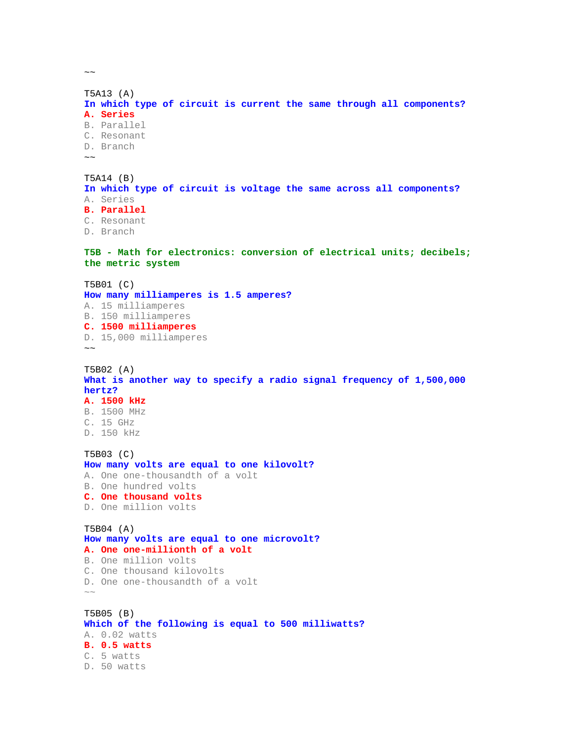~~

T5A13 (A)
**In which type of circuit is current the same through all components?**
**A. Series**
B. Parallel
C. Resonant
D. Branch
~~

T5A14 (B)
**In which type of circuit is voltage the same across all components?**
A. Series
**B. Parallel**
C. Resonant
D. Branch

**T5B - Math for electronics: conversion of electrical units; decibels; the metric system**

T5B01 (C)
**How many milliamperes is 1.5 amperes?**
A. 15 milliamperes
B. 150 milliamperes
**C. 1500 milliamperes**
D. 15,000 milliamperes
~~

T5B02 (A)
**What is another way to specify a radio signal frequency of 1,500,000 hertz?**
**A. 1500 kHz**
B. 1500 MHz
C. 15 GHz
D. 150 kHz

T5B03 (C)
**How many volts are equal to one kilovolt?**
A. One one-thousandth of a volt
B. One hundred volts
**C. One thousand volts**
D. One million volts

T5B04 (A)
**How many volts are equal to one microvolt?**
**A. One one-millionth of a volt**
B. One million volts
C. One thousand kilovolts
D. One one-thousandth of a volt
~~

T5B05 (B)
**Which of the following is equal to 500 milliwatts?**
A. 0.02 watts
**B. 0.5 watts**
C. 5 watts
D. 50 watts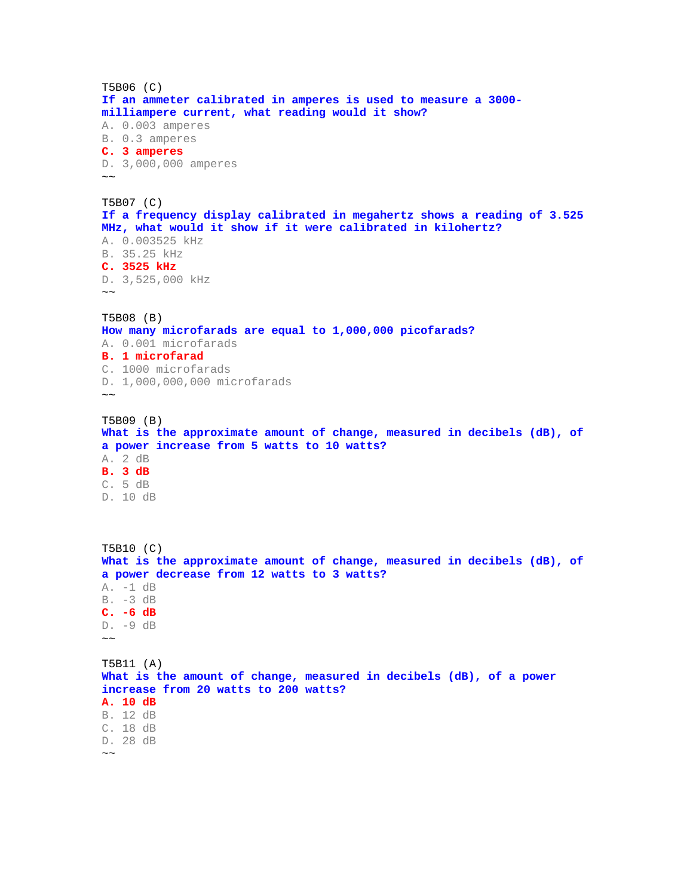T5B06 (C)
**If an ammeter calibrated in amperes is used to measure a 3000-milliampere current, what reading would it show?**
A. 0.003 amperes
B. 0.3 amperes
**C. 3 amperes**
D. 3,000,000 amperes
~~

T5B07 (C)
**If a frequency display calibrated in megahertz shows a reading of 3.525 MHz, what would it show if it were calibrated in kilohertz?**
A. 0.003525 kHz
B. 35.25 kHz
**C. 3525 kHz**
D. 3,525,000 kHz
~~

T5B08 (B)
**How many microfarads are equal to 1,000,000 picofarads?**
A. 0.001 microfarads
**B. 1 microfarad**
C. 1000 microfarads
D. 1,000,000,000 microfarads
~~

T5B09 (B)
**What is the approximate amount of change, measured in decibels (dB), of a power increase from 5 watts to 10 watts?**
A. 2 dB
**B. 3 dB**
C. 5 dB
D. 10 dB

T5B10 (C)
**What is the approximate amount of change, measured in decibels (dB), of a power decrease from 12 watts to 3 watts?**
A. -1 dB
B. -3 dB
**C. -6 dB**
D. -9 dB
~~

T5B11 (A)
**What is the amount of change, measured in decibels (dB), of a power increase from 20 watts to 200 watts?**
**A. 10 dB**
B. 12 dB
C. 18 dB
D. 28 dB
~~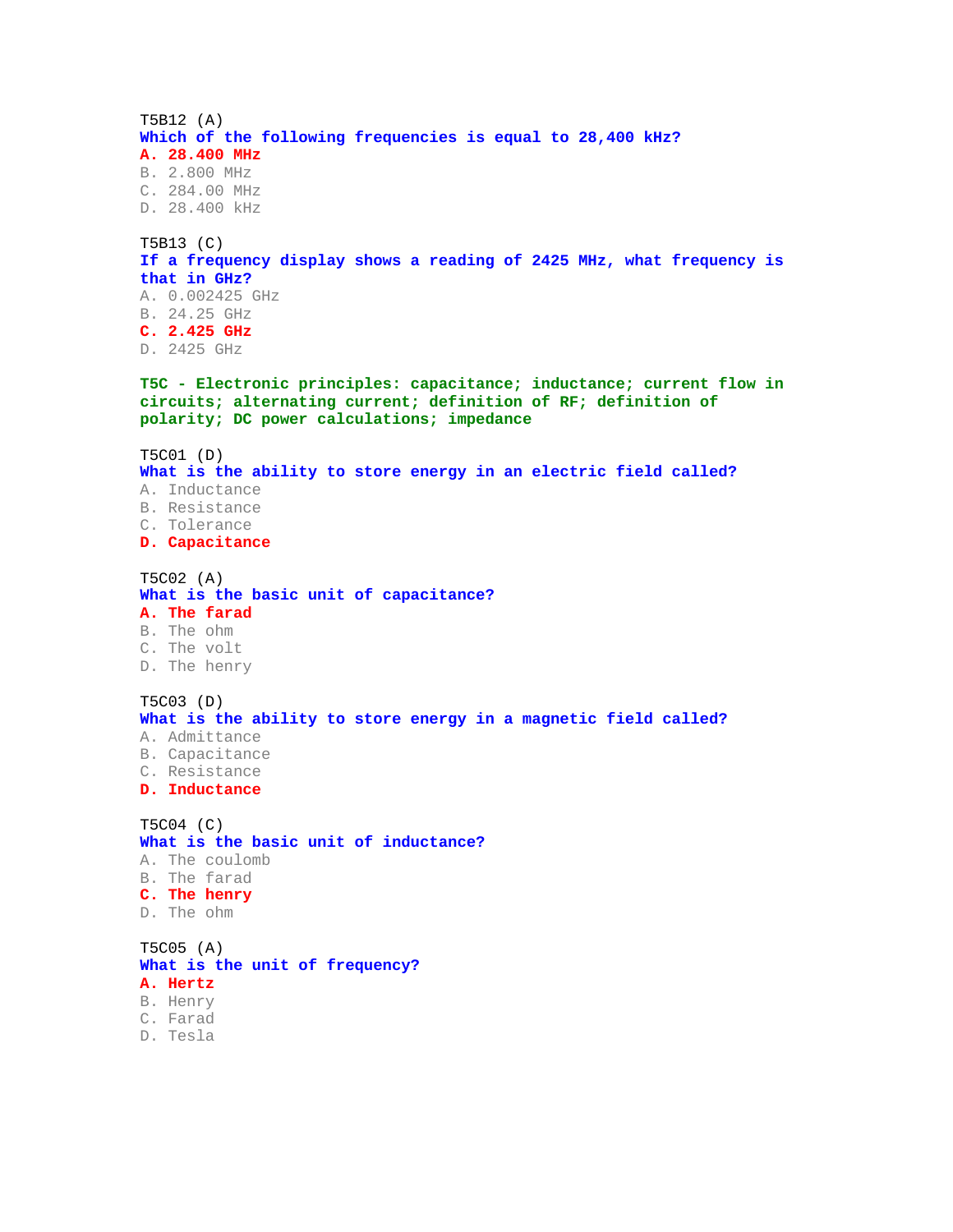T5B12 (A)
**Which of the following frequencies is equal to 28,400 kHz?**
**A. 28.400 MHz**
B. 2.800 MHz
C. 284.00 MHz
D. 28.400 kHz

T5B13 (C)
**If a frequency display shows a reading of 2425 MHz, what frequency is that in GHz?**
A. 0.002425 GHz
B. 24.25 GHz
**C. 2.425 GHz**
D. 2425 GHz

## T5C - Electronic principles: capacitance; inductance; current flow in circuits; alternating current; definition of RF; definition of polarity; DC power calculations; impedance

T5C01 (D)
**What is the ability to store energy in an electric field called?**
A. Inductance
B. Resistance
C. Tolerance
**D. Capacitance**

T5C02 (A)
**What is the basic unit of capacitance?**
**A. The farad**
B. The ohm
C. The volt
D. The henry

T5C03 (D)
**What is the ability to store energy in a magnetic field called?**
A. Admittance
B. Capacitance
C. Resistance
**D. Inductance**

T5C04 (C)
**What is the basic unit of inductance?**
A. The coulomb
B. The farad
**C. The henry**
D. The ohm

T5C05 (A)
**What is the unit of frequency?**
**A. Hertz**
B. Henry
C. Farad
D. Tesla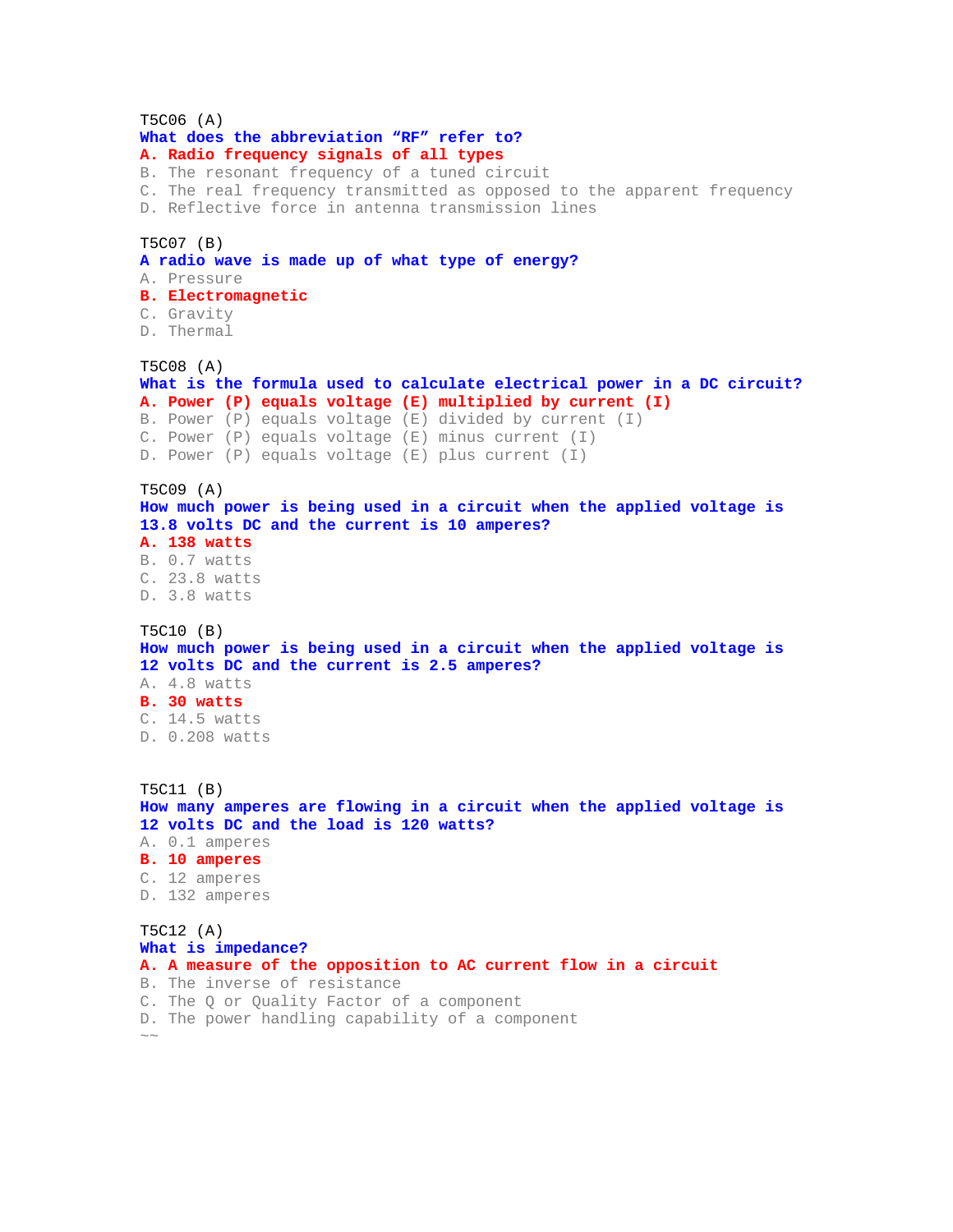T5C06 (A)
**What does the abbreviation “RF” refer to?**
**A. Radio frequency signals of all types**
B. The resonant frequency of a tuned circuit
C. The real frequency transmitted as opposed to the apparent frequency
D. Reflective force in antenna transmission lines

T5C07 (B)
**A radio wave is made up of what type of energy?**
A. Pressure
**B. Electromagnetic**
C. Gravity
D. Thermal

T5C08 (A)
**What is the formula used to calculate electrical power in a DC circuit?**
**A. Power (P) equals voltage (E) multiplied by current (I)**
B. Power (P) equals voltage (E) divided by current (I)
C. Power (P) equals voltage (E) minus current (I)
D. Power (P) equals voltage (E) plus current (I)

T5C09 (A)
**How much power is being used in a circuit when the applied voltage is 13.8 volts DC and the current is 10 amperes?**
**A. 138 watts**
B. 0.7 watts
C. 23.8 watts
D. 3.8 watts

T5C10 (B)
**How much power is being used in a circuit when the applied voltage is 12 volts DC and the current is 2.5 amperes?**
A. 4.8 watts
**B. 30 watts**
C. 14.5 watts
D. 0.208 watts

T5C11 (B)
**How many amperes are flowing in a circuit when the applied voltage is 12 volts DC and the load is 120 watts?**
A. 0.1 amperes
**B. 10 amperes**
C. 12 amperes
D. 132 amperes

T5C12 (A)
**What is impedance?**
**A. A measure of the opposition to AC current flow in a circuit**
B. The inverse of resistance
C. The Q or Quality Factor of a component
D. The power handling capability of a component
~~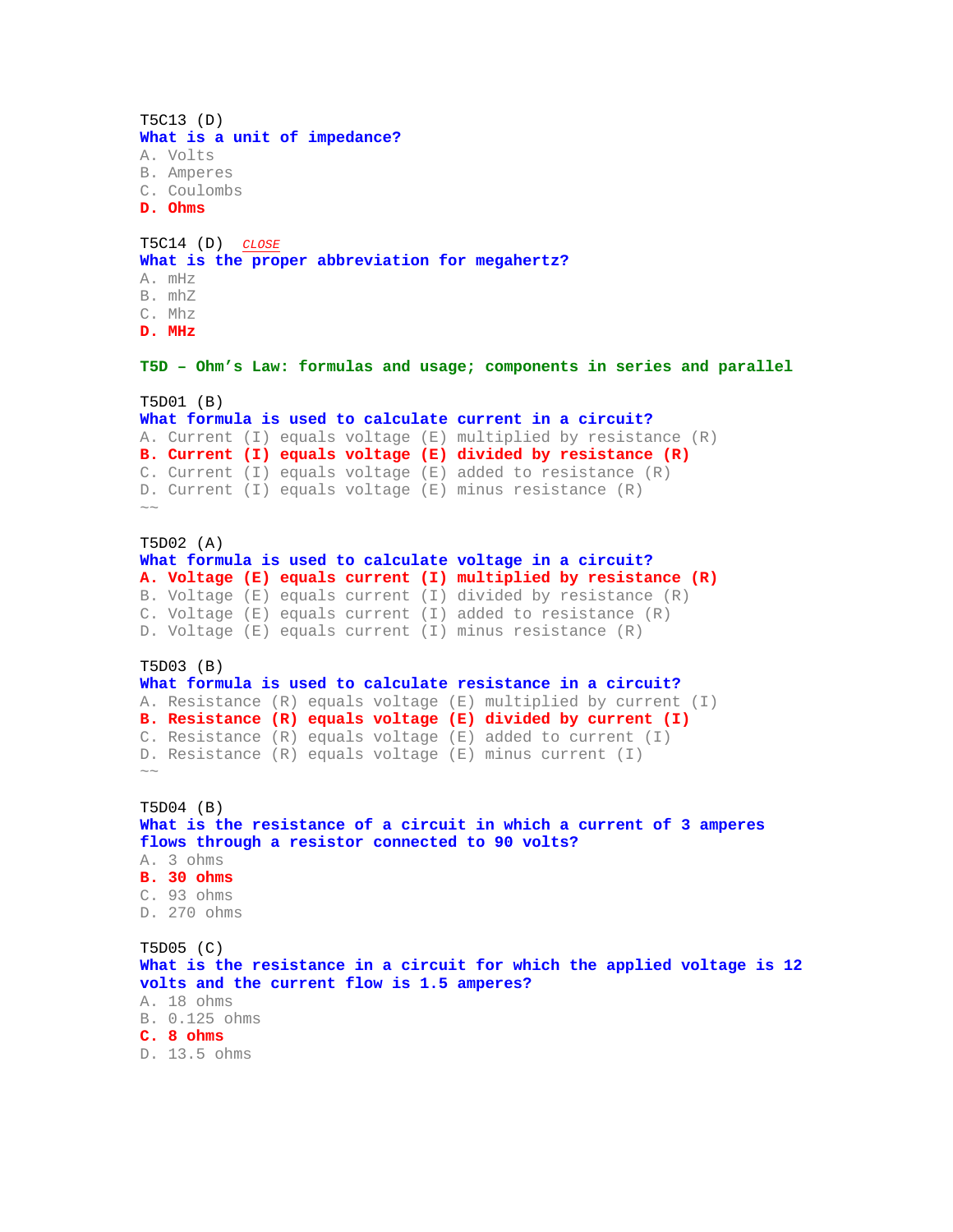T5C13 (D)
**What is a unit of impedance?**
A. Volts
B. Amperes
C. Coulombs
**D. Ohms**

T5C14 (D) *CLOSE*
**What is the proper abbreviation for megahertz?**
A. mHz
B. mhZ
C. Mhz
**D. MHz**

## T5D – Ohm's Law: formulas and usage; components in series and parallel

T5D01 (B)
**What formula is used to calculate current in a circuit?**
A. Current (I) equals voltage (E) multiplied by resistance (R)
**B. Current (I) equals voltage (E) divided by resistance (R)**
C. Current (I) equals voltage (E) added to resistance (R)
D. Current (I) equals voltage (E) minus resistance (R)
~~

T5D02 (A)
**What formula is used to calculate voltage in a circuit?**
**A. Voltage (E) equals current (I) multiplied by resistance (R)**
B. Voltage (E) equals current (I) divided by resistance (R)
C. Voltage (E) equals current (I) added to resistance (R)
D. Voltage (E) equals current (I) minus resistance (R)

T5D03 (B)
**What formula is used to calculate resistance in a circuit?**
A. Resistance (R) equals voltage (E) multiplied by current (I)
**B. Resistance (R) equals voltage (E) divided by current (I)**
C. Resistance (R) equals voltage (E) added to current (I)
D. Resistance (R) equals voltage (E) minus current (I)
~~

T5D04 (B)
**What is the resistance of a circuit in which a current of 3 amperes flows through a resistor connected to 90 volts?**
A. 3 ohms
**B. 30 ohms**
C. 93 ohms
D. 270 ohms

T5D05 (C)
**What is the resistance in a circuit for which the applied voltage is 12 volts and the current flow is 1.5 amperes?**
A. 18 ohms
B. 0.125 ohms
**C. 8 ohms**
D. 13.5 ohms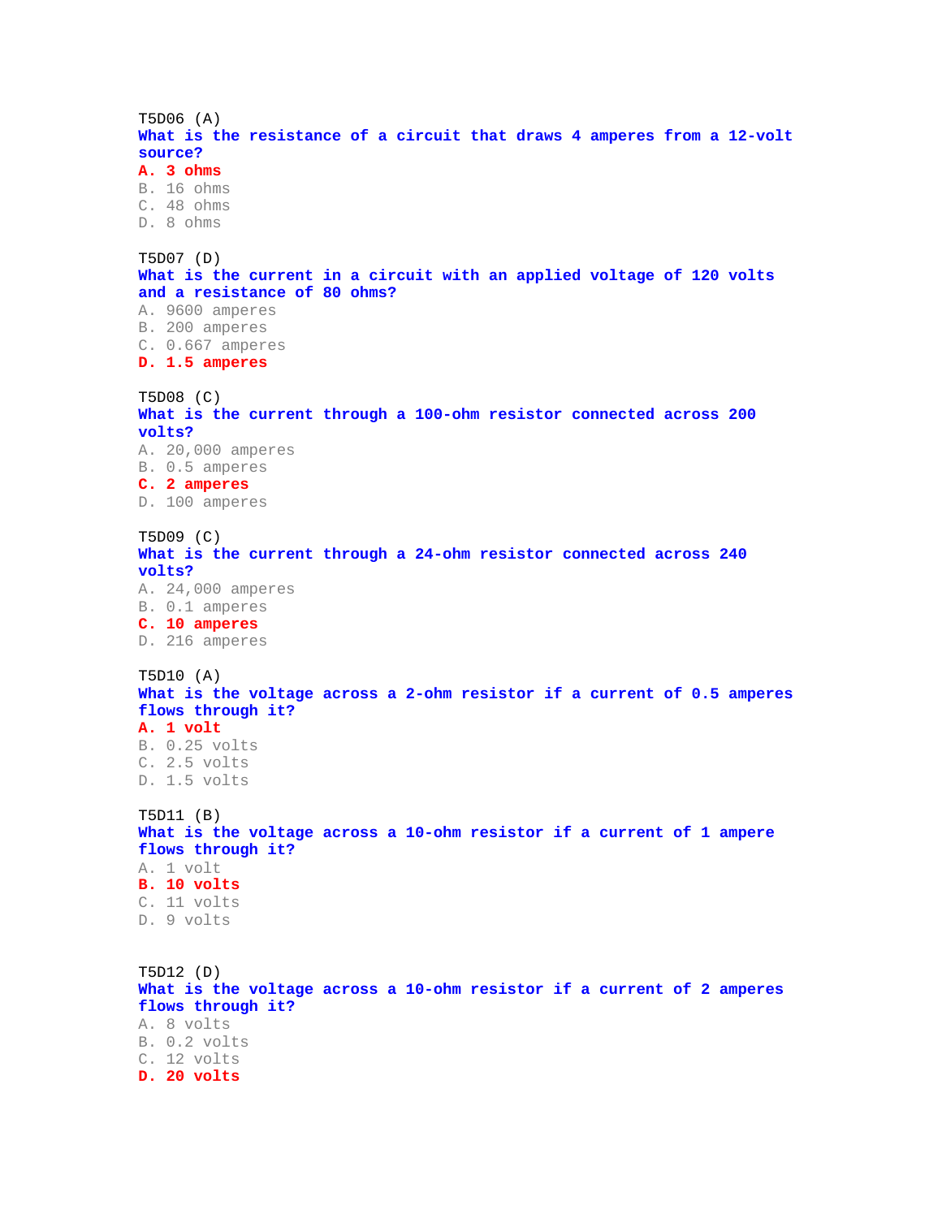T5D06 (A)
**What is the resistance of a circuit that draws 4 amperes from a 12-volt source?**
**A. 3 ohms**
B. 16 ohms
C. 48 ohms
D. 8 ohms

T5D07 (D)
**What is the current in a circuit with an applied voltage of 120 volts and a resistance of 80 ohms?**
A. 9600 amperes
B. 200 amperes
C. 0.667 amperes
**D. 1.5 amperes**

T5D08 (C)
**What is the current through a 100-ohm resistor connected across 200 volts?**
A. 20,000 amperes
B. 0.5 amperes
**C. 2 amperes**
D. 100 amperes

T5D09 (C)
**What is the current through a 24-ohm resistor connected across 240 volts?**
A. 24,000 amperes
B. 0.1 amperes
**C. 10 amperes**
D. 216 amperes

T5D10 (A)
**What is the voltage across a 2-ohm resistor if a current of 0.5 amperes flows through it?**
**A. 1 volt**
B. 0.25 volts
C. 2.5 volts
D. 1.5 volts

T5D11 (B)
**What is the voltage across a 10-ohm resistor if a current of 1 ampere flows through it?**
A. 1 volt
**B. 10 volts**
C. 11 volts
D. 9 volts

T5D12 (D)
**What is the voltage across a 10-ohm resistor if a current of 2 amperes flows through it?**
A. 8 volts
B. 0.2 volts
C. 12 volts
**D. 20 volts**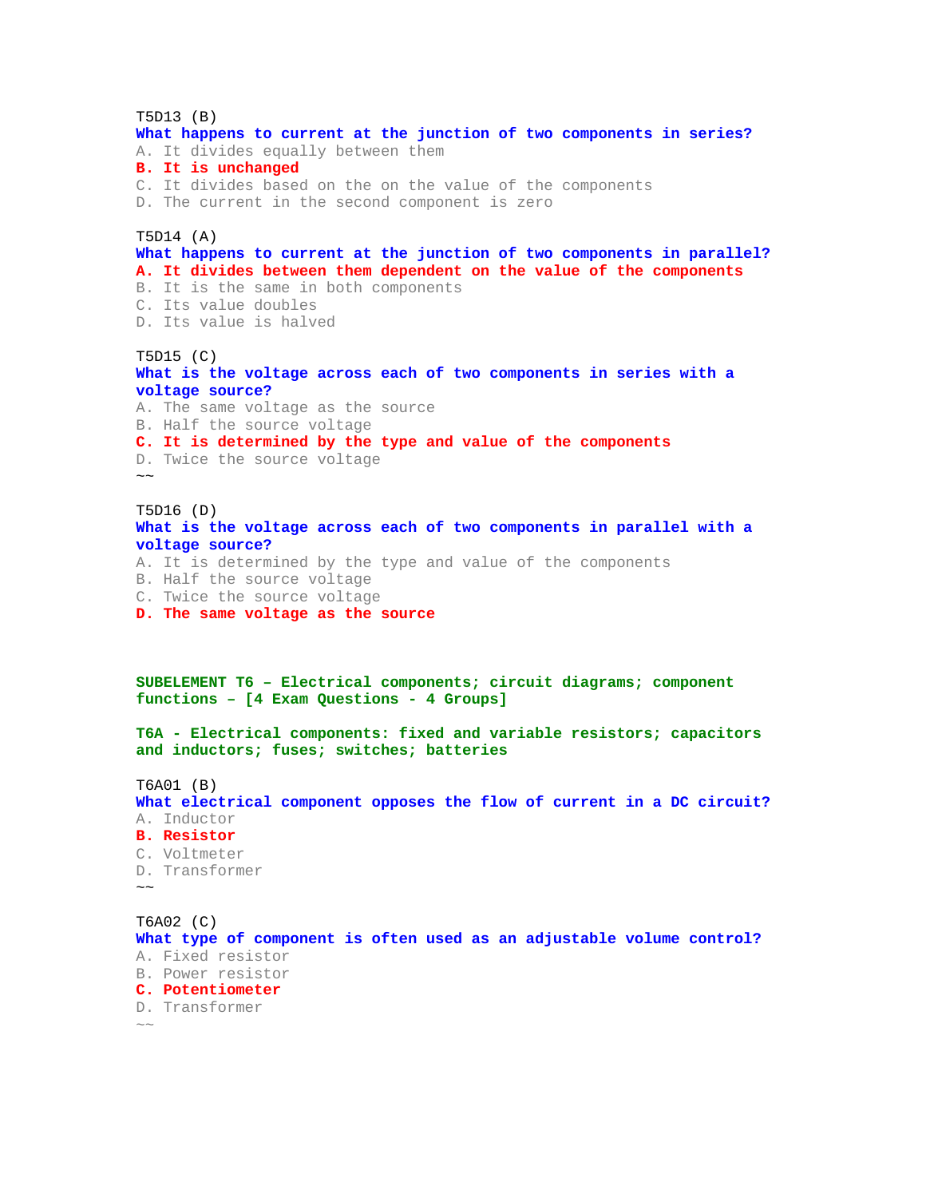T5D13 (B)
**What happens to current at the junction of two components in series?**
A. It divides equally between them
**B. It is unchanged**
C. It divides based on the on the value of the components
D. The current in the second component is zero

T5D14 (A)
**What happens to current at the junction of two components in parallel?**
**A. It divides between them dependent on the value of the components**
B. It is the same in both components
C. Its value doubles
D. Its value is halved

T5D15 (C)
**What is the voltage across each of two components in series with a voltage source?**
A. The same voltage as the source
B. Half the source voltage
**C. It is determined by the type and value of the components**
D. Twice the source voltage
~~

T5D16 (D)
**What is the voltage across each of two components in parallel with a voltage source?**
A. It is determined by the type and value of the components
B. Half the source voltage
C. Twice the source voltage
**D. The same voltage as the source**

## SUBELEMENT T6 – Electrical components; circuit diagrams; component functions – [4 Exam Questions - 4 Groups]

### T6A - Electrical components: fixed and variable resistors; capacitors and inductors; fuses; switches; batteries

T6A01 (B)
**What electrical component opposes the flow of current in a DC circuit?**
A. Inductor
**B. Resistor**
C. Voltmeter
D. Transformer
~~

T6A02 (C)
**What type of component is often used as an adjustable volume control?**
A. Fixed resistor
B. Power resistor
**C. Potentiometer**
D. Transformer
~~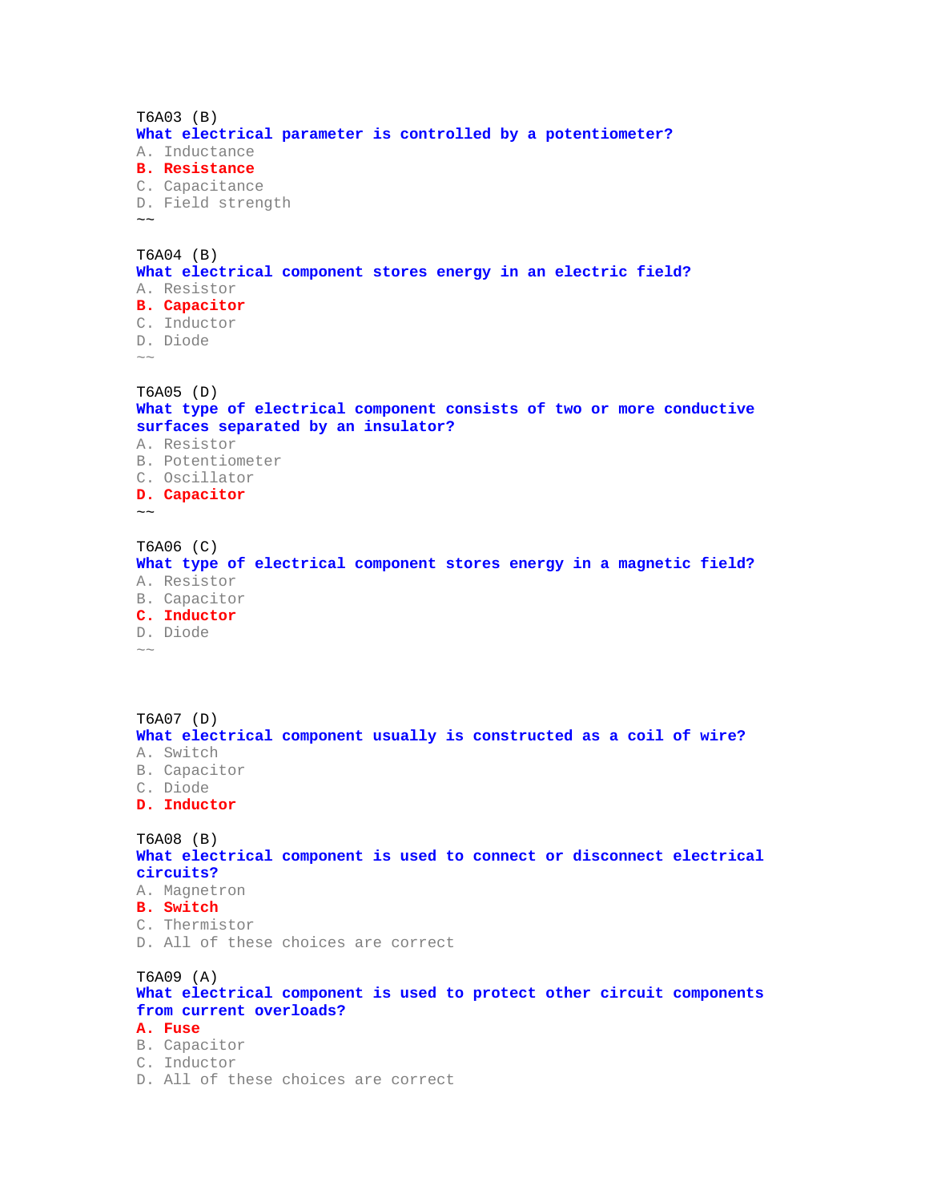T6A03 (B)
**What electrical parameter is controlled by a potentiometer?**
A. Inductance
**B. Resistance**
C. Capacitance
D. Field strength
~~

T6A04 (B)
**What electrical component stores energy in an electric field?**
A. Resistor
**B. Capacitor**
C. Inductor
D. Diode
~~

T6A05 (D)
**What type of electrical component consists of two or more conductive surfaces separated by an insulator?**
A. Resistor
B. Potentiometer
C. Oscillator
**D. Capacitor**
~~

T6A06 (C)
**What type of electrical component stores energy in a magnetic field?**
A. Resistor
B. Capacitor
**C. Inductor**
D. Diode
~~

T6A07 (D)
**What electrical component usually is constructed as a coil of wire?**
A. Switch
B. Capacitor
C. Diode
**D. Inductor**

T6A08 (B)
**What electrical component is used to connect or disconnect electrical circuits?**
A. Magnetron
**B. Switch**
C. Thermistor
D. All of these choices are correct

T6A09 (A)
**What electrical component is used to protect other circuit components from current overloads?**
**A. Fuse**
B. Capacitor
C. Inductor
D. All of these choices are correct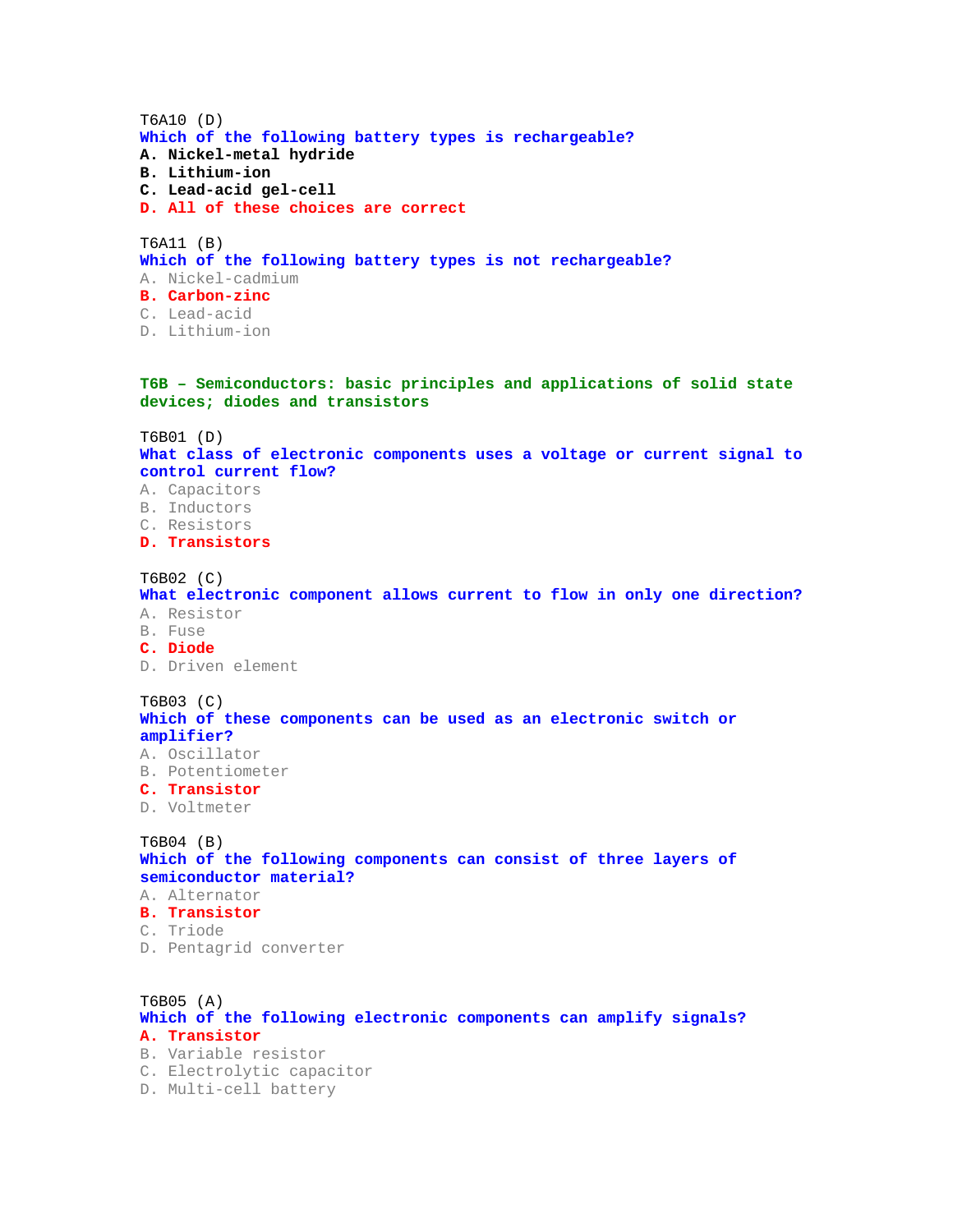T6A10 (D)
**Which of the following battery types is rechargeable?**
**A. Nickel-metal hydride**
**B. Lithium-ion**
**C. Lead-acid gel-cell**
**D. All of these choices are correct**

T6A11 (B)
**Which of the following battery types is not rechargeable?**
A. Nickel-cadmium
**B. Carbon-zinc**
C. Lead-acid
D. Lithium-ion

## T6B – Semiconductors: basic principles and applications of solid state devices; diodes and transistors

T6B01 (D)
**What class of electronic components uses a voltage or current signal to control current flow?**
A. Capacitors
B. Inductors
C. Resistors
**D. Transistors**

T6B02 (C)
**What electronic component allows current to flow in only one direction?**
A. Resistor
B. Fuse
**C. Diode**
D. Driven element

T6B03 (C)
**Which of these components can be used as an electronic switch or amplifier?**
A. Oscillator
B. Potentiometer
**C. Transistor**
D. Voltmeter

T6B04 (B)
**Which of the following components can consist of three layers of semiconductor material?**
A. Alternator
**B. Transistor**
C. Triode
D. Pentagrid converter

T6B05 (A)
**Which of the following electronic components can amplify signals?**
**A. Transistor**
B. Variable resistor
C. Electrolytic capacitor
D. Multi-cell battery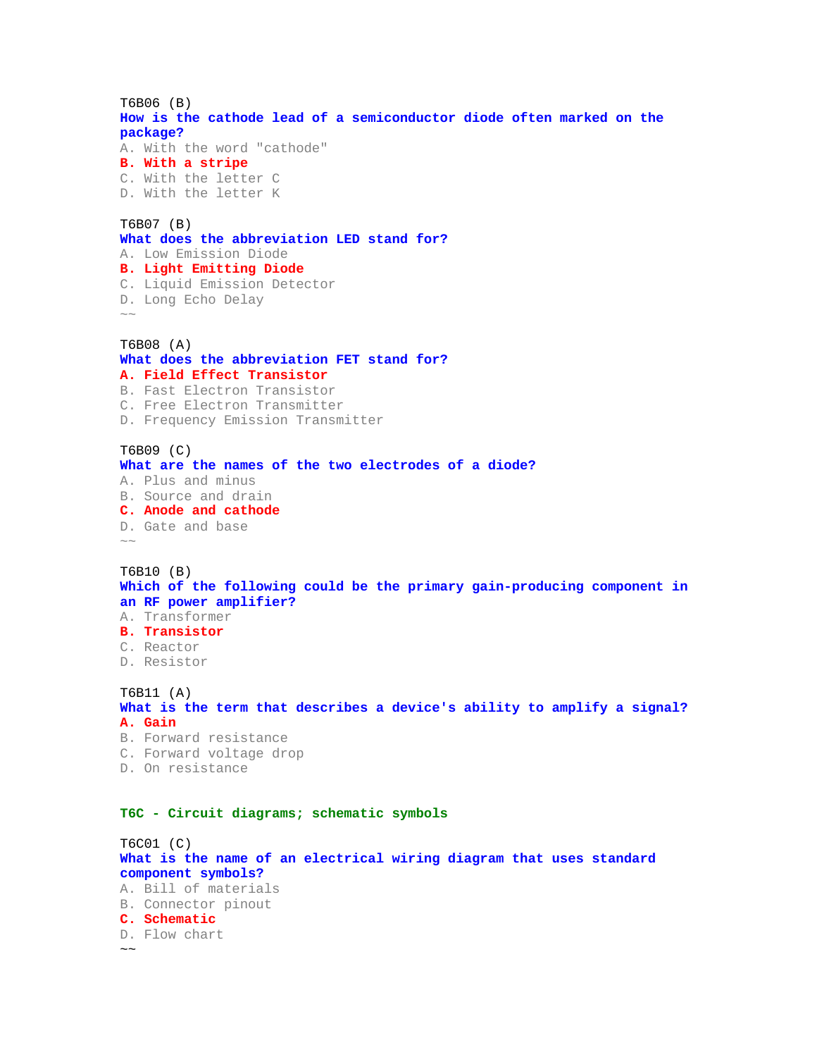T6B06 (B)
**How is the cathode lead of a semiconductor diode often marked on the package?**
A. With the word "cathode"
**B. With a stripe**
C. With the letter C
D. With the letter K

T6B07 (B)
**What does the abbreviation LED stand for?**
A. Low Emission Diode
**B. Light Emitting Diode**
C. Liquid Emission Detector
D. Long Echo Delay
~~

T6B08 (A)
**What does the abbreviation FET stand for?**
**A. Field Effect Transistor**
B. Fast Electron Transistor
C. Free Electron Transmitter
D. Frequency Emission Transmitter

T6B09 (C)
**What are the names of the two electrodes of a diode?**
A. Plus and minus
B. Source and drain
**C. Anode and cathode**
D. Gate and base
~~

T6B10 (B)
**Which of the following could be the primary gain-producing component in an RF power amplifier?**
A. Transformer
**B. Transistor**
C. Reactor
D. Resistor

T6B11 (A)
**What is the term that describes a device's ability to amplify a signal?**
**A. Gain**
B. Forward resistance
C. Forward voltage drop
D. On resistance

## T6C - Circuit diagrams; schematic symbols

T6C01 (C)
**What is the name of an electrical wiring diagram that uses standard component symbols?**
A. Bill of materials
B. Connector pinout
**C. Schematic**
D. Flow chart
~~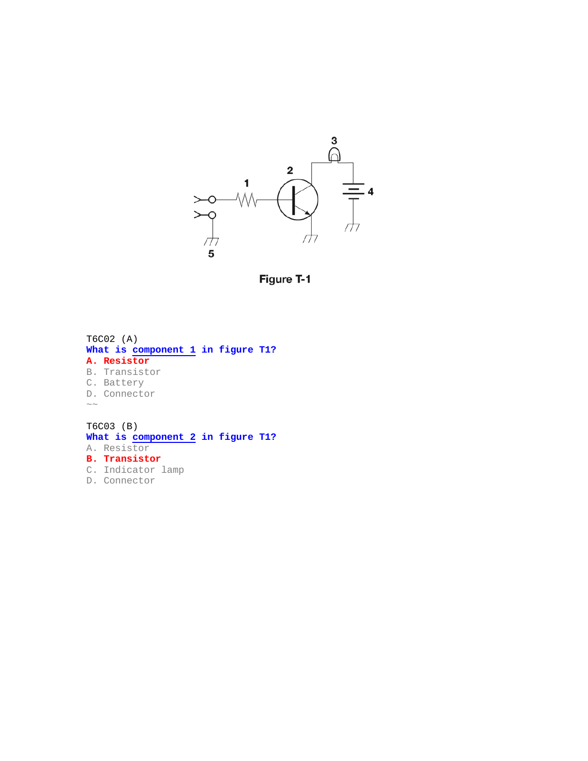Figure T-1

T6C02 (A)
**What is component 1 in figure T1?**
**A. Resistor**
B. Transistor
C. Battery
D. Connector
~~

T6C03 (B)
**What is component 2 in figure T1?**
A. Resistor
**B. Transistor**
C. Indicator lamp
D. Connector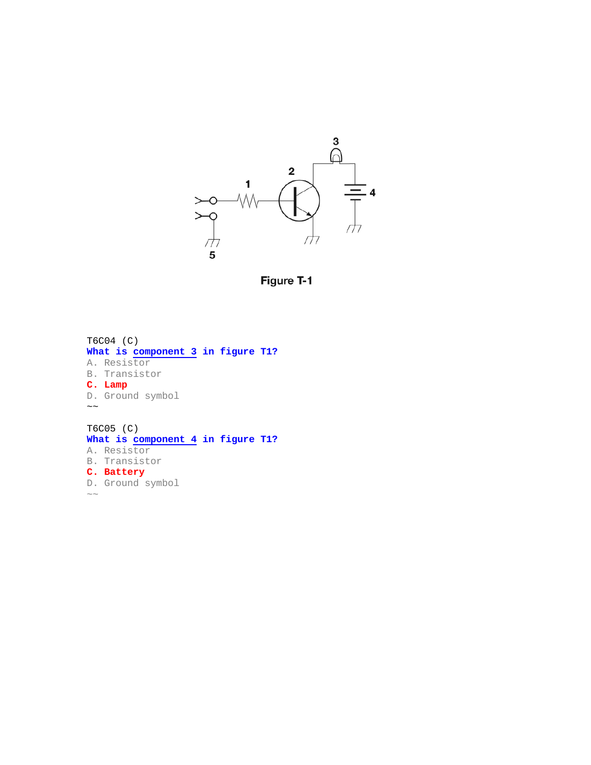Figure T-1

T6C04 (C)

**What is component 3 in figure T1?**

A. Resistor

B. Transistor

**C. Lamp**

D. Ground symbol

~~

T6C05 (C)

**What is component 4 in figure T1?**

A. Resistor

B. Transistor

**C. Battery**

D. Ground symbol

~~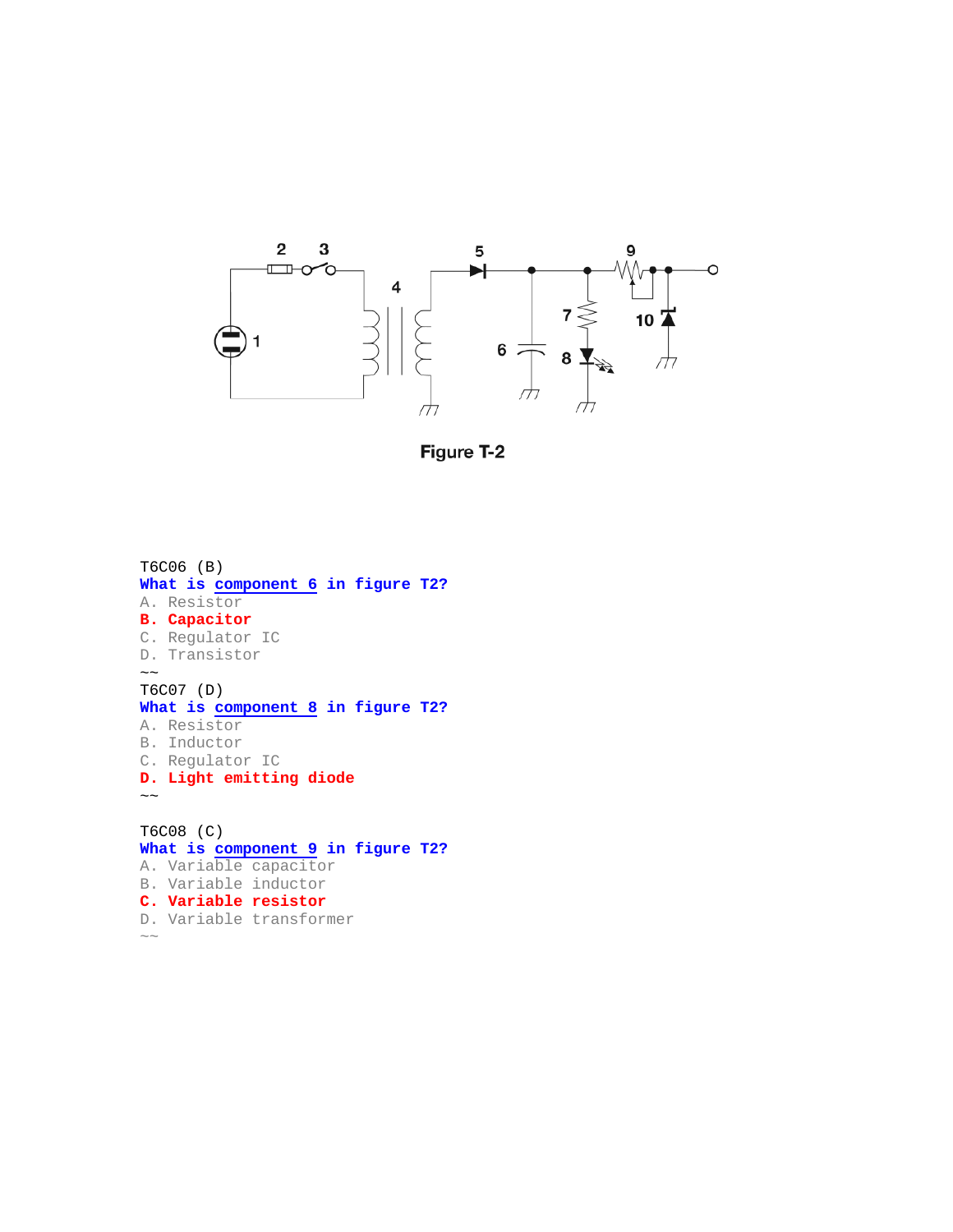Figure T-2

T6C06 (B)
**What is component 6 in figure T2?**
A. Resistor
**B. Capacitor**
C. Regulator IC
D. Transistor
~~
T6C07 (D)
**What is component 8 in figure T2?**
A. Resistor
B. Inductor
C. Regulator IC
**D. Light emitting diode**
~~

T6C08 (C)
**What is component 9 in figure T2?**
A. Variable capacitor
B. Variable inductor
**C. Variable resistor**
D. Variable transformer
~~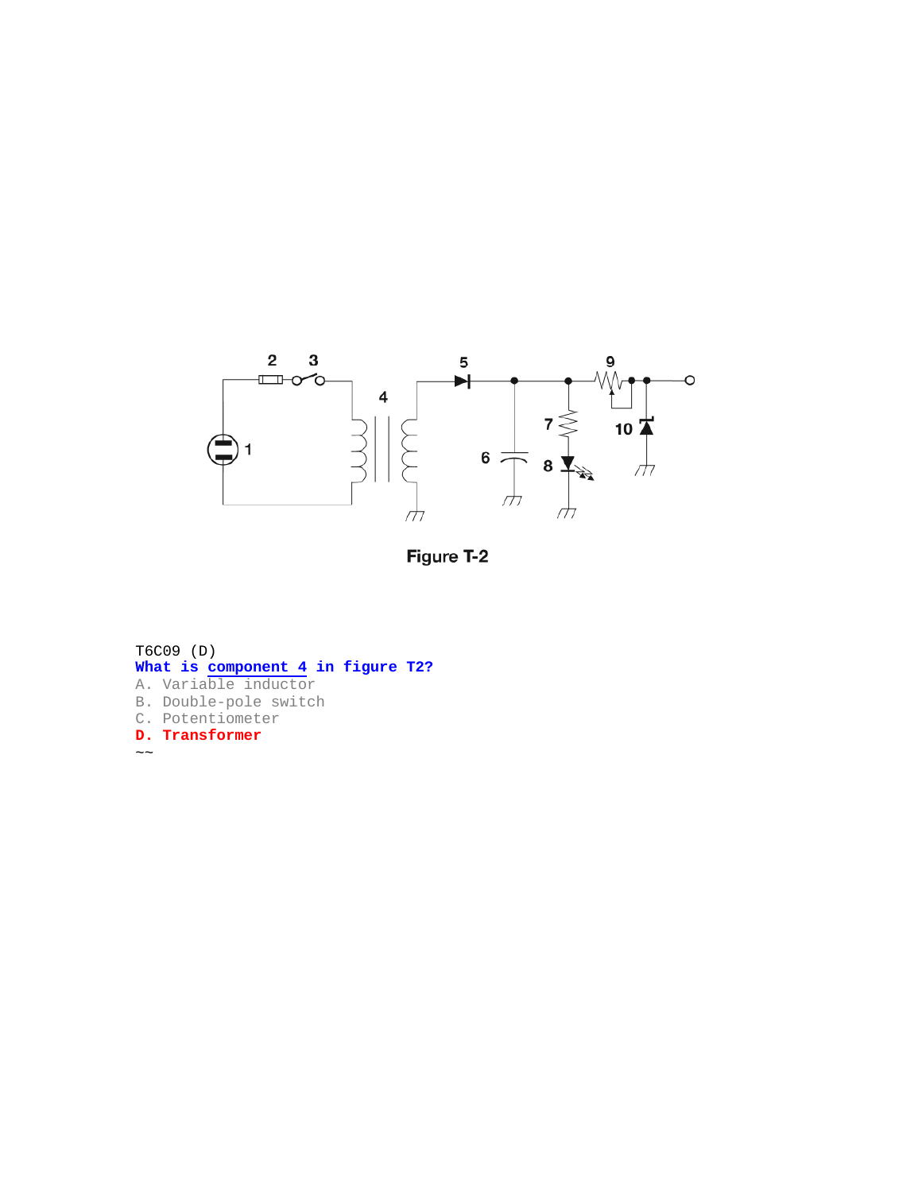Figure T-2

T6C09 (D)

**What is component 4 in figure T2?**

A. Variable inductor

B. Double-pole switch

C. Potentiometer

**D. Transformer**

~~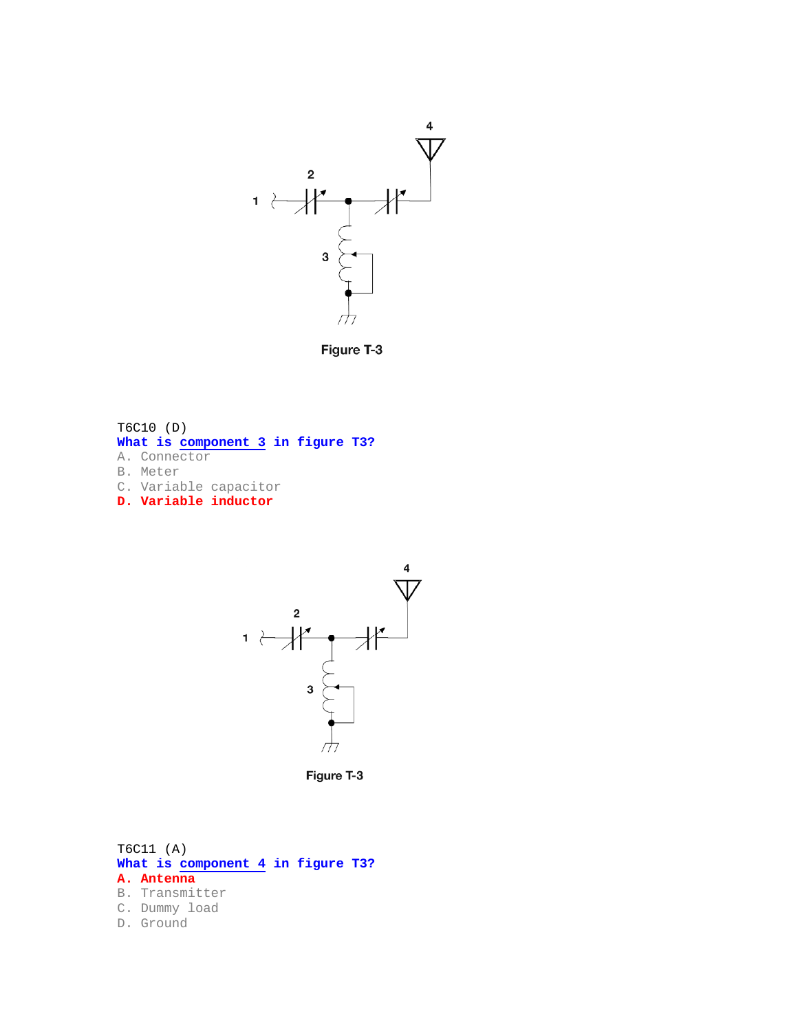1

2

3

4

Figure T-3

T6C10 (D)

**What is component 3 in figure T3?**

A. Connector

B. Meter

C. Variable capacitor

**D. Variable inductor**

1

2

3

4

Figure T-3

T6C11 (A)

**What is component 4 in figure T3?**

**A. Antenna**

B. Transmitter

C. Dummy load

D. Ground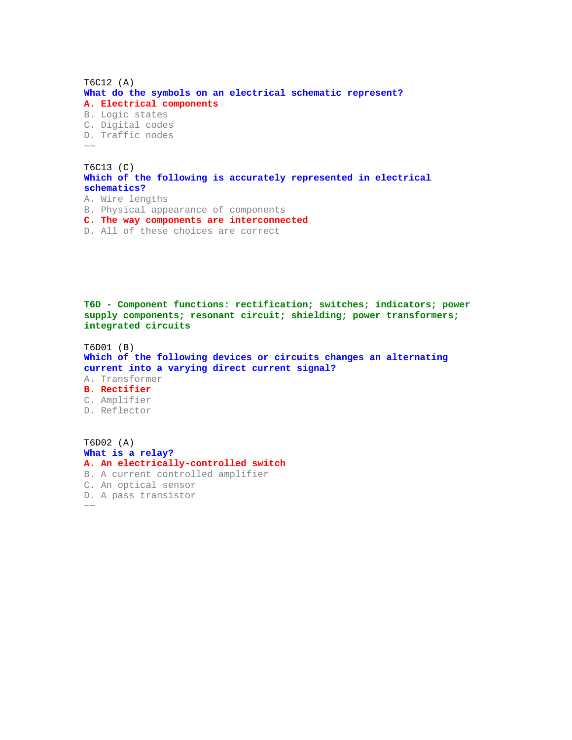T6C12 (A)
**What do the symbols on an electrical schematic represent?**
**A. Electrical components**
B. Logic states
C. Digital codes
D. Traffic nodes
~~

T6C13 (C)
**Which of the following is accurately represented in electrical schematics?**
A. Wire lengths
B. Physical appearance of components
**C. The way components are interconnected**
D. All of these choices are correct

## T6D - Component functions: rectification; switches; indicators; power supply components; resonant circuit; shielding; power transformers; integrated circuits

T6D01 (B)
**Which of the following devices or circuits changes an alternating current into a varying direct current signal?**
A. Transformer
**B. Rectifier**
C. Amplifier
D. Reflector

T6D02 (A)
**What is a relay?**
**A. An electrically-controlled switch**
B. A current controlled amplifier
C. An optical sensor
D. A pass transistor
~~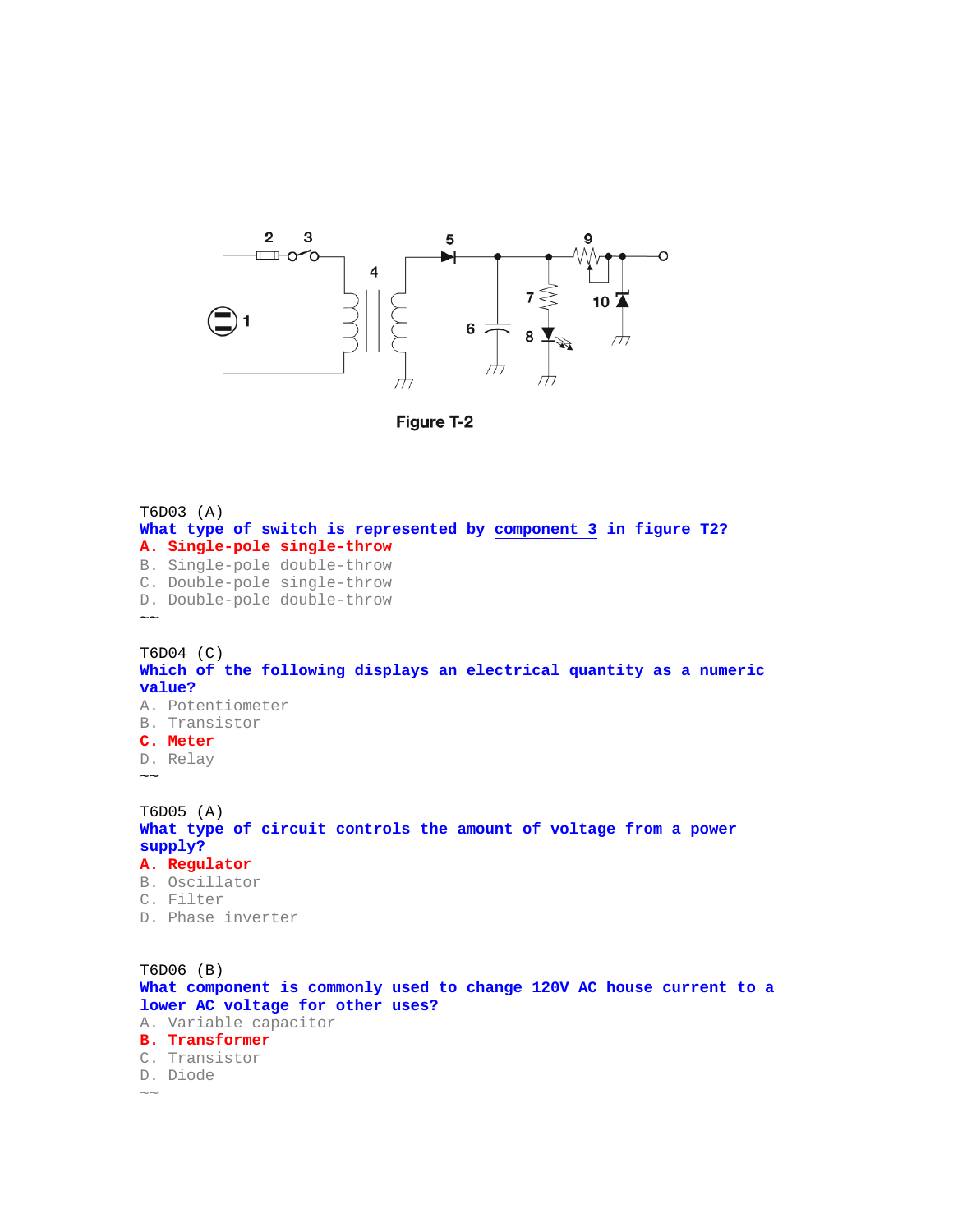Figure T-2

T6D03 (A)
**What type of switch is represented by component 3 in figure T2?**
**A. Single-pole single-throw**
B. Single-pole double-throw
C. Double-pole single-throw
D. Double-pole double-throw
~~

T6D04 (C)
**Which of the following displays an electrical quantity as a numeric value?**
A. Potentiometer
B. Transistor
**C. Meter**
D. Relay
~~

T6D05 (A)
**What type of circuit controls the amount of voltage from a power supply?**
**A. Regulator**
B. Oscillator
C. Filter
D. Phase inverter

T6D06 (B)
**What component is commonly used to change 120V AC house current to a lower AC voltage for other uses?**
A. Variable capacitor
**B. Transformer**
C. Transistor
D. Diode
~~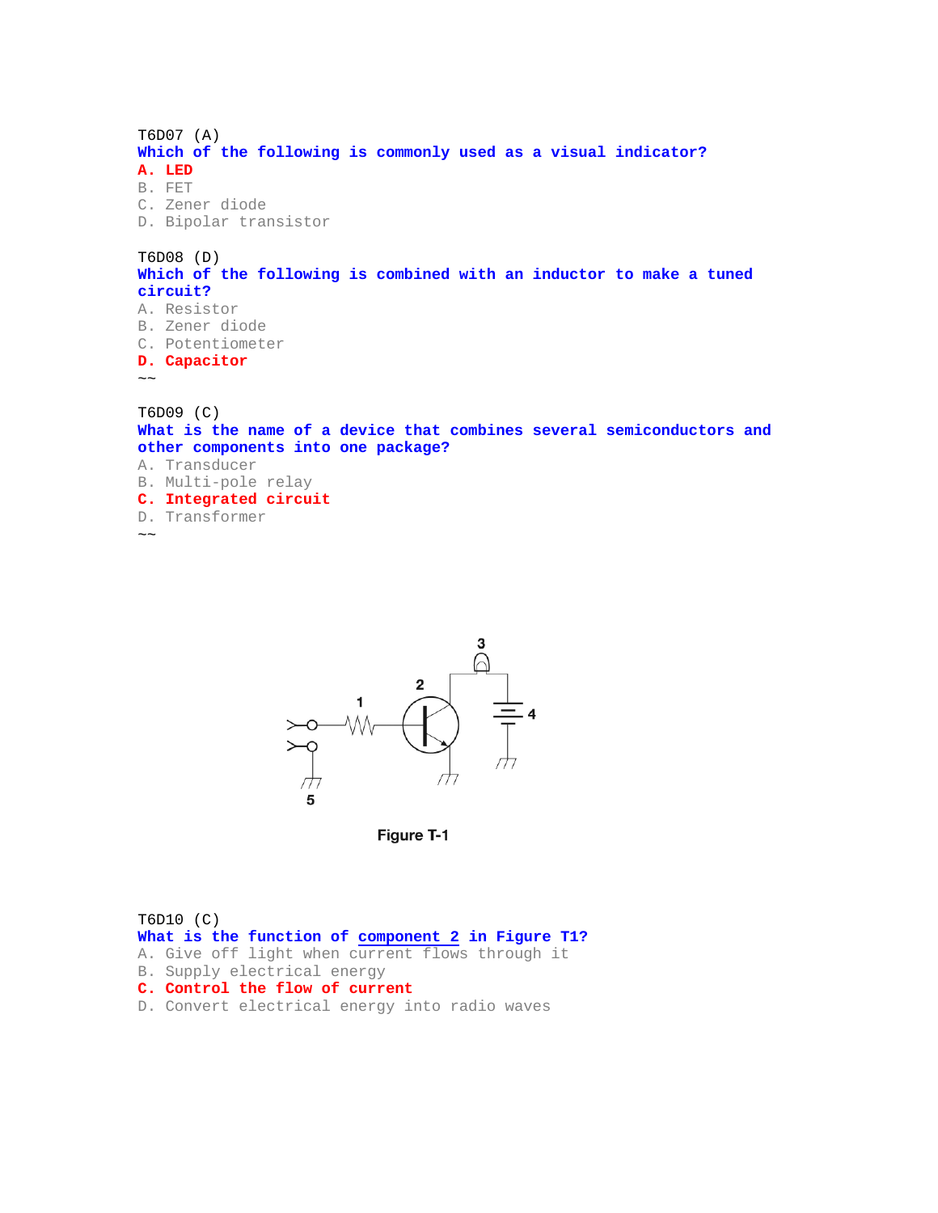T6D07 (A)
**Which of the following is commonly used as a visual indicator?**
**A. LED**
B. FET
C. Zener diode
D. Bipolar transistor

T6D08 (D)
**Which of the following is combined with an inductor to make a tuned circuit?**
A. Resistor
B. Zener diode
C. Potentiometer
**D. Capacitor**
~~

T6D09 (C)
**What is the name of a device that combines several semiconductors and other components into one package?**
A. Transducer
B. Multi-pole relay
**C. Integrated circuit**
D. Transformer
~~

Figure T-1

T6D10 (C)
**What is the function of component 2 in Figure T1?**
A. Give off light when current flows through it
B. Supply electrical energy
**C. Control the flow of current**
D. Convert electrical energy into radio waves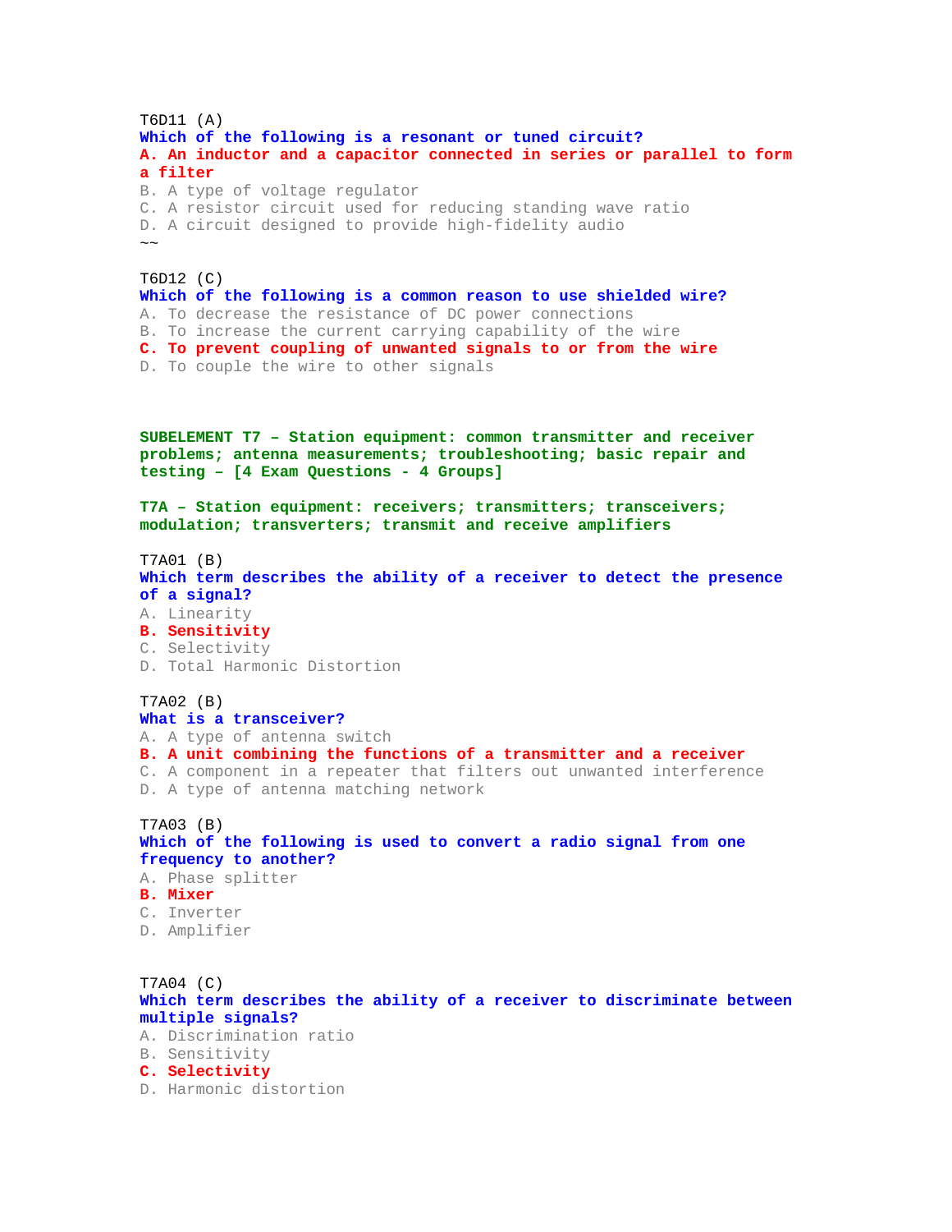T6D11 (A)
**Which of the following is a resonant or tuned circuit?**
**A. An inductor and a capacitor connected in series or parallel to form a filter**
B. A type of voltage regulator
C. A resistor circuit used for reducing standing wave ratio
D. A circuit designed to provide high-fidelity audio
~~

T6D12 (C)
**Which of the following is a common reason to use shielded wire?**
A. To decrease the resistance of DC power connections
B. To increase the current carrying capability of the wire
**C. To prevent coupling of unwanted signals to or from the wire**
D. To couple the wire to other signals

## SUBELEMENT T7 – Station equipment: common transmitter and receiver problems; antenna measurements; troubleshooting; basic repair and testing – [4 Exam Questions - 4 Groups]

### T7A – Station equipment: receivers; transmitters; transceivers; modulation; transverters; transmit and receive amplifiers

T7A01 (B)
**Which term describes the ability of a receiver to detect the presence of a signal?**
A. Linearity
**B. Sensitivity**
C. Selectivity
D. Total Harmonic Distortion

T7A02 (B)
**What is a transceiver?**
A. A type of antenna switch
**B. A unit combining the functions of a transmitter and a receiver**
C. A component in a repeater that filters out unwanted interference
D. A type of antenna matching network

T7A03 (B)
**Which of the following is used to convert a radio signal from one frequency to another?**
A. Phase splitter
**B. Mixer**
C. Inverter
D. Amplifier

T7A04 (C)
**Which term describes the ability of a receiver to discriminate between multiple signals?**
A. Discrimination ratio
B. Sensitivity
**C. Selectivity**
D. Harmonic distortion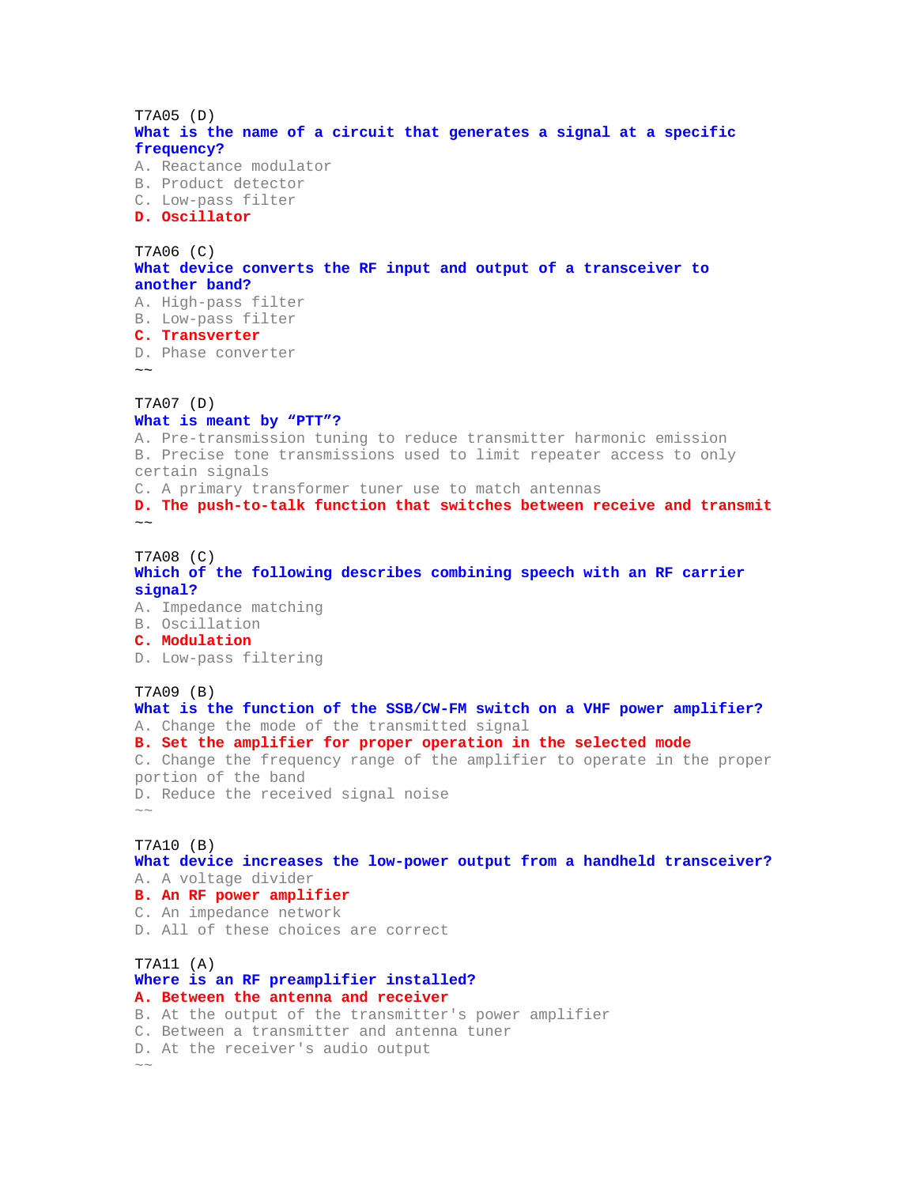T7A05 (D)
**What is the name of a circuit that generates a signal at a specific frequency?**
A. Reactance modulator
B. Product detector
C. Low-pass filter
**D. Oscillator**

T7A06 (C)
**What device converts the RF input and output of a transceiver to another band?**
A. High-pass filter
B. Low-pass filter
**C. Transverter**
D. Phase converter
~~

T7A07 (D)
**What is meant by “PTT”?**
A. Pre-transmission tuning to reduce transmitter harmonic emission
B. Precise tone transmissions used to limit repeater access to only certain signals
C. A primary transformer tuner use to match antennas
**D. The push-to-talk function that switches between receive and transmit**
~~

T7A08 (C)
**Which of the following describes combining speech with an RF carrier signal?**
A. Impedance matching
B. Oscillation
**C. Modulation**
D. Low-pass filtering

T7A09 (B)
**What is the function of the SSB/CW-FM switch on a VHF power amplifier?**
A. Change the mode of the transmitted signal
**B. Set the amplifier for proper operation in the selected mode**
C. Change the frequency range of the amplifier to operate in the proper portion of the band
D. Reduce the received signal noise
~~

T7A10 (B)
**What device increases the low-power output from a handheld transceiver?**
A. A voltage divider
**B. An RF power amplifier**
C. An impedance network
D. All of these choices are correct

T7A11 (A)
**Where is an RF preamplifier installed?**
**A. Between the antenna and receiver**
B. At the output of the transmitter's power amplifier
C. Between a transmitter and antenna tuner
D. At the receiver's audio output
~~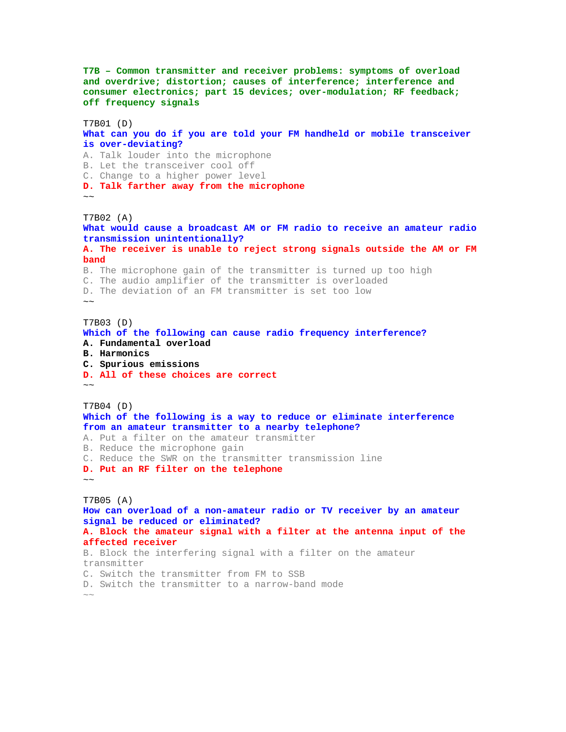**T7B – Common transmitter and receiver problems: symptoms of overload and overdrive; distortion; causes of interference; interference and consumer electronics; part 15 devices; over-modulation; RF feedback; off frequency signals**

T7B01 (D)
**What can you do if you are told your FM handheld or mobile transceiver is over-deviating?**
A. Talk louder into the microphone
B. Let the transceiver cool off
C. Change to a higher power level
**D. Talk farther away from the microphone**
~~

T7B02 (A)
**What would cause a broadcast AM or FM radio to receive an amateur radio transmission unintentionally?**
**A. The receiver is unable to reject strong signals outside the AM or FM band**
B. The microphone gain of the transmitter is turned up too high
C. The audio amplifier of the transmitter is overloaded
D. The deviation of an FM transmitter is set too low
~~

T7B03 (D)
**Which of the following can cause radio frequency interference?**
**A. Fundamental overload**
**B. Harmonics**
**C. Spurious emissions**
**D. All of these choices are correct**
~~

T7B04 (D)
**Which of the following is a way to reduce or eliminate interference from an amateur transmitter to a nearby telephone?**
A. Put a filter on the amateur transmitter
B. Reduce the microphone gain
C. Reduce the SWR on the transmitter transmission line
**D. Put an RF filter on the telephone**
~~

T7B05 (A)
**How can overload of a non-amateur radio or TV receiver by an amateur signal be reduced or eliminated?**
**A. Block the amateur signal with a filter at the antenna input of the affected receiver**
B. Block the interfering signal with a filter on the amateur transmitter
C. Switch the transmitter from FM to SSB
D. Switch the transmitter to a narrow-band mode
~~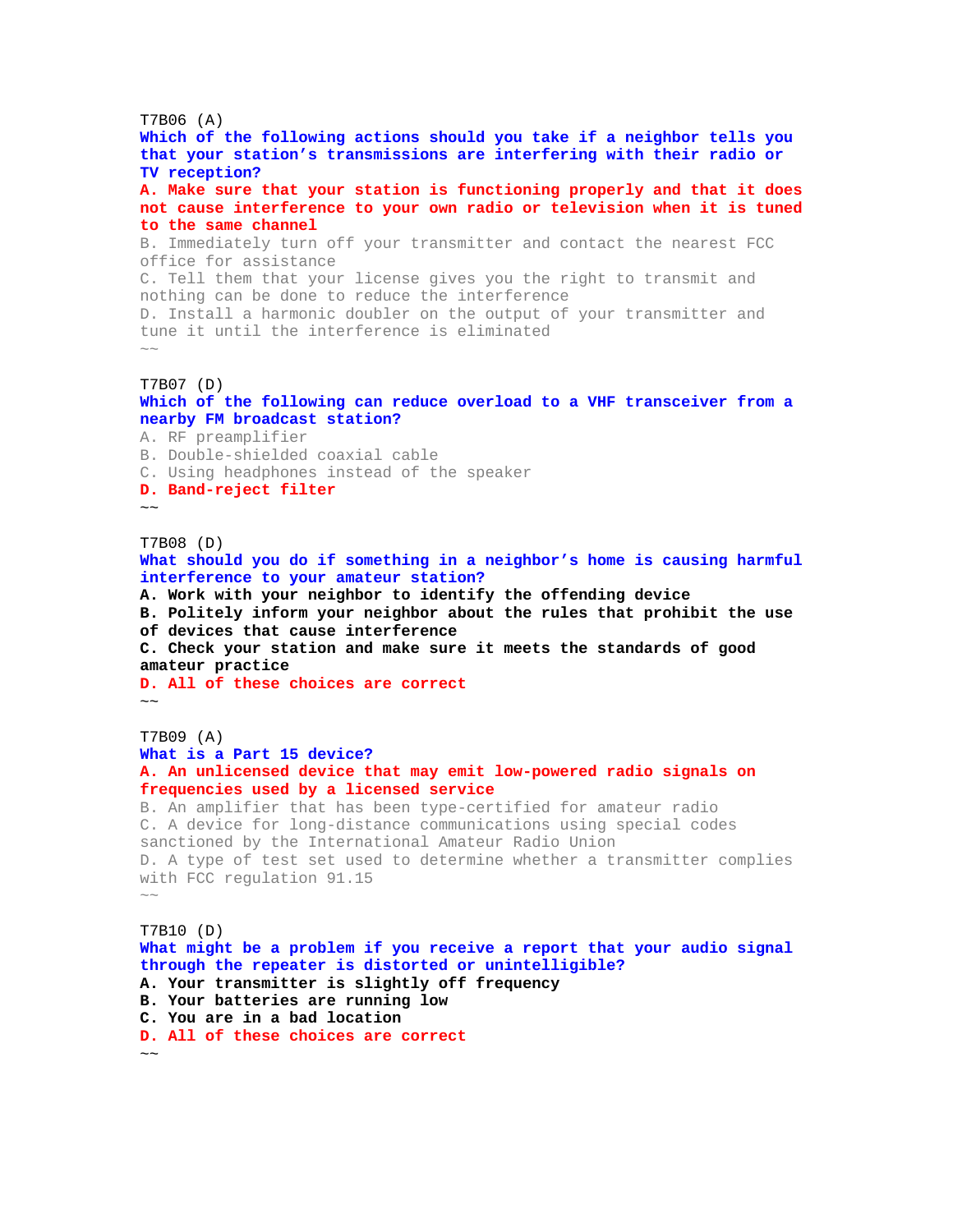T7B06 (A)

**Which of the following actions should you take if a neighbor tells you that your station's transmissions are interfering with their radio or TV reception?**

**A. Make sure that your station is functioning properly and that it does not cause interference to your own radio or television when it is tuned to the same channel**

B. Immediately turn off your transmitter and contact the nearest FCC office for assistance

C. Tell them that your license gives you the right to transmit and nothing can be done to reduce the interference

D. Install a harmonic doubler on the output of your transmitter and tune it until the interference is eliminated

~~

T7B07 (D)

**Which of the following can reduce overload to a VHF transceiver from a nearby FM broadcast station?**

A. RF preamplifier

B. Double-shielded coaxial cable

C. Using headphones instead of the speaker

**D. Band-reject filter**

~~

T7B08 (D)

**What should you do if something in a neighbor's home is causing harmful interference to your amateur station?**

**A. Work with your neighbor to identify the offending device**

**B. Politely inform your neighbor about the rules that prohibit the use of devices that cause interference**

**C. Check your station and make sure it meets the standards of good amateur practice**

**D. All of these choices are correct**

~~

T7B09 (A)

**What is a Part 15 device?**

**A. An unlicensed device that may emit low-powered radio signals on frequencies used by a licensed service**

B. An amplifier that has been type-certified for amateur radio

C. A device for long-distance communications using special codes sanctioned by the International Amateur Radio Union

D. A type of test set used to determine whether a transmitter complies with FCC regulation 91.15

~~

T7B10 (D)

**What might be a problem if you receive a report that your audio signal through the repeater is distorted or unintelligible?**

**A. Your transmitter is slightly off frequency**

**B. Your batteries are running low**

**C. You are in a bad location**

**D. All of these choices are correct**

~~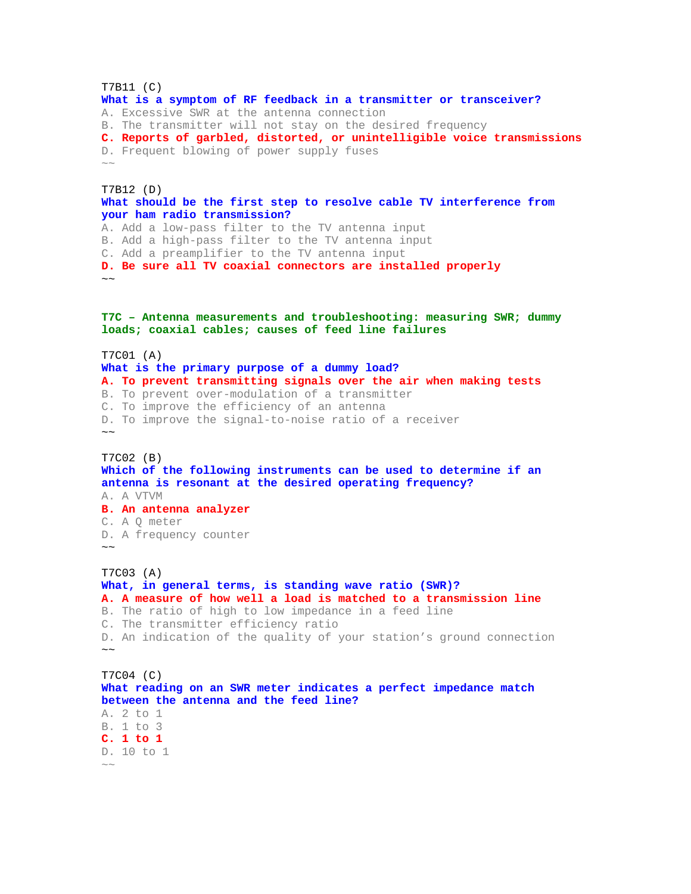T7B11 (C)
**What is a symptom of RF feedback in a transmitter or transceiver?**
A. Excessive SWR at the antenna connection
B. The transmitter will not stay on the desired frequency
**C. Reports of garbled, distorted, or unintelligible voice transmissions**
D. Frequent blowing of power supply fuses
~~

T7B12 (D)
**What should be the first step to resolve cable TV interference from your ham radio transmission?**
A. Add a low-pass filter to the TV antenna input
B. Add a high-pass filter to the TV antenna input
C. Add a preamplifier to the TV antenna input
**D. Be sure all TV coaxial connectors are installed properly**
~~

## T7C – Antenna measurements and troubleshooting: measuring SWR; dummy loads; coaxial cables; causes of feed line failures

T7C01 (A)
**What is the primary purpose of a dummy load?**
**A. To prevent transmitting signals over the air when making tests**
B. To prevent over-modulation of a transmitter
C. To improve the efficiency of an antenna
D. To improve the signal-to-noise ratio of a receiver
~~

T7C02 (B)
**Which of the following instruments can be used to determine if an antenna is resonant at the desired operating frequency?**
A. A VTVM
**B. An antenna analyzer**
C. A Q meter
D. A frequency counter
~~

T7C03 (A)
**What, in general terms, is standing wave ratio (SWR)?**
**A. A measure of how well a load is matched to a transmission line**
B. The ratio of high to low impedance in a feed line
C. The transmitter efficiency ratio
D. An indication of the quality of your station’s ground connection
~~

T7C04 (C)
**What reading on an SWR meter indicates a perfect impedance match between the antenna and the feed line?**
A. 2 to 1
B. 1 to 3
**C. 1 to 1**
D. 10 to 1
~~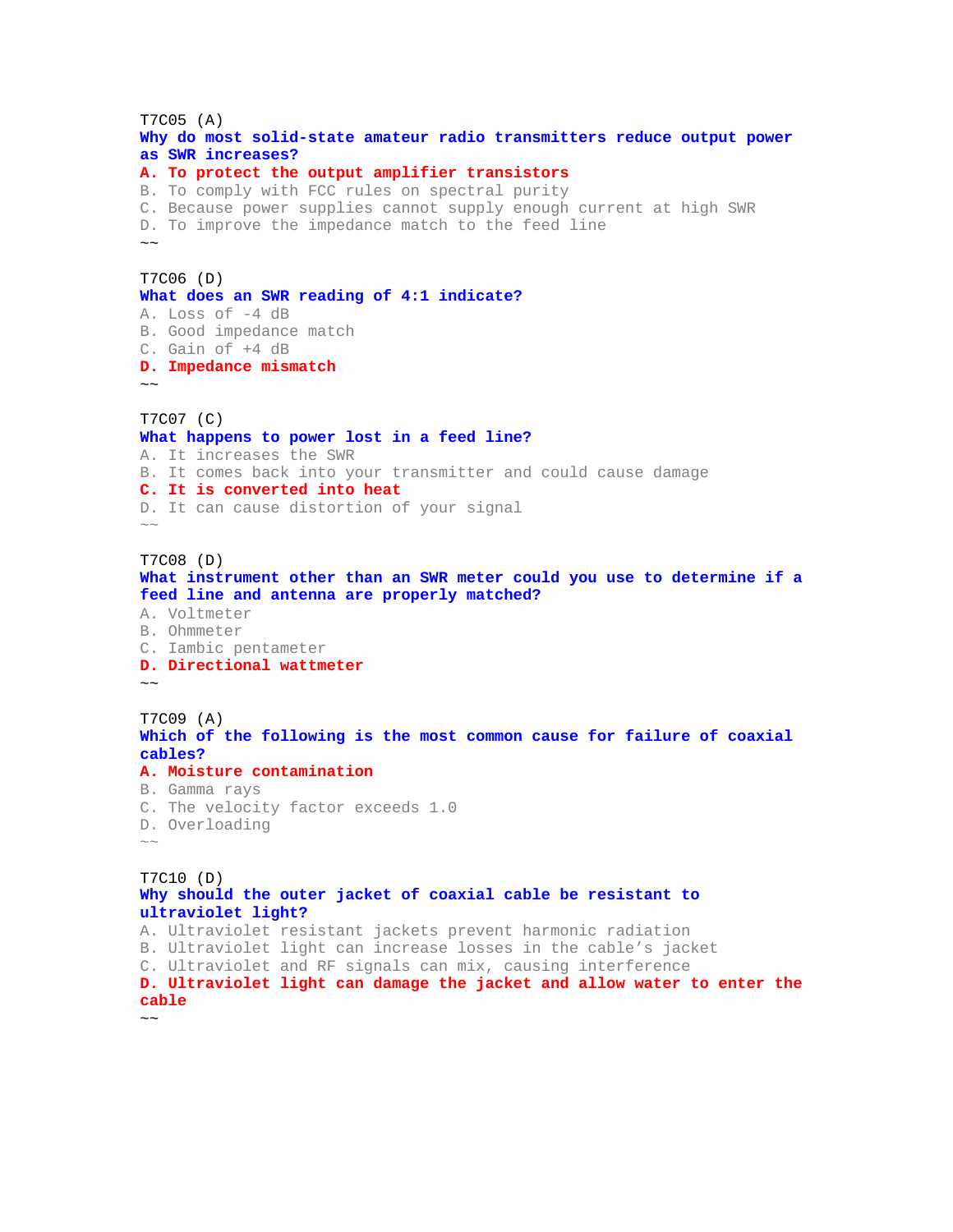T7C05 (A)
**Why do most solid-state amateur radio transmitters reduce output power as SWR increases?**
**A. To protect the output amplifier transistors**
B. To comply with FCC rules on spectral purity
C. Because power supplies cannot supply enough current at high SWR
D. To improve the impedance match to the feed line
~~

T7C06 (D)
**What does an SWR reading of 4:1 indicate?**
A. Loss of -4 dB
B. Good impedance match
C. Gain of +4 dB
**D. Impedance mismatch**
~~

T7C07 (C)
**What happens to power lost in a feed line?**
A. It increases the SWR
B. It comes back into your transmitter and could cause damage
**C. It is converted into heat**
D. It can cause distortion of your signal
~~

T7C08 (D)
**What instrument other than an SWR meter could you use to determine if a feed line and antenna are properly matched?**
A. Voltmeter
B. Ohmmeter
C. Iambic pentameter
**D. Directional wattmeter**
~~

T7C09 (A)
**Which of the following is the most common cause for failure of coaxial cables?**
**A. Moisture contamination**
B. Gamma rays
C. The velocity factor exceeds 1.0
D. Overloading
~~

T7C10 (D)
**Why should the outer jacket of coaxial cable be resistant to ultraviolet light?**
A. Ultraviolet resistant jackets prevent harmonic radiation
B. Ultraviolet light can increase losses in the cable's jacket
C. Ultraviolet and RF signals can mix, causing interference
**D. Ultraviolet light can damage the jacket and allow water to enter the cable**
~~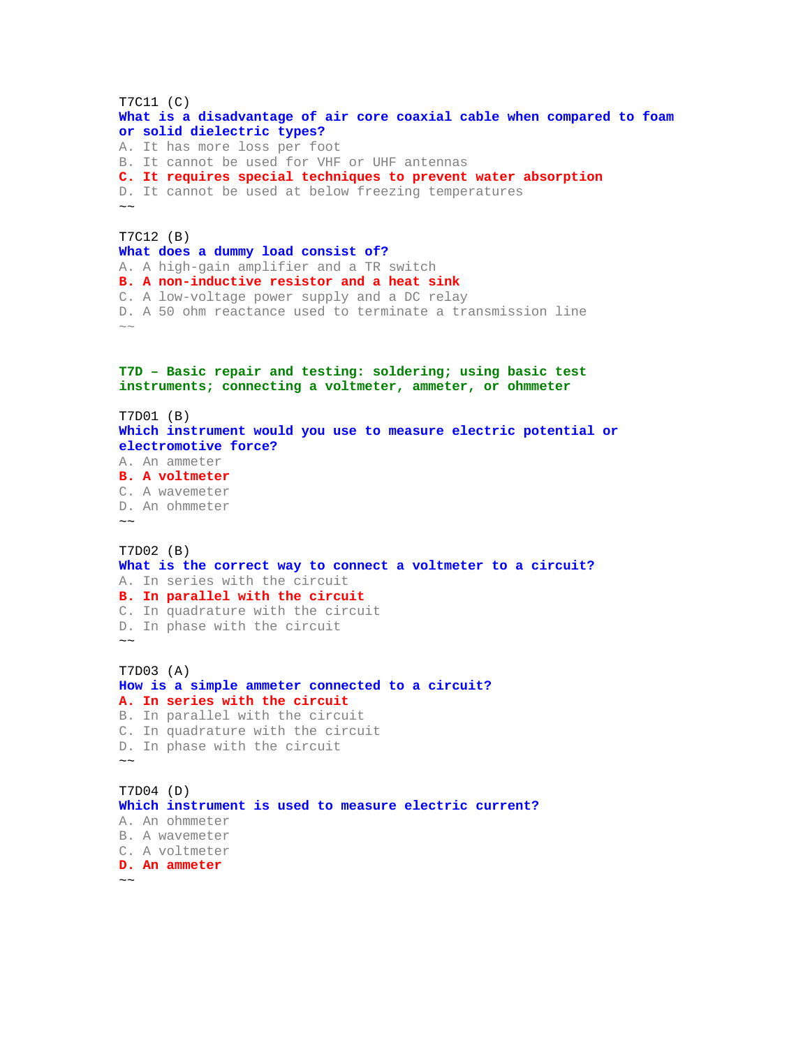T7C11 (C)
**What is a disadvantage of air core coaxial cable when compared to foam or solid dielectric types?**
A. It has more loss per foot
B. It cannot be used for VHF or UHF antennas
**C. It requires special techniques to prevent water absorption**
D. It cannot be used at below freezing temperatures
~~

T7C12 (B)
**What does a dummy load consist of?**
A. A high-gain amplifier and a TR switch
**B. A non-inductive resistor and a heat sink**
C. A low-voltage power supply and a DC relay
D. A 50 ohm reactance used to terminate a transmission line
~~

## T7D – Basic repair and testing: soldering; using basic test instruments; connecting a voltmeter, ammeter, or ohmmeter

T7D01 (B)
**Which instrument would you use to measure electric potential or electromotive force?**
A. An ammeter
**B. A voltmeter**
C. A wavemeter
D. An ohmmeter
~~

T7D02 (B)
**What is the correct way to connect a voltmeter to a circuit?**
A. In series with the circuit
**B. In parallel with the circuit**
C. In quadrature with the circuit
D. In phase with the circuit
~~

T7D03 (A)
**How is a simple ammeter connected to a circuit?**
**A. In series with the circuit**
B. In parallel with the circuit
C. In quadrature with the circuit
D. In phase with the circuit
~~

T7D04 (D)
**Which instrument is used to measure electric current?**
A. An ohmmeter
B. A wavemeter
C. A voltmeter
**D. An ammeter**
~~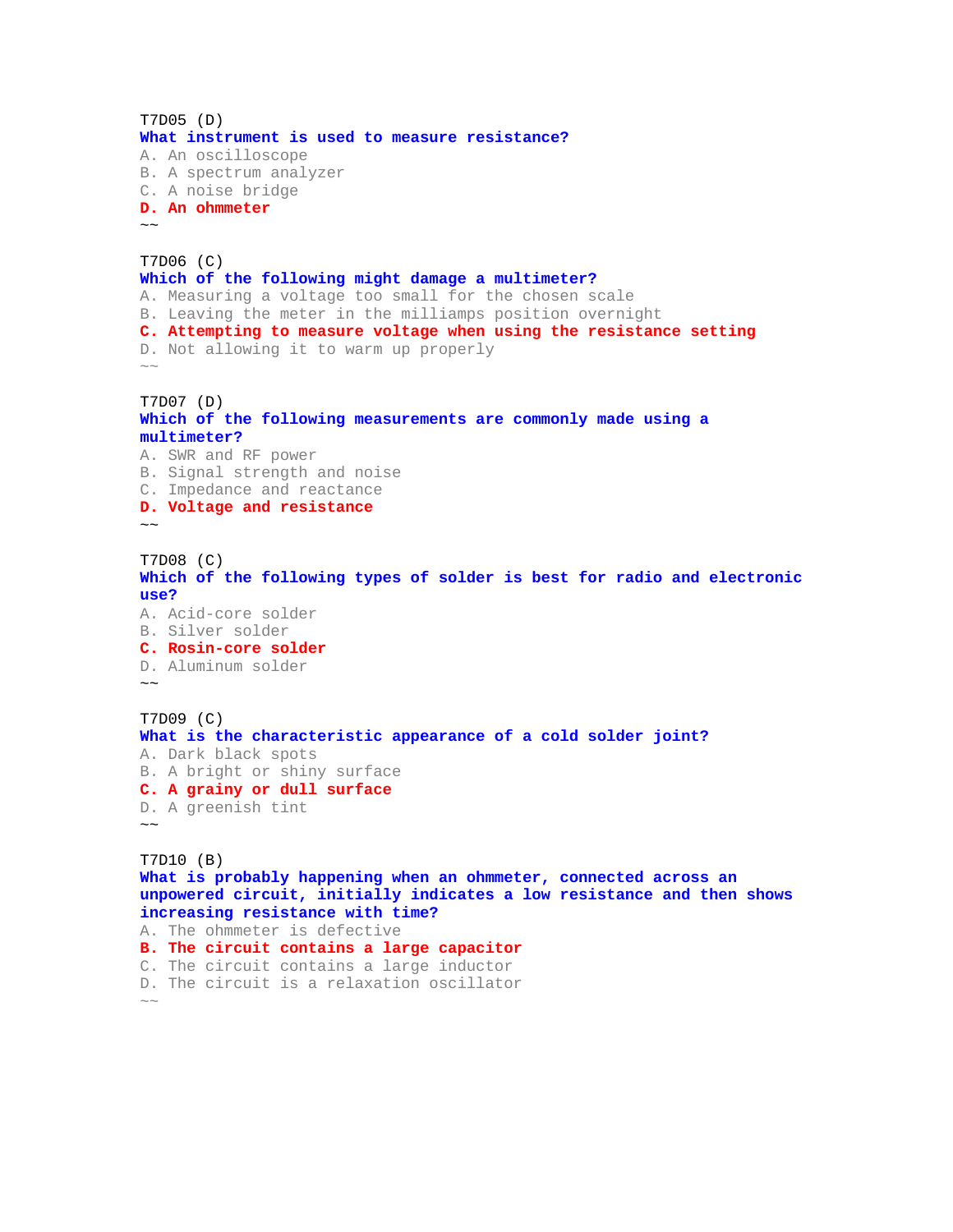T7D05 (D)
**What instrument is used to measure resistance?**
A. An oscilloscope
B. A spectrum analyzer
C. A noise bridge
**D. An ohmmeter**
~~

T7D06 (C)
**Which of the following might damage a multimeter?**
A. Measuring a voltage too small for the chosen scale
B. Leaving the meter in the milliamps position overnight
**C. Attempting to measure voltage when using the resistance setting**
D. Not allowing it to warm up properly
~~

T7D07 (D)
**Which of the following measurements are commonly made using a multimeter?**
A. SWR and RF power
B. Signal strength and noise
C. Impedance and reactance
**D. Voltage and resistance**
~~

T7D08 (C)
**Which of the following types of solder is best for radio and electronic use?**
A. Acid-core solder
B. Silver solder
**C. Rosin-core solder**
D. Aluminum solder
~~

T7D09 (C)
**What is the characteristic appearance of a cold solder joint?**
A. Dark black spots
B. A bright or shiny surface
**C. A grainy or dull surface**
D. A greenish tint
~~

T7D10 (B)
**What is probably happening when an ohmmeter, connected across an unpowered circuit, initially indicates a low resistance and then shows increasing resistance with time?**
A. The ohmmeter is defective
**B. The circuit contains a large capacitor**
C. The circuit contains a large inductor
D. The circuit is a relaxation oscillator
~~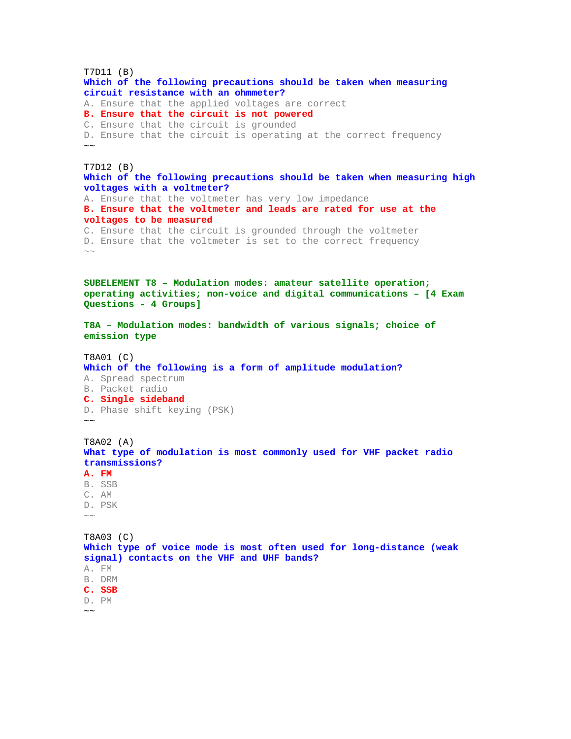T7D11 (B)
**Which of the following precautions should be taken when measuring circuit resistance with an ohmmeter?**
A. Ensure that the applied voltages are correct
**B. Ensure that the circuit is not powered**
C. Ensure that the circuit is grounded
D. Ensure that the circuit is operating at the correct frequency
~~

T7D12 (B)
**Which of the following precautions should be taken when measuring high voltages with a voltmeter?**
A. Ensure that the voltmeter has very low impedance
**B. Ensure that the voltmeter and leads are rated for use at the voltages to be measured**
C. Ensure that the circuit is grounded through the voltmeter
D. Ensure that the voltmeter is set to the correct frequency
~~

## SUBELEMENT T8 – Modulation modes: amateur satellite operation; operating activities; non-voice and digital communications – [4 Exam Questions - 4 Groups]

### T8A – Modulation modes: bandwidth of various signals; choice of emission type

T8A01 (C)
**Which of the following is a form of amplitude modulation?**
A. Spread spectrum
B. Packet radio
**C. Single sideband**
D. Phase shift keying (PSK)
~~

T8A02 (A)
**What type of modulation is most commonly used for VHF packet radio transmissions?**
**A. FM**
B. SSB
C. AM
D. PSK
~~

T8A03 (C)
**Which type of voice mode is most often used for long-distance (weak signal) contacts on the VHF and UHF bands?**
A. FM
B. DRM
**C. SSB**
D. PM
~~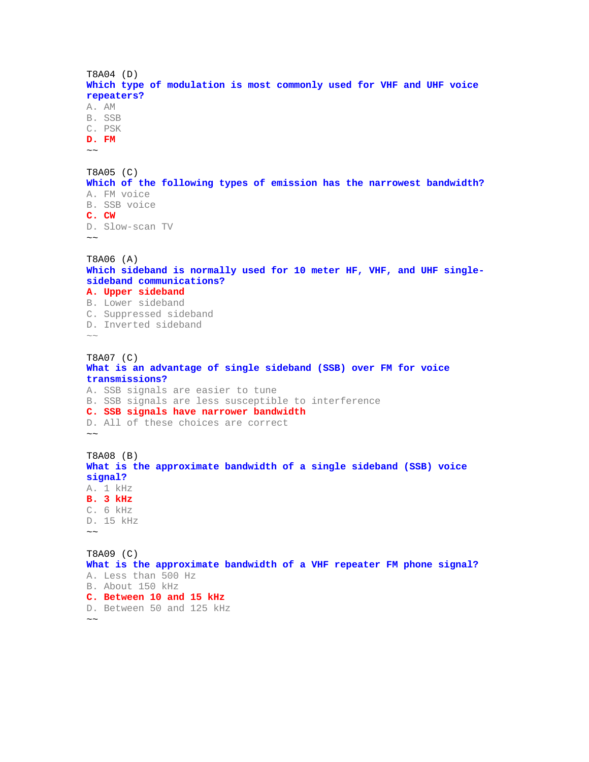T8A04 (D)
**Which type of modulation is most commonly used for VHF and UHF voice repeaters?**
A. AM
B. SSB
C. PSK
**D. FM**
~~

T8A05 (C)
**Which of the following types of emission has the narrowest bandwidth?**
A. FM voice
B. SSB voice
**C. CW**
D. Slow-scan TV
~~

T8A06 (A)
**Which sideband is normally used for 10 meter HF, VHF, and UHF single-sideband communications?**
**A. Upper sideband**
B. Lower sideband
C. Suppressed sideband
D. Inverted sideband
~~

T8A07 (C)
**What is an advantage of single sideband (SSB) over FM for voice transmissions?**
A. SSB signals are easier to tune
B. SSB signals are less susceptible to interference
**C. SSB signals have narrower bandwidth**
D. All of these choices are correct
~~

T8A08 (B)
**What is the approximate bandwidth of a single sideband (SSB) voice signal?**
A. 1 kHz
**B. 3 kHz**
C. 6 kHz
D. 15 kHz
~~

T8A09 (C)
**What is the approximate bandwidth of a VHF repeater FM phone signal?**
A. Less than 500 Hz
B. About 150 kHz
**C. Between 10 and 15 kHz**
D. Between 50 and 125 kHz
~~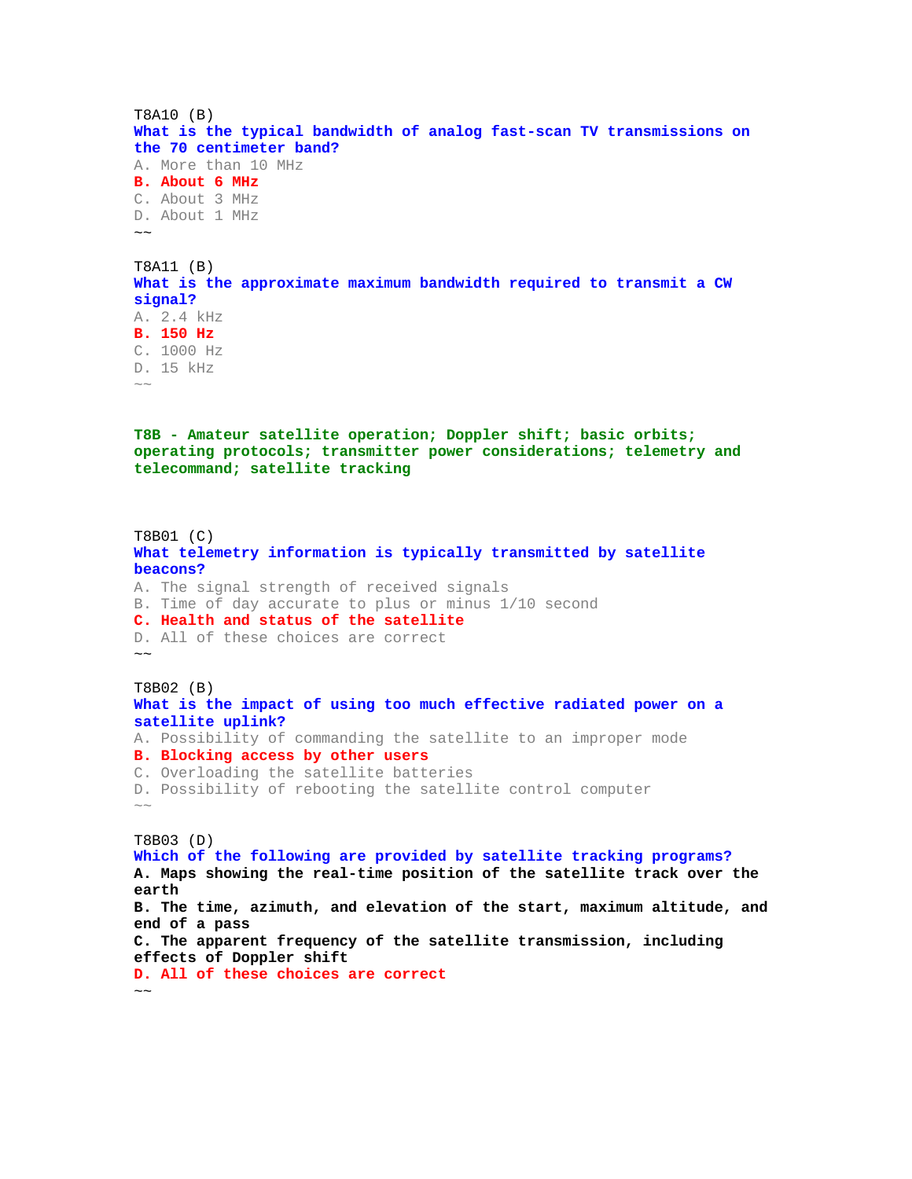T8A10 (B)
**What is the typical bandwidth of analog fast-scan TV transmissions on the 70 centimeter band?**
A. More than 10 MHz
**B. About 6 MHz**
C. About 3 MHz
D. About 1 MHz
~~

T8A11 (B)
**What is the approximate maximum bandwidth required to transmit a CW signal?**
A. 2.4 kHz
**B. 150 Hz**
C. 1000 Hz
D. 15 kHz
~~

## T8B - Amateur satellite operation; Doppler shift; basic orbits; operating protocols; transmitter power considerations; telemetry and telecommand; satellite tracking

T8B01 (C)
**What telemetry information is typically transmitted by satellite beacons?**
A. The signal strength of received signals
B. Time of day accurate to plus or minus 1/10 second
**C. Health and status of the satellite**
D. All of these choices are correct
~~

T8B02 (B)
**What is the impact of using too much effective radiated power on a satellite uplink?**
A. Possibility of commanding the satellite to an improper mode
**B. Blocking access by other users**
C. Overloading the satellite batteries
D. Possibility of rebooting the satellite control computer
~~

T8B03 (D)
**Which of the following are provided by satellite tracking programs?**
A. Maps showing the real-time position of the satellite track over the earth
B. The time, azimuth, and elevation of the start, maximum altitude, and end of a pass
C. The apparent frequency of the satellite transmission, including effects of Doppler shift
**D. All of these choices are correct**
~~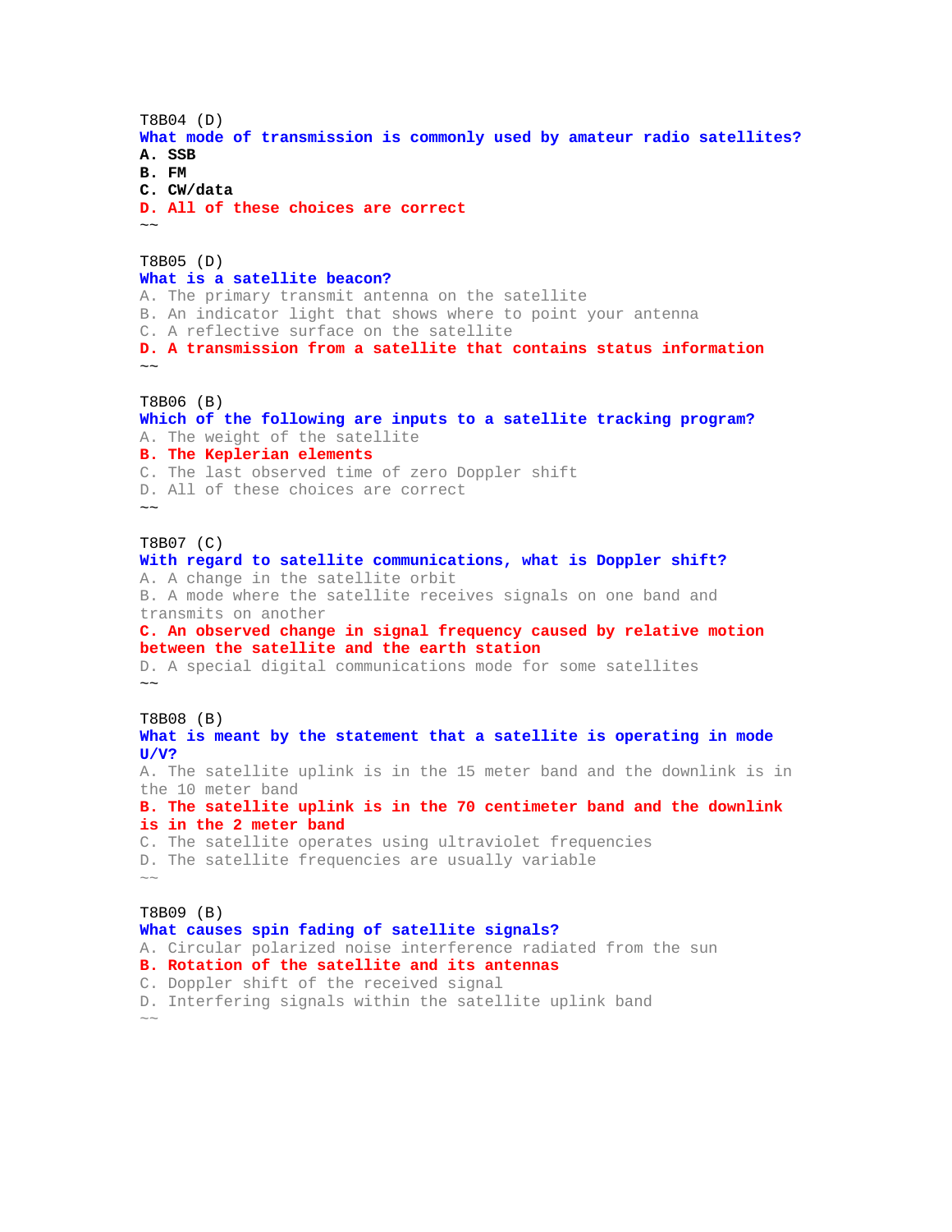T8B04 (D)

**What mode of transmission is commonly used by amateur radio satellites?**

**A. SSB**

**B. FM**

**C. CW/data**

**D. All of these choices are correct**

~~

T8B05 (D)

**What is a satellite beacon?**

A. The primary transmit antenna on the satellite

B. An indicator light that shows where to point your antenna

C. A reflective surface on the satellite

**D. A transmission from a satellite that contains status information**

~~

T8B06 (B)

**Which of the following are inputs to a satellite tracking program?**

A. The weight of the satellite

**B. The Keplerian elements**

C. The last observed time of zero Doppler shift

D. All of these choices are correct

~~

T8B07 (C)

**With regard to satellite communications, what is Doppler shift?**

A. A change in the satellite orbit

B. A mode where the satellite receives signals on one band and transmits on another

**C. An observed change in signal frequency caused by relative motion between the satellite and the earth station**

D. A special digital communications mode for some satellites

~~

T8B08 (B)

**What is meant by the statement that a satellite is operating in mode U/V?**

A. The satellite uplink is in the 15 meter band and the downlink is in the 10 meter band

**B. The satellite uplink is in the 70 centimeter band and the downlink is in the 2 meter band**

C. The satellite operates using ultraviolet frequencies

D. The satellite frequencies are usually variable

~~

T8B09 (B)

**What causes spin fading of satellite signals?**

A. Circular polarized noise interference radiated from the sun

**B. Rotation of the satellite and its antennas**

C. Doppler shift of the received signal

D. Interfering signals within the satellite uplink band

~~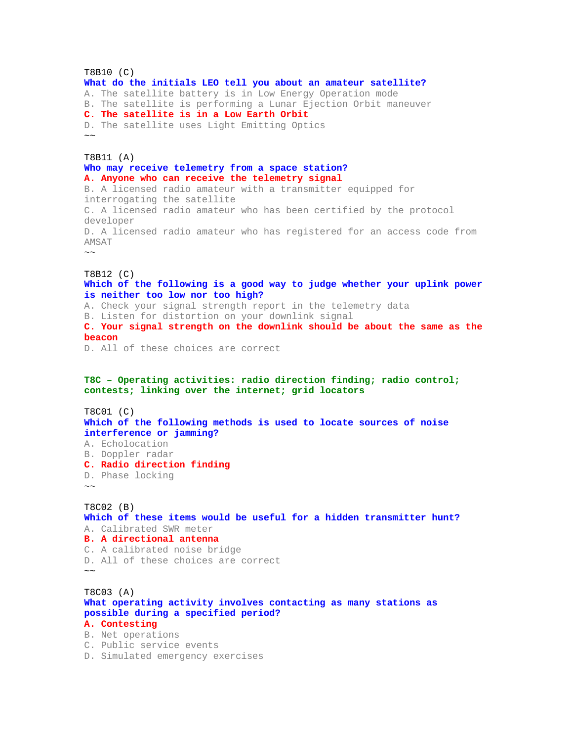T8B10 (C)
**What do the initials LEO tell you about an amateur satellite?**
A. The satellite battery is in Low Energy Operation mode
B. The satellite is performing a Lunar Ejection Orbit maneuver
**C. The satellite is in a Low Earth Orbit**
D. The satellite uses Light Emitting Optics
~~

T8B11 (A)
**Who may receive telemetry from a space station?**
**A. Anyone who can receive the telemetry signal**
B. A licensed radio amateur with a transmitter equipped for interrogating the satellite
C. A licensed radio amateur who has been certified by the protocol developer
D. A licensed radio amateur who has registered for an access code from AMSAT
~~

T8B12 (C)
**Which of the following is a good way to judge whether your uplink power is neither too low nor too high?**
A. Check your signal strength report in the telemetry data
B. Listen for distortion on your downlink signal
**C. Your signal strength on the downlink should be about the same as the beacon**
D. All of these choices are correct

## T8C – Operating activities: radio direction finding; radio control; contests; linking over the internet; grid locators

T8C01 (C)
**Which of the following methods is used to locate sources of noise interference or jamming?**
A. Echolocation
B. Doppler radar
**C. Radio direction finding**
D. Phase locking
~~

T8C02 (B)
**Which of these items would be useful for a hidden transmitter hunt?**
A. Calibrated SWR meter
**B. A directional antenna**
C. A calibrated noise bridge
D. All of these choices are correct
~~

T8C03 (A)
**What operating activity involves contacting as many stations as possible during a specified period?**
**A. Contesting**
B. Net operations
C. Public service events
D. Simulated emergency exercises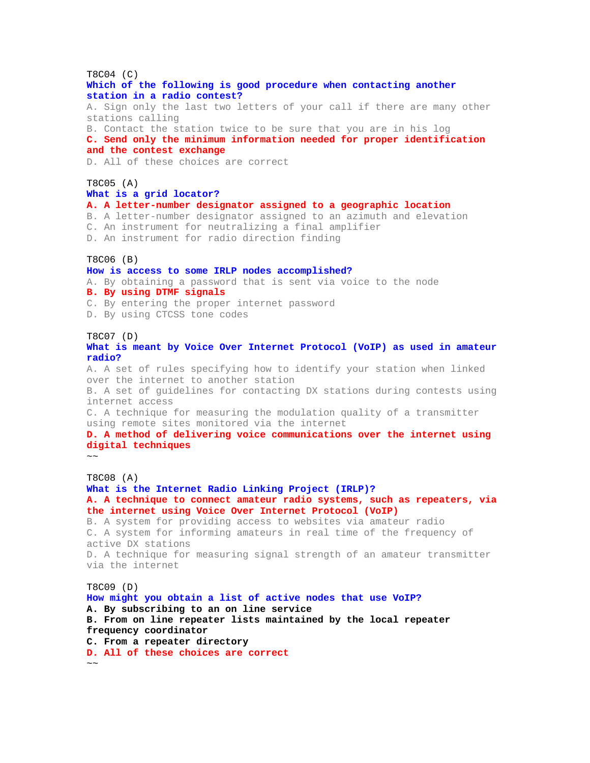T8C04 (C)
**Which of the following is good procedure when contacting another station in a radio contest?**
A. Sign only the last two letters of your call if there are many other stations calling
B. Contact the station twice to be sure that you are in his log
**C. Send only the minimum information needed for proper identification and the contest exchange**
D. All of these choices are correct

T8C05 (A)
**What is a grid locator?**
**A. A letter-number designator assigned to a geographic location**
B. A letter-number designator assigned to an azimuth and elevation
C. An instrument for neutralizing a final amplifier
D. An instrument for radio direction finding

T8C06 (B)
**How is access to some IRLP nodes accomplished?**
A. By obtaining a password that is sent via voice to the node
**B. By using DTMF signals**
C. By entering the proper internet password
D. By using CTCSS tone codes

T8C07 (D)
**What is meant by Voice Over Internet Protocol (VoIP) as used in amateur radio?**
A. A set of rules specifying how to identify your station when linked over the internet to another station
B. A set of guidelines for contacting DX stations during contests using internet access
C. A technique for measuring the modulation quality of a transmitter using remote sites monitored via the internet
**D. A method of delivering voice communications over the internet using digital techniques**
~~

T8C08 (A)
**What is the Internet Radio Linking Project (IRLP)?**
**A. A technique to connect amateur radio systems, such as repeaters, via the internet using Voice Over Internet Protocol (VoIP)**
B. A system for providing access to websites via amateur radio
C. A system for informing amateurs in real time of the frequency of active DX stations
D. A technique for measuring signal strength of an amateur transmitter via the internet

T8C09 (D)
**How might you obtain a list of active nodes that use VoIP?**
**A. By subscribing to an on line service**
**B. From on line repeater lists maintained by the local repeater frequency coordinator**
**C. From a repeater directory**
**D. All of these choices are correct**
~~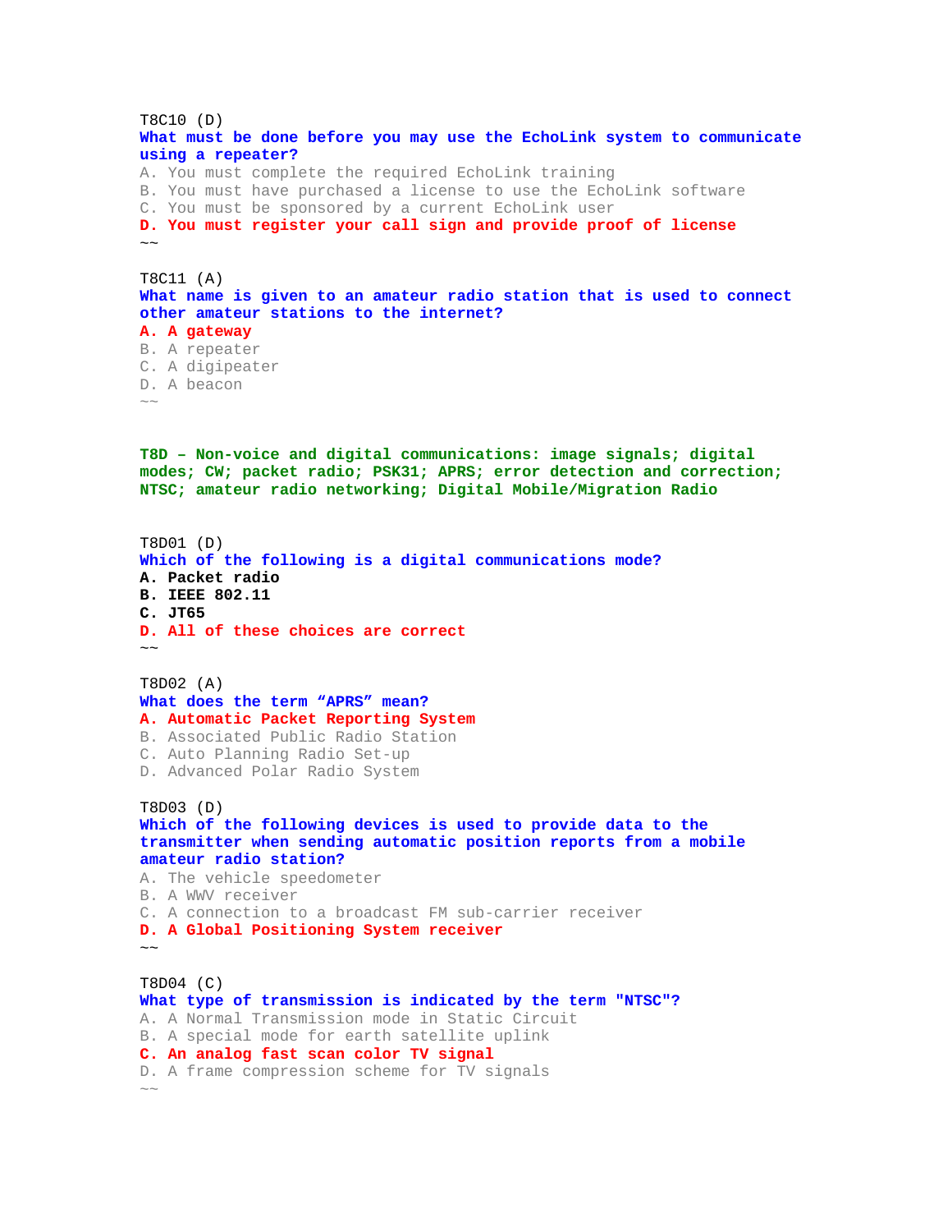T8C10 (D)
**What must be done before you may use the EchoLink system to communicate using a repeater?**
A. You must complete the required EchoLink training
B. You must have purchased a license to use the EchoLink software
C. You must be sponsored by a current EchoLink user
**D. You must register your call sign and provide proof of license**
~~

T8C11 (A)
**What name is given to an amateur radio station that is used to connect other amateur stations to the internet?**
**A. A gateway**
B. A repeater
C. A digipeater
D. A beacon
~~

**T8D – Non-voice and digital communications: image signals; digital modes; CW; packet radio; PSK31; APRS; error detection and correction; NTSC; amateur radio networking; Digital Mobile/Migration Radio**

T8D01 (D)
**Which of the following is a digital communications mode?**
**A. Packet radio**
**B. IEEE 802.11**
**C. JT65**
**D. All of these choices are correct**
~~

T8D02 (A)
**What does the term “APRS” mean?**
**A. Automatic Packet Reporting System**
B. Associated Public Radio Station
C. Auto Planning Radio Set-up
D. Advanced Polar Radio System

T8D03 (D)
**Which of the following devices is used to provide data to the transmitter when sending automatic position reports from a mobile amateur radio station?**
A. The vehicle speedometer
B. A WWV receiver
C. A connection to a broadcast FM sub-carrier receiver
**D. A Global Positioning System receiver**
~~

T8D04 (C)
**What type of transmission is indicated by the term "NTSC"?**
A. A Normal Transmission mode in Static Circuit
B. A special mode for earth satellite uplink
**C. An analog fast scan color TV signal**
D. A frame compression scheme for TV signals
~~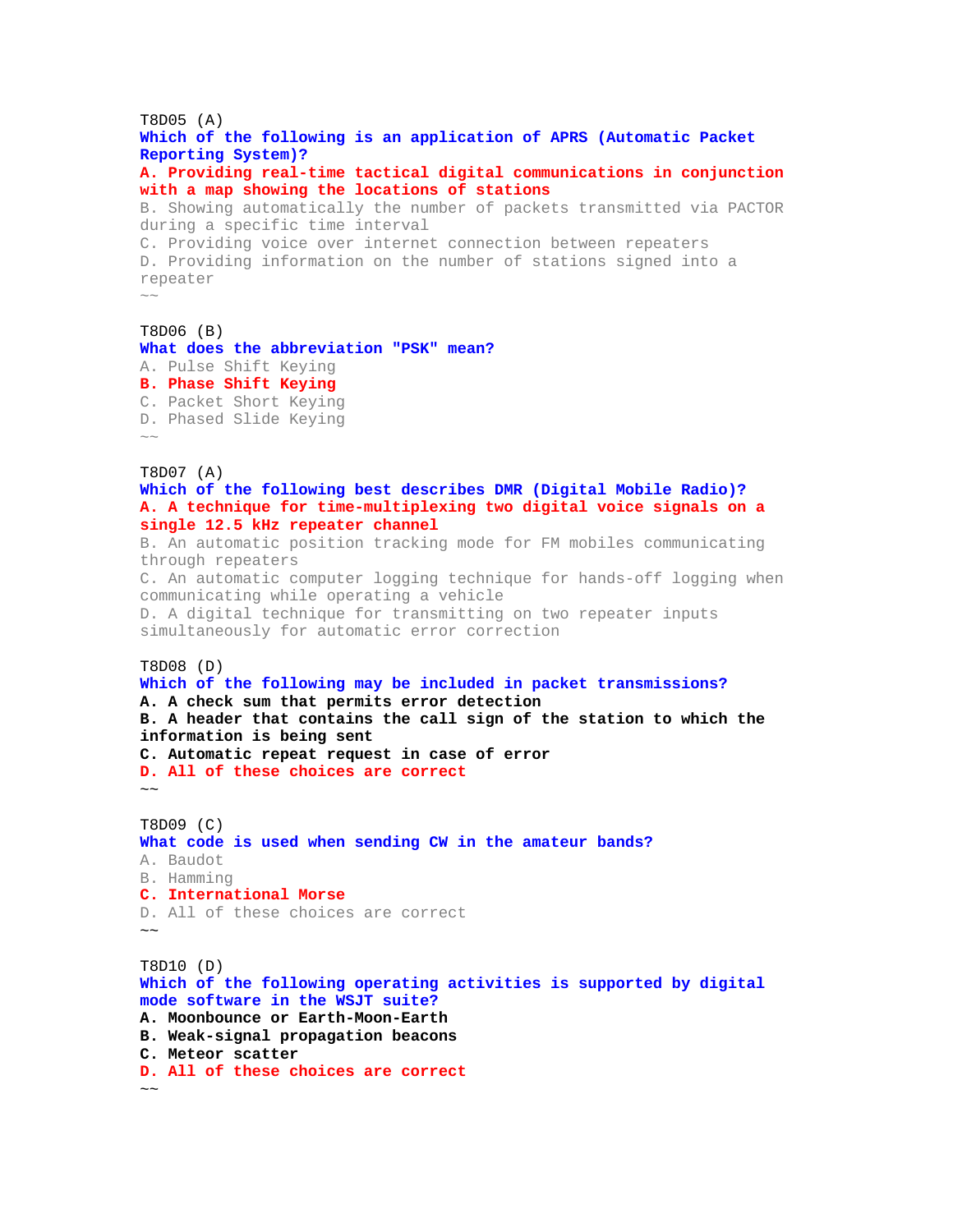T8D05 (A)
**Which of the following is an application of APRS (Automatic Packet Reporting System)?**
**A. Providing real-time tactical digital communications in conjunction with a map showing the locations of stations**
B. Showing automatically the number of packets transmitted via PACTOR during a specific time interval
C. Providing voice over internet connection between repeaters
D. Providing information on the number of stations signed into a repeater
~~

T8D06 (B)
**What does the abbreviation "PSK" mean?**
A. Pulse Shift Keying
**B. Phase Shift Keying**
C. Packet Short Keying
D. Phased Slide Keying
~~

T8D07 (A)
**Which of the following best describes DMR (Digital Mobile Radio)?**
**A. A technique for time-multiplexing two digital voice signals on a single 12.5 kHz repeater channel**
B. An automatic position tracking mode for FM mobiles communicating through repeaters
C. An automatic computer logging technique for hands-off logging when communicating while operating a vehicle
D. A digital technique for transmitting on two repeater inputs simultaneously for automatic error correction

T8D08 (D)
**Which of the following may be included in packet transmissions?**
**A. A check sum that permits error detection**
**B. A header that contains the call sign of the station to which the information is being sent**
**C. Automatic repeat request in case of error**
**D. All of these choices are correct**
~~

T8D09 (C)
**What code is used when sending CW in the amateur bands?**
A. Baudot
B. Hamming
**C. International Morse**
D. All of these choices are correct
~~

T8D10 (D)
**Which of the following operating activities is supported by digital mode software in the WSJT suite?**
**A. Moonbounce or Earth-Moon-Earth**
**B. Weak-signal propagation beacons**
**C. Meteor scatter**
**D. All of these choices are correct**
~~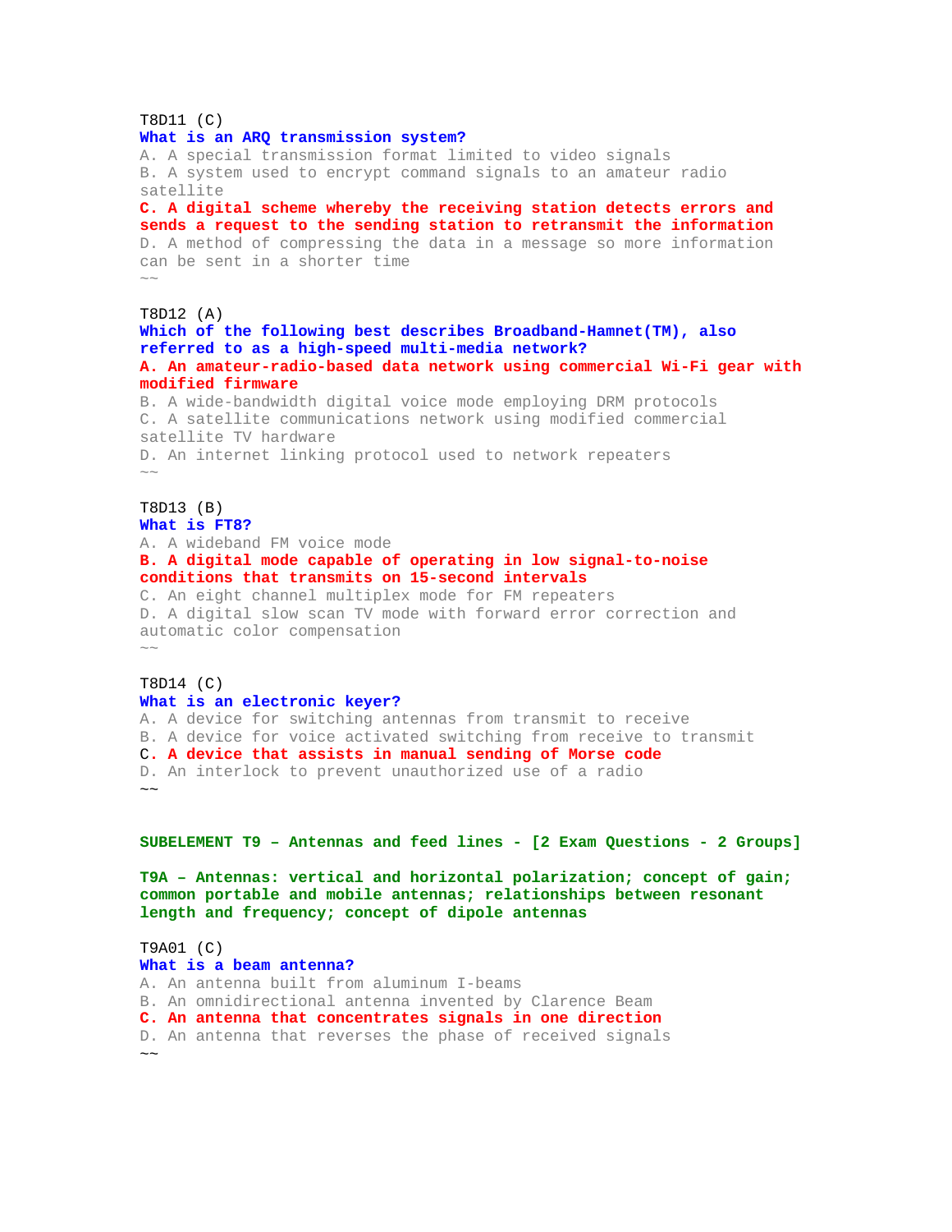T8D11 (C)
**What is an ARQ transmission system?**
A. A special transmission format limited to video signals
B. A system used to encrypt command signals to an amateur radio satellite
**C. A digital scheme whereby the receiving station detects errors and sends a request to the sending station to retransmit the information**
D. A method of compressing the data in a message so more information can be sent in a shorter time
~~

T8D12 (A)
**Which of the following best describes Broadband-Hamnet(TM), also referred to as a high-speed multi-media network?**
**A. An amateur-radio-based data network using commercial Wi-Fi gear with modified firmware**
B. A wide-bandwidth digital voice mode employing DRM protocols
C. A satellite communications network using modified commercial satellite TV hardware
D. An internet linking protocol used to network repeaters
~~

T8D13 (B)
**What is FT8?**
A. A wideband FM voice mode
**B. A digital mode capable of operating in low signal-to-noise conditions that transmits on 15-second intervals**
C. An eight channel multiplex mode for FM repeaters
D. A digital slow scan TV mode with forward error correction and automatic color compensation
~~

T8D14 (C)
**What is an electronic keyer?**
A. A device for switching antennas from transmit to receive
B. A device for voice activated switching from receive to transmit
**C. A device that assists in manual sending of Morse code**
D. An interlock to prevent unauthorized use of a radio
~~

## SUBELEMENT T9 – Antennas and feed lines - [2 Exam Questions - 2 Groups]

### T9A – Antennas: vertical and horizontal polarization; concept of gain; common portable and mobile antennas; relationships between resonant length and frequency; concept of dipole antennas

T9A01 (C)
**What is a beam antenna?**
A. An antenna built from aluminum I-beams
B. An omnidirectional antenna invented by Clarence Beam
**C. An antenna that concentrates signals in one direction**
D. An antenna that reverses the phase of received signals
~~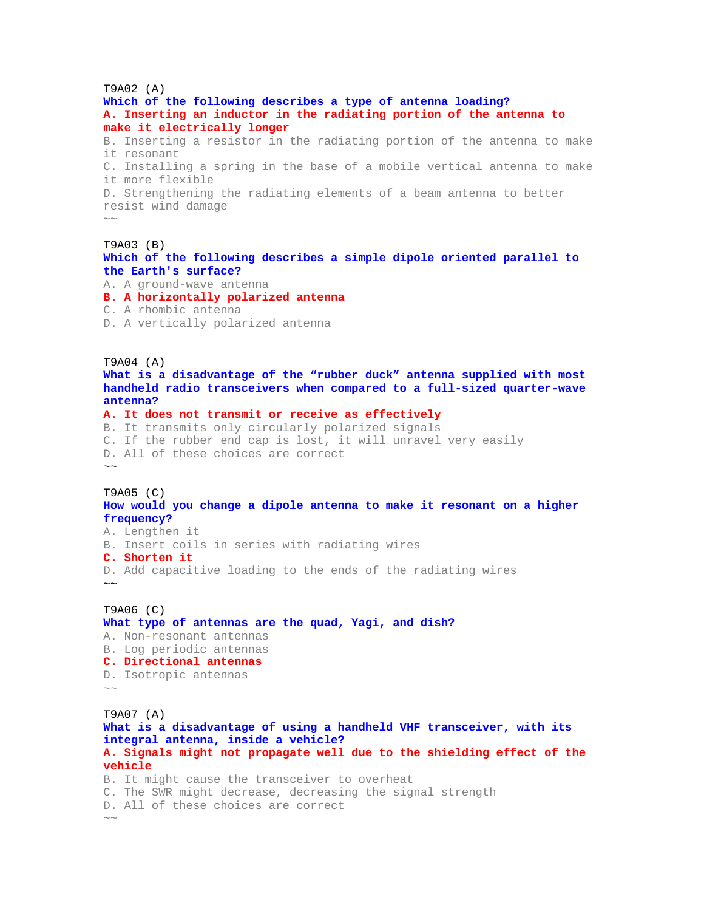T9A02 (A)
**Which of the following describes a type of antenna loading?**
**A. Inserting an inductor in the radiating portion of the antenna to make it electrically longer**
B. Inserting a resistor in the radiating portion of the antenna to make it resonant
C. Installing a spring in the base of a mobile vertical antenna to make it more flexible
D. Strengthening the radiating elements of a beam antenna to better resist wind damage
~~

T9A03 (B)
**Which of the following describes a simple dipole oriented parallel to the Earth's surface?**
A. A ground-wave antenna
**B. A horizontally polarized antenna**
C. A rhombic antenna
D. A vertically polarized antenna

T9A04 (A)
**What is a disadvantage of the "rubber duck" antenna supplied with most handheld radio transceivers when compared to a full-sized quarter-wave antenna?**
**A. It does not transmit or receive as effectively**
B. It transmits only circularly polarized signals
C. If the rubber end cap is lost, it will unravel very easily
D. All of these choices are correct
~~

T9A05 (C)
**How would you change a dipole antenna to make it resonant on a higher frequency?**
A. Lengthen it
B. Insert coils in series with radiating wires
**C. Shorten it**
D. Add capacitive loading to the ends of the radiating wires
~~

T9A06 (C)
**What type of antennas are the quad, Yagi, and dish?**
A. Non-resonant antennas
B. Log periodic antennas
**C. Directional antennas**
D. Isotropic antennas
~~

T9A07 (A)
**What is a disadvantage of using a handheld VHF transceiver, with its integral antenna, inside a vehicle?**
**A. Signals might not propagate well due to the shielding effect of the vehicle**
B. It might cause the transceiver to overheat
C. The SWR might decrease, decreasing the signal strength
D. All of these choices are correct
~~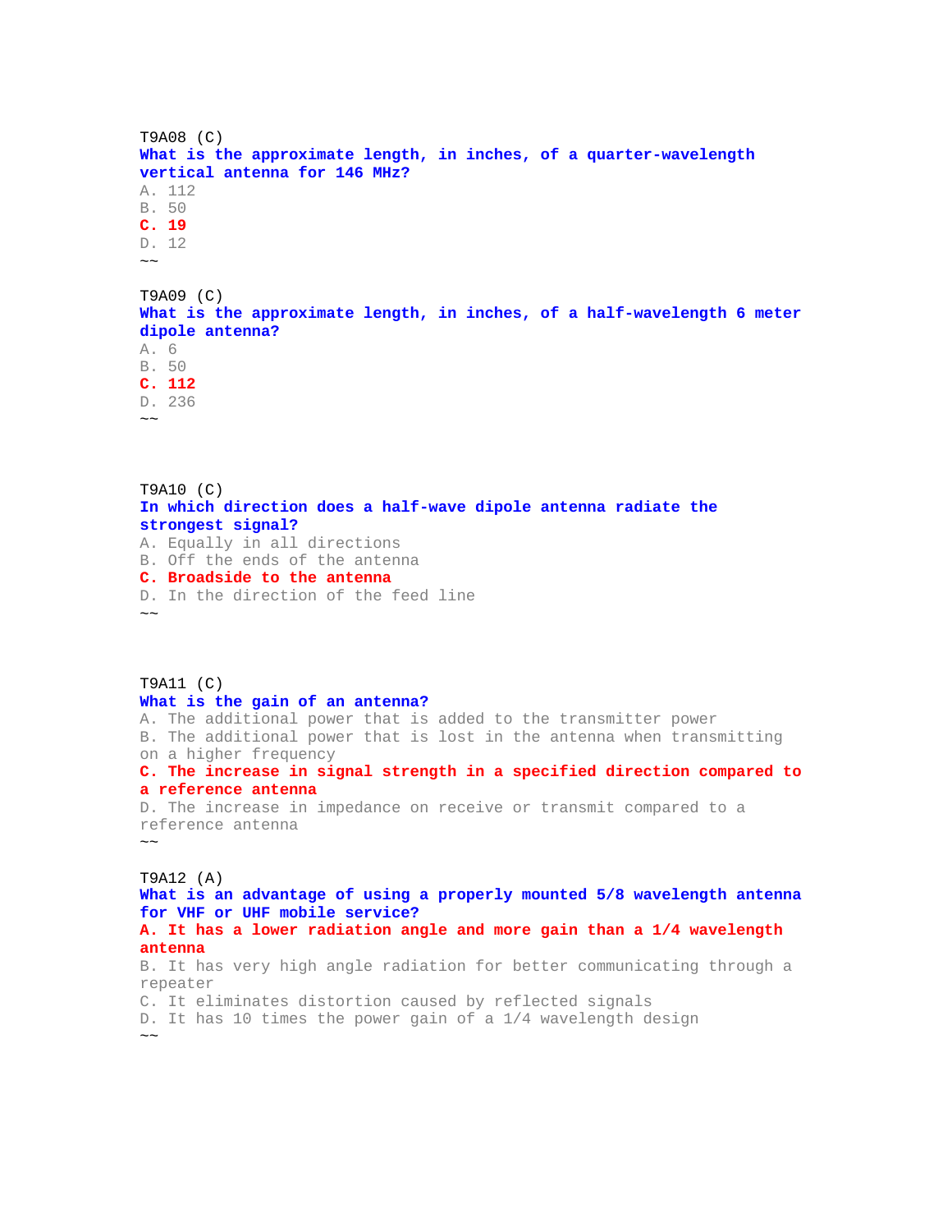T9A08 (C)
**What is the approximate length, in inches, of a quarter-wavelength vertical antenna for 146 MHz?**
A. 112
B. 50
**C. 19**
D. 12
~~

T9A09 (C)
**What is the approximate length, in inches, of a half-wavelength 6 meter dipole antenna?**
A. 6
B. 50
**C. 112**
D. 236
~~

T9A10 (C)
**In which direction does a half-wave dipole antenna radiate the strongest signal?**
A. Equally in all directions
B. Off the ends of the antenna
**C. Broadside to the antenna**
D. In the direction of the feed line
~~

T9A11 (C)
**What is the gain of an antenna?**
A. The additional power that is added to the transmitter power
B. The additional power that is lost in the antenna when transmitting on a higher frequency
**C. The increase in signal strength in a specified direction compared to a reference antenna**
D. The increase in impedance on receive or transmit compared to a reference antenna
~~

T9A12 (A)
**What is an advantage of using a properly mounted 5/8 wavelength antenna for VHF or UHF mobile service?**
**A. It has a lower radiation angle and more gain than a 1/4 wavelength antenna**
B. It has very high angle radiation for better communicating through a repeater
C. It eliminates distortion caused by reflected signals
D. It has 10 times the power gain of a 1/4 wavelength design
~~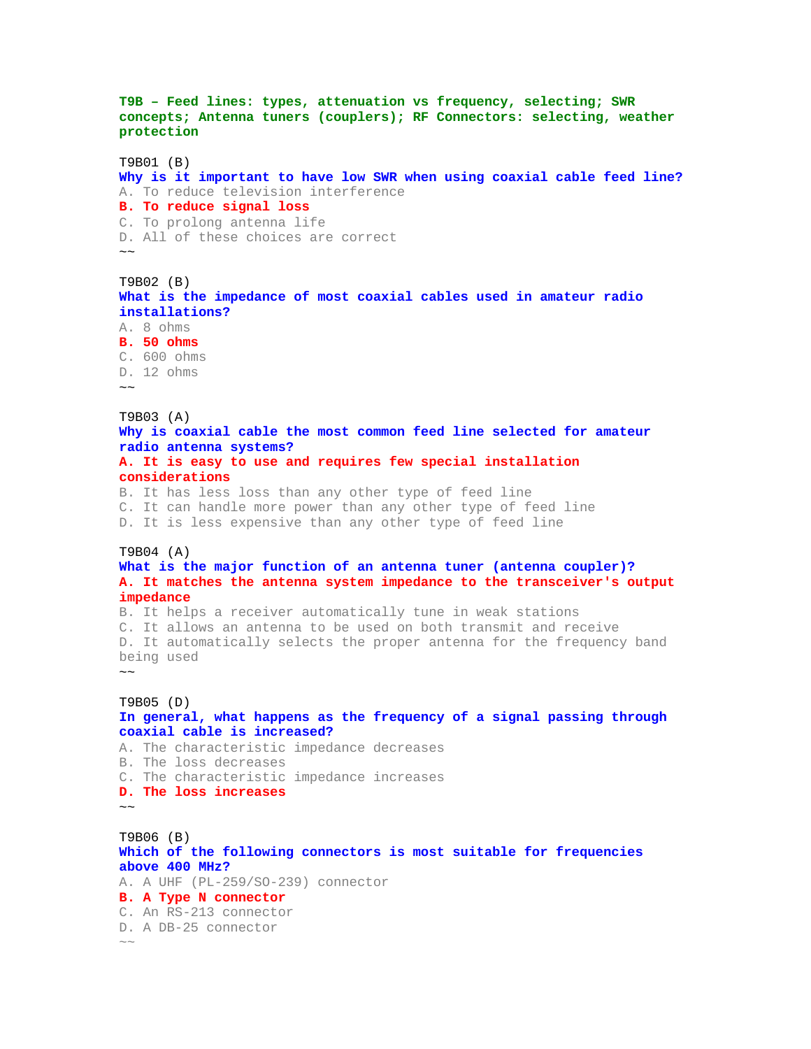### T9B – Feed lines: types, attenuation vs frequency, selecting; SWR concepts; Antenna tuners (couplers); RF Connectors: selecting, weather protection

T9B01 (B)
**Why is it important to have low SWR when using coaxial cable feed line?**
A. To reduce television interference
**B. To reduce signal loss**
C. To prolong antenna life
D. All of these choices are correct
~~

T9B02 (B)
**What is the impedance of most coaxial cables used in amateur radio installations?**
A. 8 ohms
**B. 50 ohms**
C. 600 ohms
D. 12 ohms
~~

T9B03 (A)
**Why is coaxial cable the most common feed line selected for amateur radio antenna systems?**
**A. It is easy to use and requires few special installation considerations**
B. It has less loss than any other type of feed line
C. It can handle more power than any other type of feed line
D. It is less expensive than any other type of feed line

T9B04 (A)
**What is the major function of an antenna tuner (antenna coupler)?**
**A. It matches the antenna system impedance to the transceiver's output impedance**
B. It helps a receiver automatically tune in weak stations
C. It allows an antenna to be used on both transmit and receive
D. It automatically selects the proper antenna for the frequency band being used
~~

T9B05 (D)
**In general, what happens as the frequency of a signal passing through coaxial cable is increased?**
A. The characteristic impedance decreases
B. The loss decreases
C. The characteristic impedance increases
**D. The loss increases**
~~

T9B06 (B)
**Which of the following connectors is most suitable for frequencies above 400 MHz?**
A. A UHF (PL-259/SO-239) connector
**B. A Type N connector**
C. An RS-213 connector
D. A DB-25 connector
~~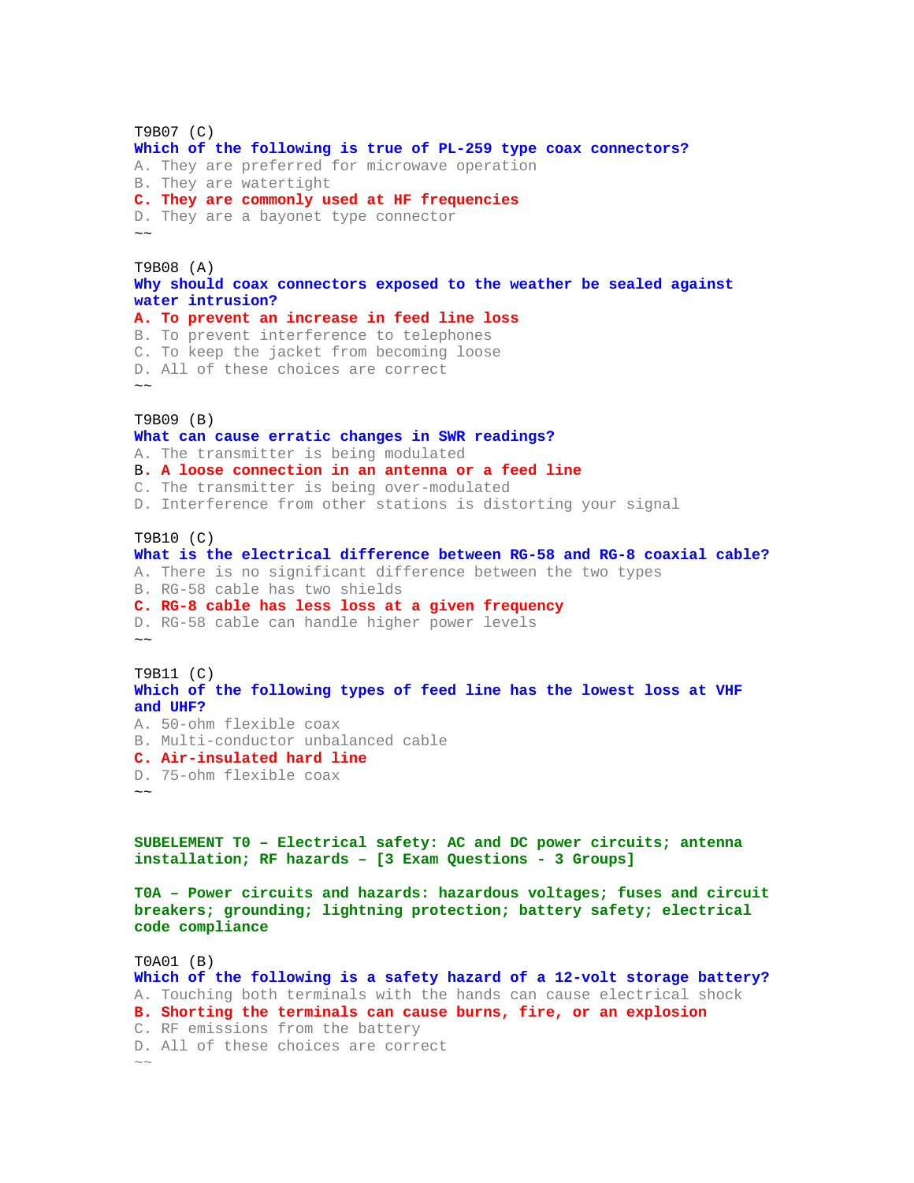T9B07 (C)
**Which of the following is true of PL-259 type coax connectors?**
A. They are preferred for microwave operation
B. They are watertight
**C. They are commonly used at HF frequencies**
D. They are a bayonet type connector
~~

T9B08 (A)
**Why should coax connectors exposed to the weather be sealed against water intrusion?**
**A. To prevent an increase in feed line loss**
B. To prevent interference to telephones
C. To keep the jacket from becoming loose
D. All of these choices are correct
~~

T9B09 (B)
**What can cause erratic changes in SWR readings?**
A. The transmitter is being modulated
**B. A loose connection in an antenna or a feed line**
C. The transmitter is being over-modulated
D. Interference from other stations is distorting your signal

T9B10 (C)
**What is the electrical difference between RG-58 and RG-8 coaxial cable?**
A. There is no significant difference between the two types
B. RG-58 cable has two shields
**C. RG-8 cable has less loss at a given frequency**
D. RG-58 cable can handle higher power levels
~~

T9B11 (C)
**Which of the following types of feed line has the lowest loss at VHF and UHF?**
A. 50-ohm flexible coax
B. Multi-conductor unbalanced cable
**C. Air-insulated hard line**
D. 75-ohm flexible coax
~~

## SUBELEMENT T0 – Electrical safety: AC and DC power circuits; antenna installation; RF hazards – [3 Exam Questions - 3 Groups]

### T0A – Power circuits and hazards: hazardous voltages; fuses and circuit breakers; grounding; lightning protection; battery safety; electrical code compliance

T0A01 (B)
**Which of the following is a safety hazard of a 12-volt storage battery?**
A. Touching both terminals with the hands can cause electrical shock
**B. Shorting the terminals can cause burns, fire, or an explosion**
C. RF emissions from the battery
D. All of these choices are correct
~~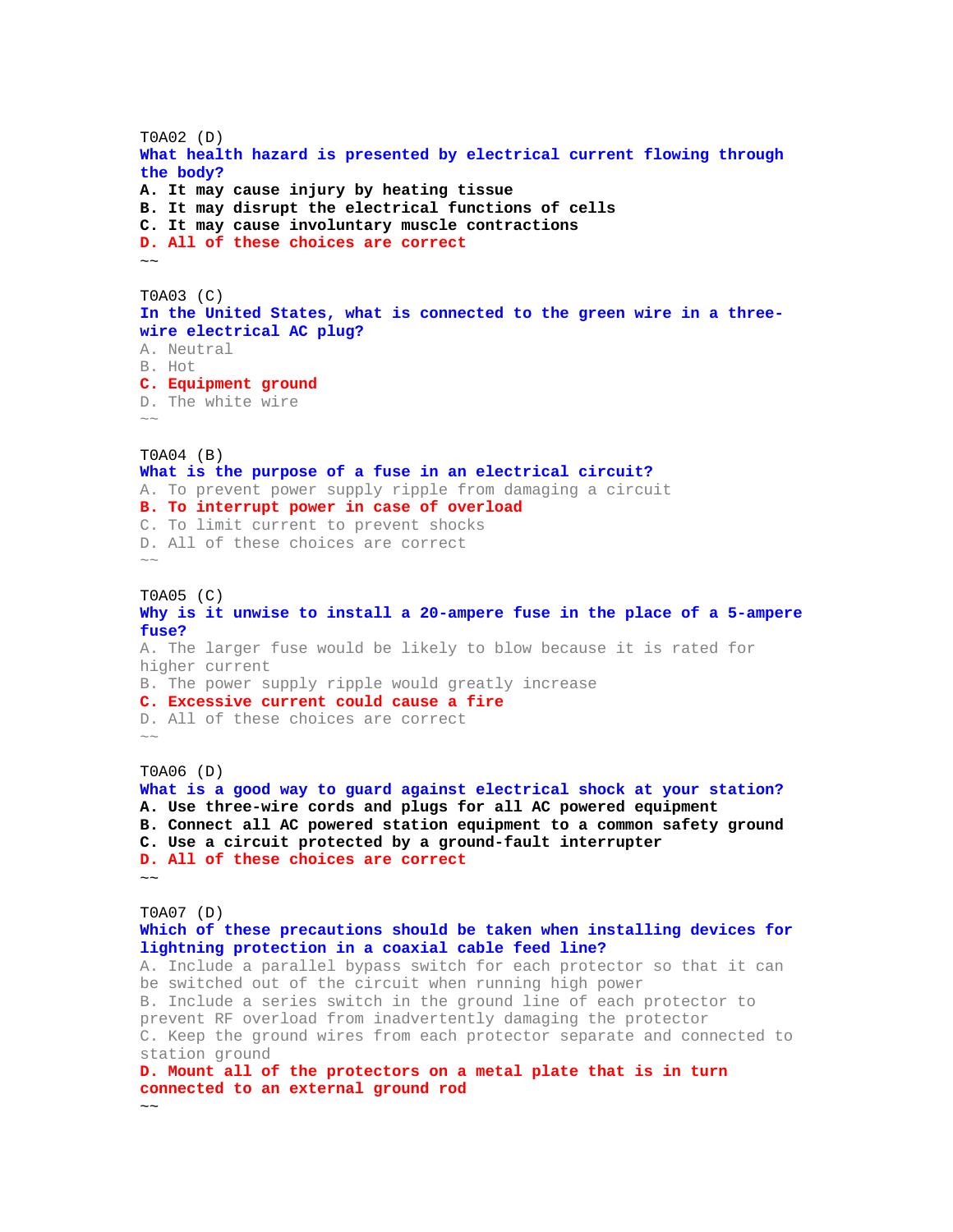T0A02 (D)
**What health hazard is presented by electrical current flowing through the body?**
**A. It may cause injury by heating tissue**
**B. It may disrupt the electrical functions of cells**
**C. It may cause involuntary muscle contractions**
**D. All of these choices are correct**
~~

T0A03 (C)
**In the United States, what is connected to the green wire in a three-wire electrical AC plug?**
A. Neutral
B. Hot
**C. Equipment ground**
D. The white wire
~~

T0A04 (B)
**What is the purpose of a fuse in an electrical circuit?**
A. To prevent power supply ripple from damaging a circuit
**B. To interrupt power in case of overload**
C. To limit current to prevent shocks
D. All of these choices are correct
~~

T0A05 (C)
**Why is it unwise to install a 20-ampere fuse in the place of a 5-ampere fuse?**
A. The larger fuse would be likely to blow because it is rated for higher current
B. The power supply ripple would greatly increase
**C. Excessive current could cause a fire**
D. All of these choices are correct
~~

T0A06 (D)
**What is a good way to guard against electrical shock at your station?**
**A. Use three-wire cords and plugs for all AC powered equipment**
**B. Connect all AC powered station equipment to a common safety ground**
**C. Use a circuit protected by a ground-fault interrupter**
**D. All of these choices are correct**
~~

T0A07 (D)
**Which of these precautions should be taken when installing devices for lightning protection in a coaxial cable feed line?**
A. Include a parallel bypass switch for each protector so that it can be switched out of the circuit when running high power
B. Include a series switch in the ground line of each protector to prevent RF overload from inadvertently damaging the protector
C. Keep the ground wires from each protector separate and connected to station ground
**D. Mount all of the protectors on a metal plate that is in turn connected to an external ground rod**
~~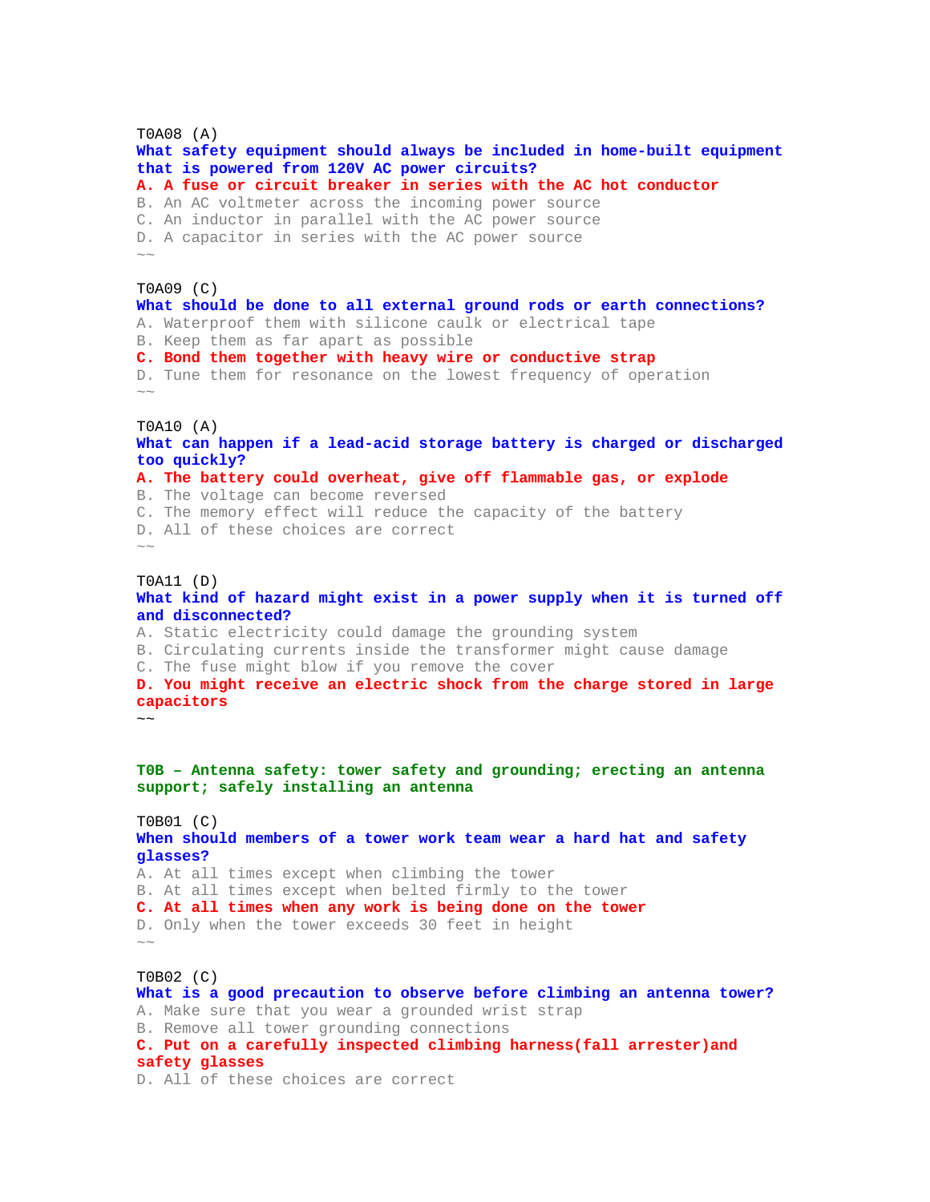T0A08 (A)
**What safety equipment should always be included in home-built equipment that is powered from 120V AC power circuits?**
**A. A fuse or circuit breaker in series with the AC hot conductor**
B. An AC voltmeter across the incoming power source
C. An inductor in parallel with the AC power source
D. A capacitor in series with the AC power source
~~

T0A09 (C)
**What should be done to all external ground rods or earth connections?**
A. Waterproof them with silicone caulk or electrical tape
B. Keep them as far apart as possible
**C. Bond them together with heavy wire or conductive strap**
D. Tune them for resonance on the lowest frequency of operation
~~

T0A10 (A)
**What can happen if a lead-acid storage battery is charged or discharged too quickly?**
**A. The battery could overheat, give off flammable gas, or explode**
B. The voltage can become reversed
C. The memory effect will reduce the capacity of the battery
D. All of these choices are correct
~~

T0A11 (D)
**What kind of hazard might exist in a power supply when it is turned off and disconnected?**
A. Static electricity could damage the grounding system
B. Circulating currents inside the transformer might cause damage
C. The fuse might blow if you remove the cover
**D. You might receive an electric shock from the charge stored in large capacitors**
~~

## T0B – Antenna safety: tower safety and grounding; erecting an antenna support; safely installing an antenna

T0B01 (C)
**When should members of a tower work team wear a hard hat and safety glasses?**
A. At all times except when climbing the tower
B. At all times except when belted firmly to the tower
**C. At all times when any work is being done on the tower**
D. Only when the tower exceeds 30 feet in height
~~

T0B02 (C)
**What is a good precaution to observe before climbing an antenna tower?**
A. Make sure that you wear a grounded wrist strap
B. Remove all tower grounding connections
**C. Put on a carefully inspected climbing harness(fall arrester)and safety glasses**
D. All of these choices are correct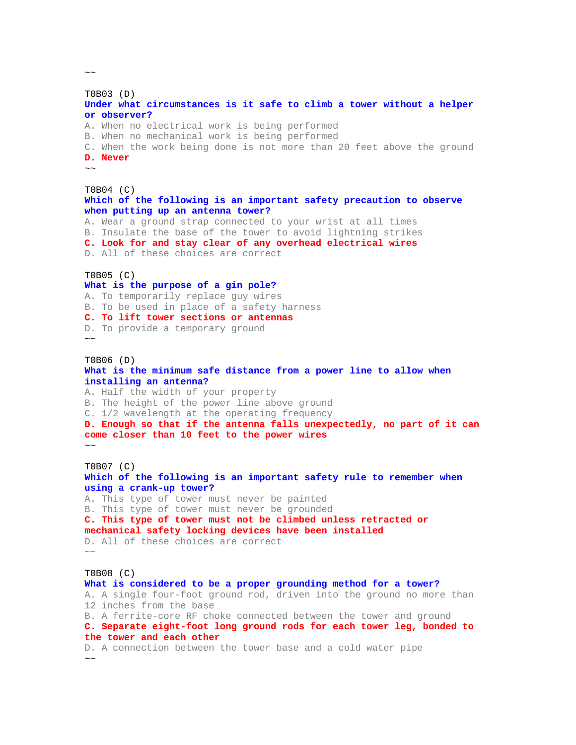~~

T0B03 (D)
**Under what circumstances is it safe to climb a tower without a helper or observer?**
A. When no electrical work is being performed
B. When no mechanical work is being performed
C. When the work being done is not more than 20 feet above the ground
**D. Never**
~~

T0B04 (C)
**Which of the following is an important safety precaution to observe when putting up an antenna tower?**
A. Wear a ground strap connected to your wrist at all times
B. Insulate the base of the tower to avoid lightning strikes
**C. Look for and stay clear of any overhead electrical wires**
D. All of these choices are correct

T0B05 (C)
**What is the purpose of a gin pole?**
A. To temporarily replace guy wires
B. To be used in place of a safety harness
**C. To lift tower sections or antennas**
D. To provide a temporary ground
~~

T0B06 (D)
**What is the minimum safe distance from a power line to allow when installing an antenna?**
A. Half the width of your property
B. The height of the power line above ground
C. 1/2 wavelength at the operating frequency
**D. Enough so that if the antenna falls unexpectedly, no part of it can come closer than 10 feet to the power wires**
~~

T0B07 (C)
**Which of the following is an important safety rule to remember when using a crank-up tower?**
A. This type of tower must never be painted
B. This type of tower must never be grounded
**C. This type of tower must not be climbed unless retracted or mechanical safety locking devices have been installed**
D. All of these choices are correct
~~

T0B08 (C)
**What is considered to be a proper grounding method for a tower?**
A. A single four-foot ground rod, driven into the ground no more than 12 inches from the base
B. A ferrite-core RF choke connected between the tower and ground
**C. Separate eight-foot long ground rods for each tower leg, bonded to the tower and each other**
D. A connection between the tower base and a cold water pipe
~~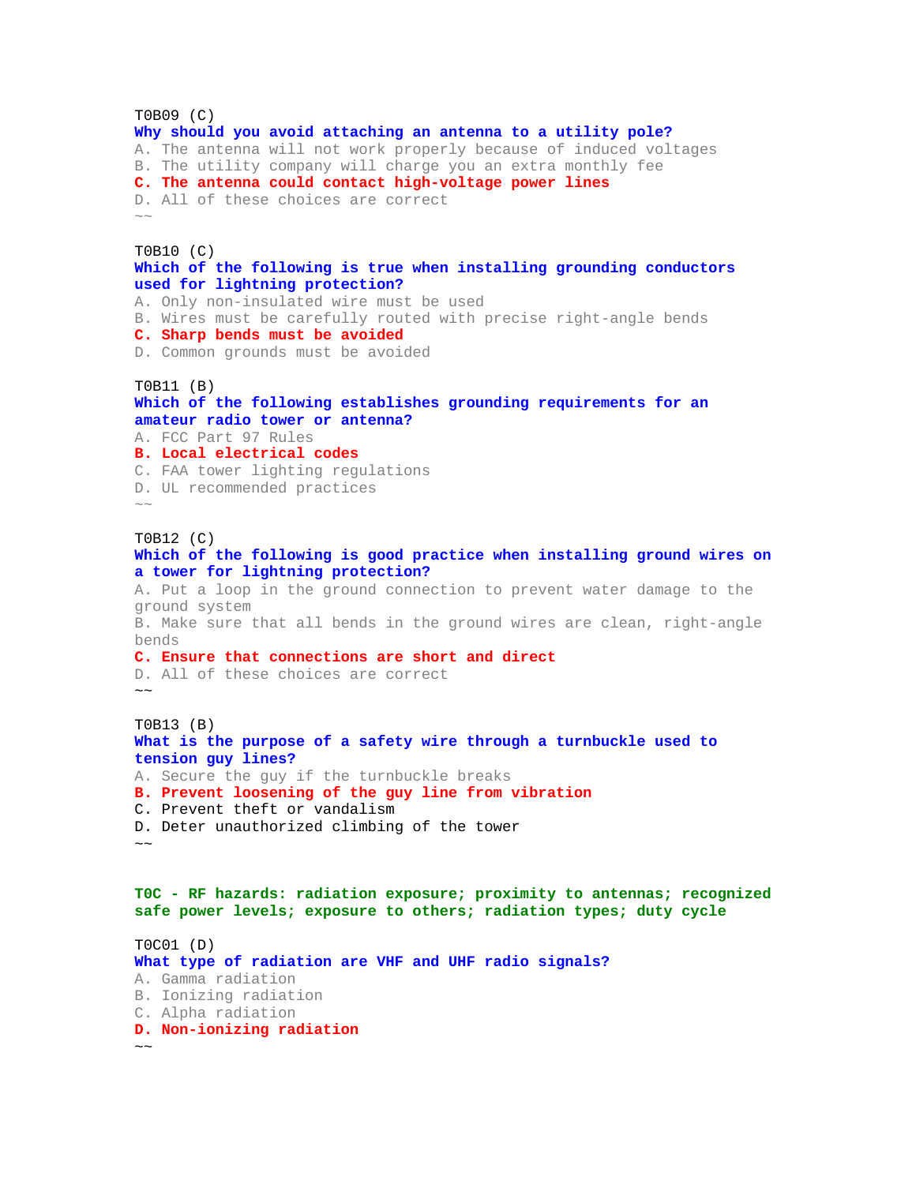T0B09 (C)
**Why should you avoid attaching an antenna to a utility pole?**
A. The antenna will not work properly because of induced voltages
B. The utility company will charge you an extra monthly fee
**C. The antenna could contact high-voltage power lines**
D. All of these choices are correct
~~

T0B10 (C)
**Which of the following is true when installing grounding conductors used for lightning protection?**
A. Only non-insulated wire must be used
B. Wires must be carefully routed with precise right-angle bends
**C. Sharp bends must be avoided**
D. Common grounds must be avoided

T0B11 (B)
**Which of the following establishes grounding requirements for an amateur radio tower or antenna?**
A. FCC Part 97 Rules
**B. Local electrical codes**
C. FAA tower lighting regulations
D. UL recommended practices
~~

T0B12 (C)
**Which of the following is good practice when installing ground wires on a tower for lightning protection?**
A. Put a loop in the ground connection to prevent water damage to the ground system
B. Make sure that all bends in the ground wires are clean, right-angle bends
**C. Ensure that connections are short and direct**
D. All of these choices are correct
~~

T0B13 (B)
**What is the purpose of a safety wire through a turnbuckle used to tension guy lines?**
A. Secure the guy if the turnbuckle breaks
**B. Prevent loosening of the guy line from vibration**
C. Prevent theft or vandalism
D. Deter unauthorized climbing of the tower
~~

## T0C - RF hazards: radiation exposure; proximity to antennas; recognized safe power levels; exposure to others; radiation types; duty cycle

T0C01 (D)
**What type of radiation are VHF and UHF radio signals?**
A. Gamma radiation
B. Ionizing radiation
C. Alpha radiation
**D. Non-ionizing radiation**
~~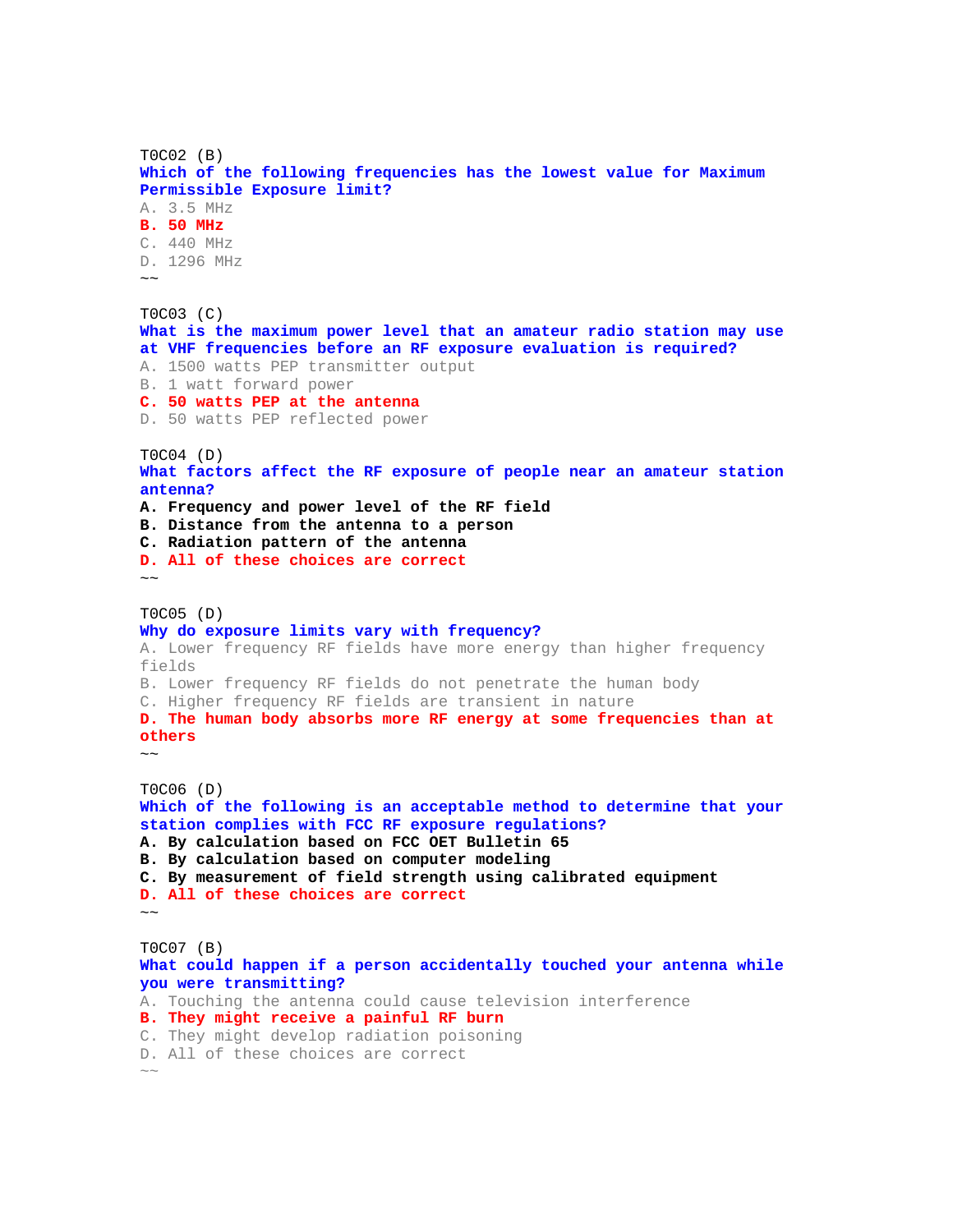T0C02 (B)
**Which of the following frequencies has the lowest value for Maximum Permissible Exposure limit?**
A. 3.5 MHz
**B. 50 MHz**
C. 440 MHz
D. 1296 MHz
~~

T0C03 (C)
**What is the maximum power level that an amateur radio station may use at VHF frequencies before an RF exposure evaluation is required?**
A. 1500 watts PEP transmitter output
B. 1 watt forward power
**C. 50 watts PEP at the antenna**
D. 50 watts PEP reflected power

T0C04 (D)
**What factors affect the RF exposure of people near an amateur station antenna?**
**A. Frequency and power level of the RF field**
**B. Distance from the antenna to a person**
**C. Radiation pattern of the antenna**
**D. All of these choices are correct**
~~

T0C05 (D)
**Why do exposure limits vary with frequency?**
A. Lower frequency RF fields have more energy than higher frequency fields
B. Lower frequency RF fields do not penetrate the human body
C. Higher frequency RF fields are transient in nature
**D. The human body absorbs more RF energy at some frequencies than at others**
~~

T0C06 (D)
**Which of the following is an acceptable method to determine that your station complies with FCC RF exposure regulations?**
**A. By calculation based on FCC OET Bulletin 65**
**B. By calculation based on computer modeling**
**C. By measurement of field strength using calibrated equipment**
**D. All of these choices are correct**
~~

T0C07 (B)
**What could happen if a person accidentally touched your antenna while you were transmitting?**
A. Touching the antenna could cause television interference
**B. They might receive a painful RF burn**
C. They might develop radiation poisoning
D. All of these choices are correct
~~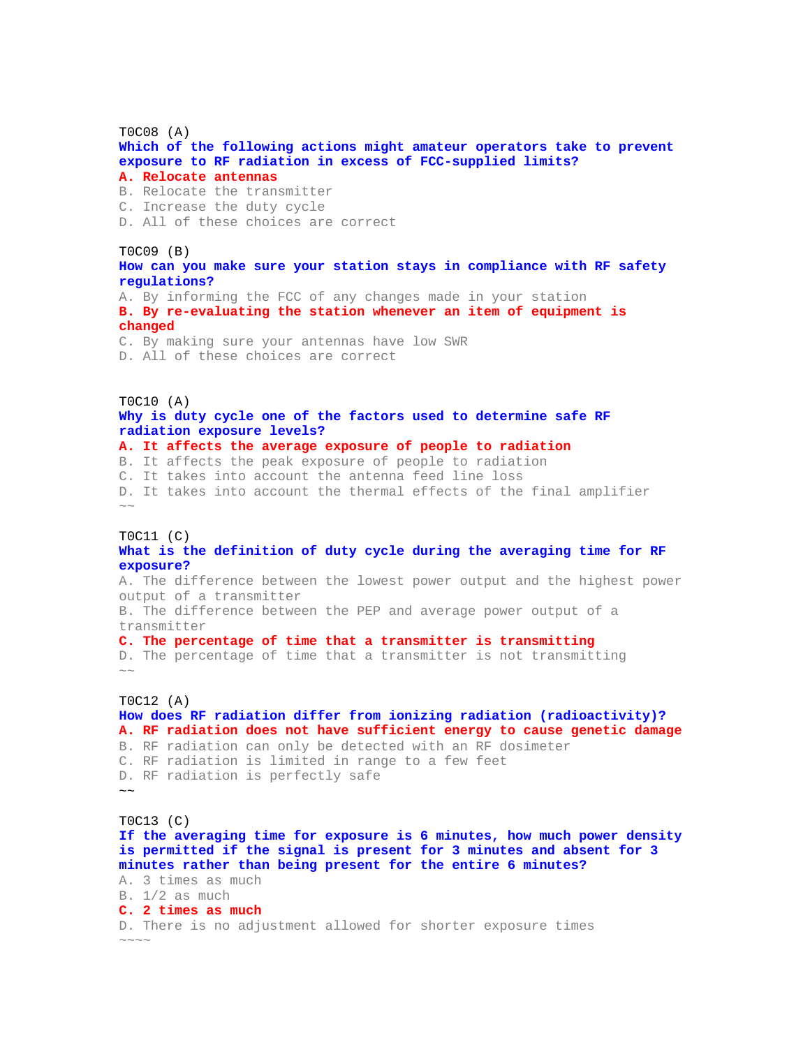T0C08 (A)
**Which of the following actions might amateur operators take to prevent exposure to RF radiation in excess of FCC-supplied limits?**
**A. Relocate antennas**
B. Relocate the transmitter
C. Increase the duty cycle
D. All of these choices are correct

T0C09 (B)
**How can you make sure your station stays in compliance with RF safety regulations?**
A. By informing the FCC of any changes made in your station
**B. By re-evaluating the station whenever an item of equipment is changed**
C. By making sure your antennas have low SWR
D. All of these choices are correct

T0C10 (A)
**Why is duty cycle one of the factors used to determine safe RF radiation exposure levels?**
**A. It affects the average exposure of people to radiation**
B. It affects the peak exposure of people to radiation
C. It takes into account the antenna feed line loss
D. It takes into account the thermal effects of the final amplifier
~~

T0C11 (C)
**What is the definition of duty cycle during the averaging time for RF exposure?**
A. The difference between the lowest power output and the highest power output of a transmitter
B. The difference between the PEP and average power output of a transmitter
**C. The percentage of time that a transmitter is transmitting**
D. The percentage of time that a transmitter is not transmitting
~~

T0C12 (A)
**How does RF radiation differ from ionizing radiation (radioactivity)?**
**A. RF radiation does not have sufficient energy to cause genetic damage**
B. RF radiation can only be detected with an RF dosimeter
C. RF radiation is limited in range to a few feet
D. RF radiation is perfectly safe
~~

T0C13 (C)
**If the averaging time for exposure is 6 minutes, how much power density is permitted if the signal is present for 3 minutes and absent for 3 minutes rather than being present for the entire 6 minutes?**
A. 3 times as much
B. 1/2 as much
**C. 2 times as much**
D. There is no adjustment allowed for shorter exposure times
~~~~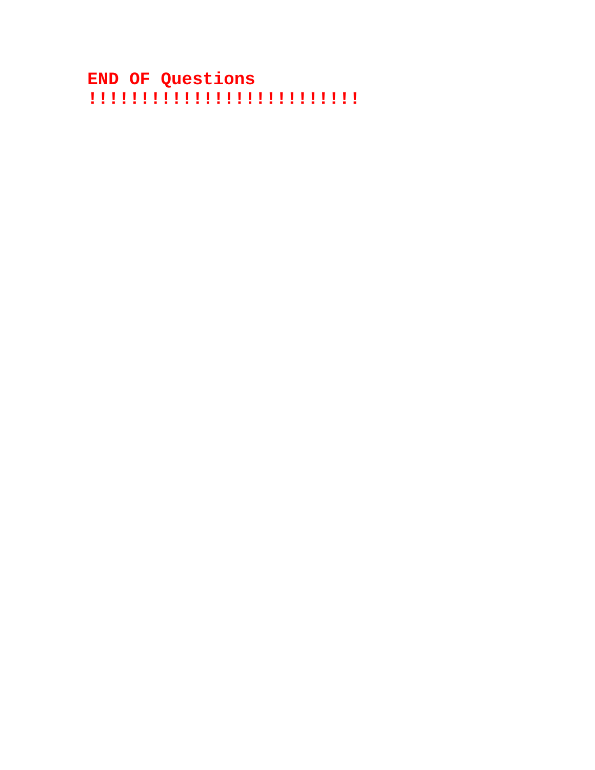**END OF Questions**
**!!!!!!!!!!!!!!!!!!!!!!!!!!!**